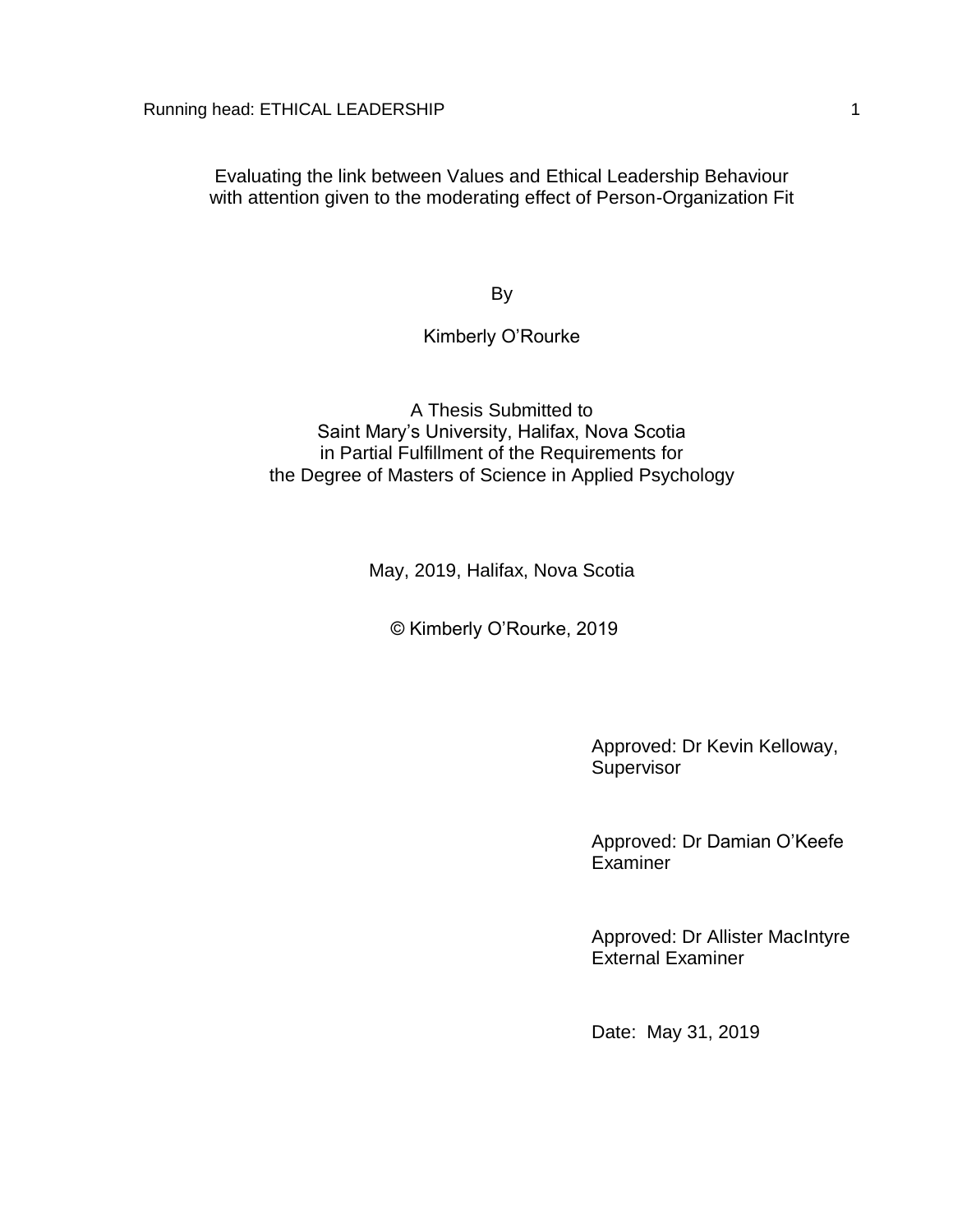# Evaluating the link between Values and Ethical Leadership Behaviour with attention given to the moderating effect of Person-Organization Fit

By

Kimberly O'Rourke

A Thesis Submitted to
Saint Mary's University, Halifax, Nova Scotia
in Partial Fulfillment of the Requirements for
the Degree of Masters of Science in Applied Psychology

May, 2019, Halifax, Nova Scotia

© Kimberly O'Rourke, 2019

Approved: Dr Kevin Kelloway,
Supervisor

Approved: Dr Damian O'Keefe
Examiner

Approved: Dr Allister MacIntyre
External Examiner

Date: May 31, 2019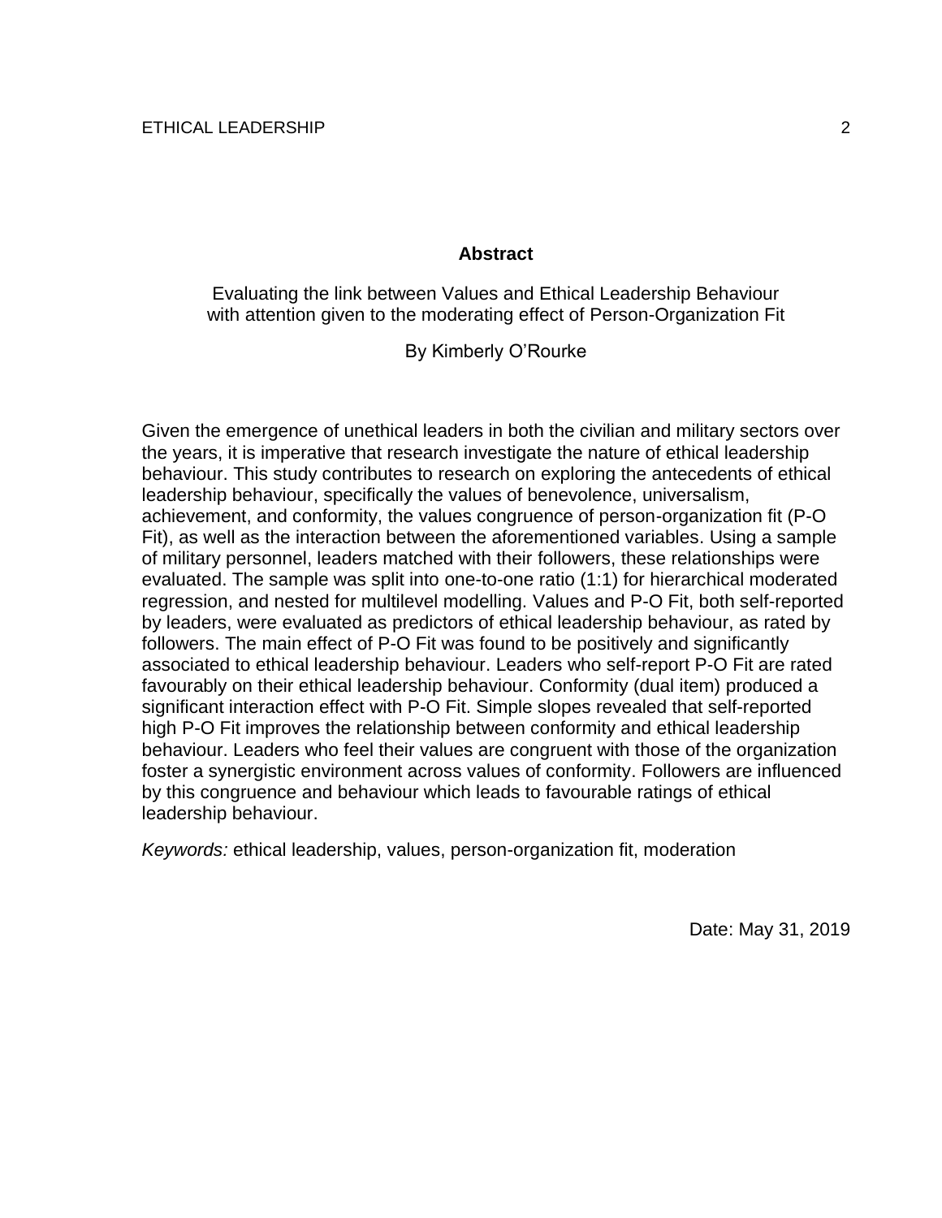## Abstract

Evaluating the link between Values and Ethical Leadership Behaviour with attention given to the moderating effect of Person-Organization Fit

By Kimberly O'Rourke

Given the emergence of unethical leaders in both the civilian and military sectors over the years, it is imperative that research investigate the nature of ethical leadership behaviour. This study contributes to research on exploring the antecedents of ethical leadership behaviour, specifically the values of benevolence, universalism, achievement, and conformity, the values congruence of person-organization fit (P-O Fit), as well as the interaction between the aforementioned variables. Using a sample of military personnel, leaders matched with their followers, these relationships were evaluated. The sample was split into one-to-one ratio (1:1) for hierarchical moderated regression, and nested for multilevel modelling. Values and P-O Fit, both self-reported by leaders, were evaluated as predictors of ethical leadership behaviour, as rated by followers. The main effect of P-O Fit was found to be positively and significantly associated to ethical leadership behaviour. Leaders who self-report P-O Fit are rated favourably on their ethical leadership behaviour. Conformity (dual item) produced a significant interaction effect with P-O Fit. Simple slopes revealed that self-reported high P-O Fit improves the relationship between conformity and ethical leadership behaviour. Leaders who feel their values are congruent with those of the organization foster a synergistic environment across values of conformity. Followers are influenced by this congruence and behaviour which leads to favourable ratings of ethical leadership behaviour.

*Keywords:* ethical leadership, values, person-organization fit, moderation

Date: May 31, 2019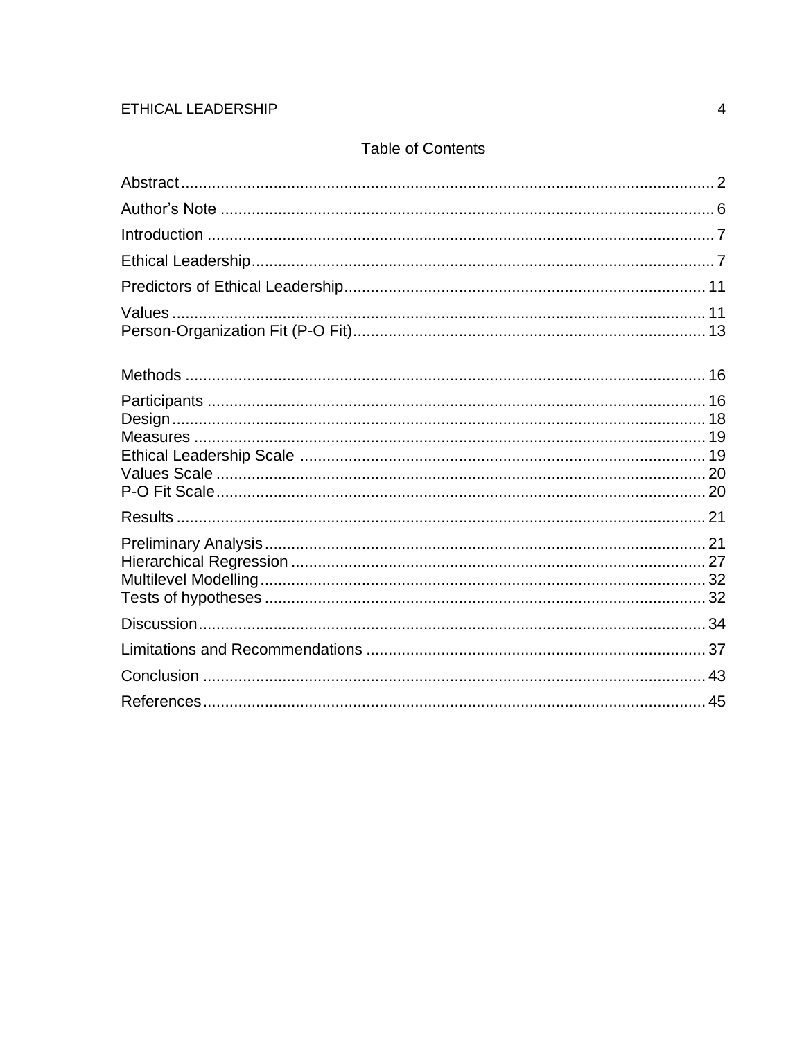## Table of Contents

Abstract........................................................................................................................ 2

Author's Note ............................................................................................................... 6

Introduction .................................................................................................................. 7

Ethical Leadership........................................................................................................ 7

Predictors of Ethical Leadership.................................................................................. 11

Values ......................................................................................................................... 11
Person-Organization Fit (P-O Fit)................................................................................ 13

Methods ...................................................................................................................... 16

Participants ................................................................................................................. 16
Design......................................................................................................................... 18
Measures .................................................................................................................... 19
Ethical Leadership Scale ............................................................................................ 19
Values Scale ............................................................................................................... 20
P-O Fit Scale............................................................................................................... 20

Results ........................................................................................................................ 21

Preliminary Analysis.................................................................................................... 21
Hierarchical Regression .............................................................................................. 27
Multilevel Modelling..................................................................................................... 32
Tests of hypotheses .................................................................................................... 32

Discussion................................................................................................................... 34

Limitations and Recommendations ............................................................................ 37

Conclusion .................................................................................................................. 43

References.................................................................................................................. 45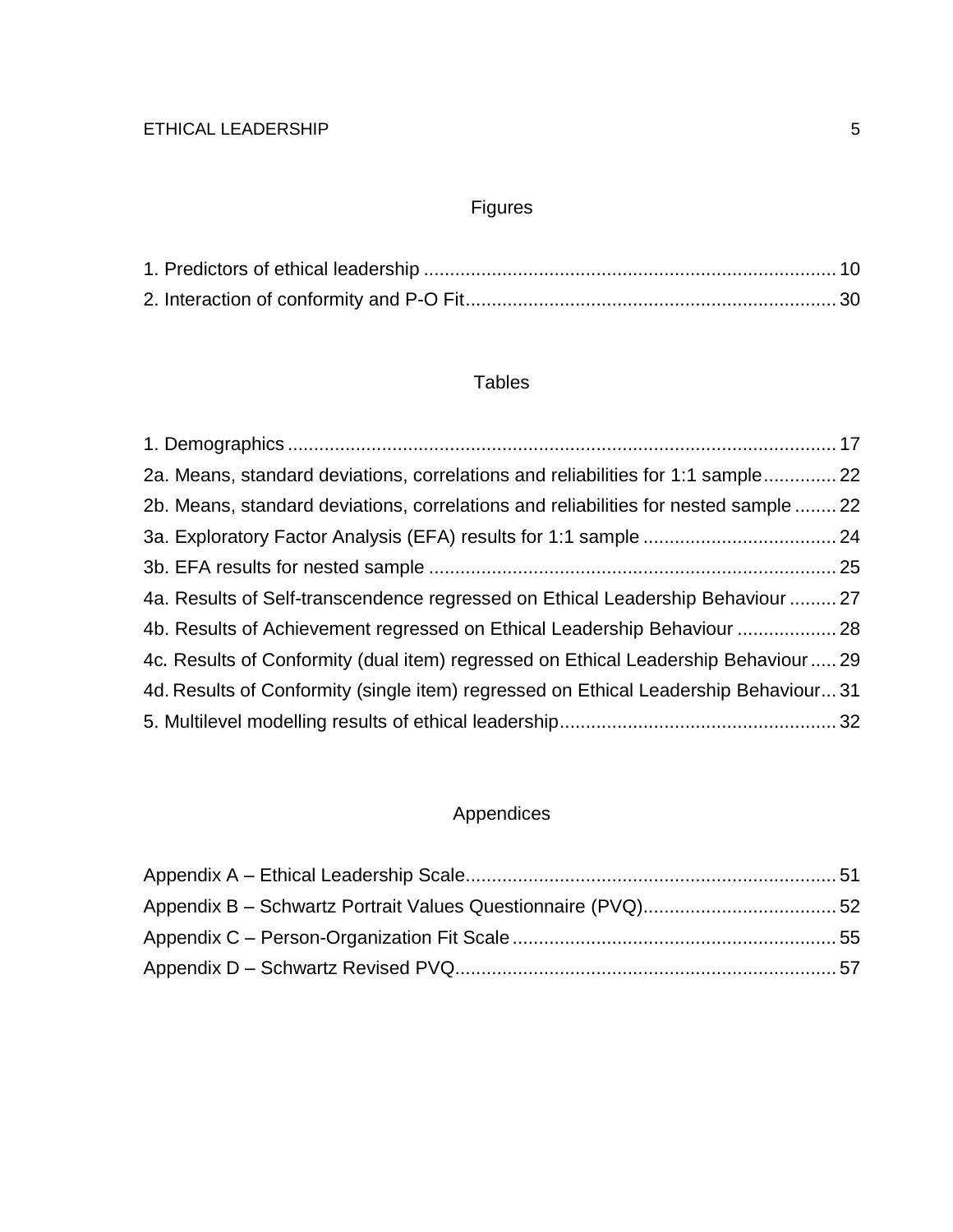## Figures

1. Predictors of ethical leadership ............................................................................. 10
2. Interaction of conformity and P-O Fit...................................................................... 30

## Tables

1. Demographics ........................................................................................................ 17

2a. Means, standard deviations, correlations and reliabilities for 1:1 sample.............. 22

2b. Means, standard deviations, correlations and reliabilities for nested sample ........ 22

3a. Exploratory Factor Analysis (EFA) results for 1:1 sample ..................................... 24

3b. EFA results for nested sample ............................................................................. 25

4a. Results of Self-transcendence regressed on Ethical Leadership Behaviour ......... 27

4b. Results of Achievement regressed on Ethical Leadership Behaviour ................... 28

4c. Results of Conformity (dual item) regressed on Ethical Leadership Behaviour ..... 29

4d. Results of Conformity (single item) regressed on Ethical Leadership Behaviour... 31

5. Multilevel modelling results of ethical leadership.................................................... 32

## Appendices

Appendix A – Ethical Leadership Scale...................................................................... 51

Appendix B – Schwartz Portrait Values Questionnaire (PVQ)..................................... 52

Appendix C – Person-Organization Fit Scale .............................................................. 55

Appendix D – Schwartz Revised PVQ......................................................................... 57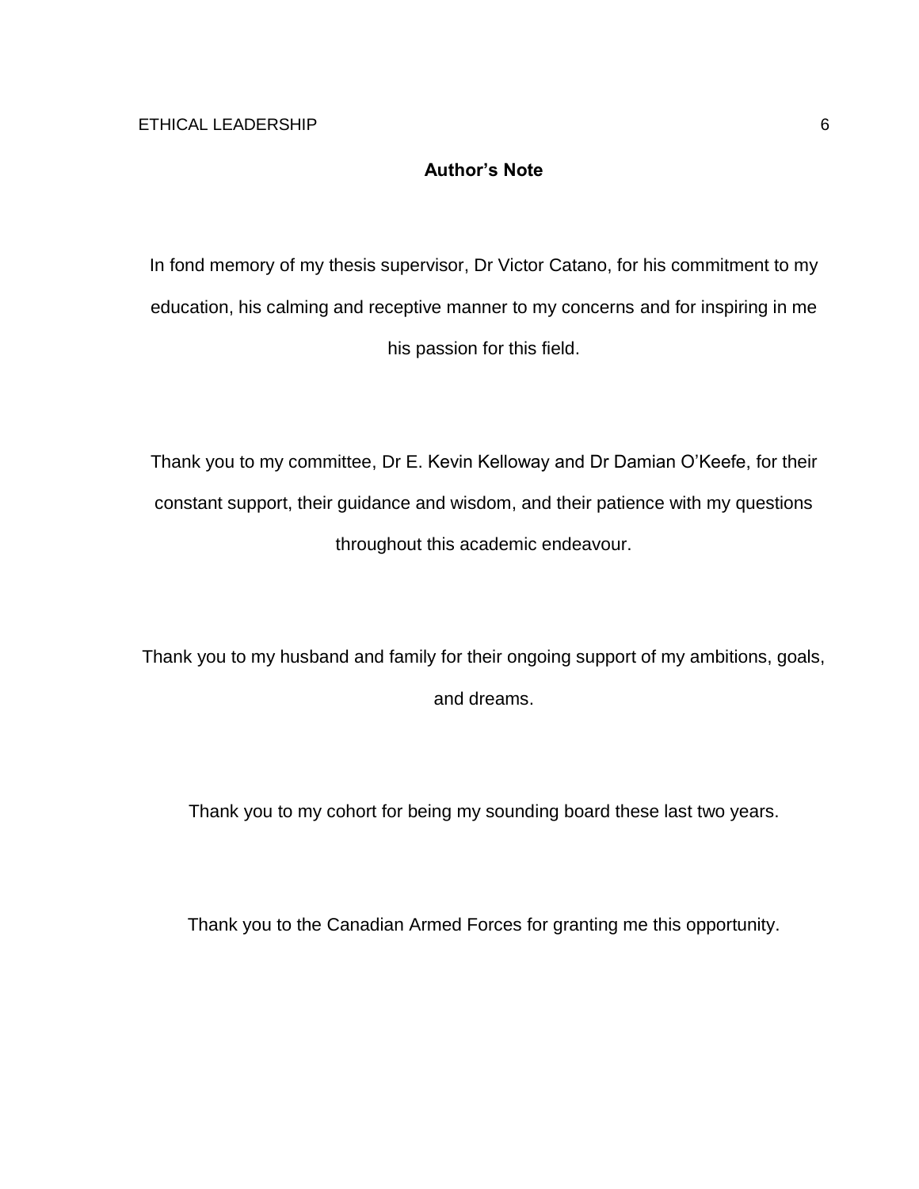## Author's Note

In fond memory of my thesis supervisor, Dr Victor Catano, for his commitment to my education, his calming and receptive manner to my concerns and for inspiring in me his passion for this field.

Thank you to my committee, Dr E. Kevin Kelloway and Dr Damian O'Keefe, for their constant support, their guidance and wisdom, and their patience with my questions throughout this academic endeavour.

Thank you to my husband and family for their ongoing support of my ambitions, goals, and dreams.

Thank you to my cohort for being my sounding board these last two years.

Thank you to the Canadian Armed Forces for granting me this opportunity.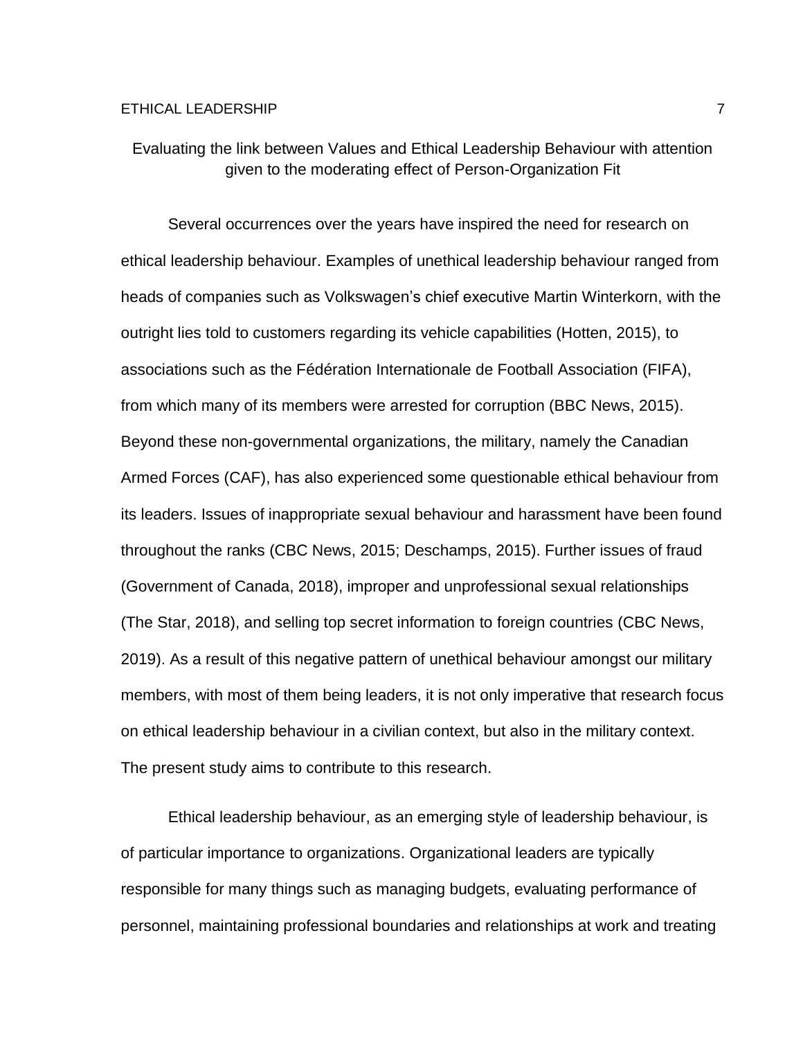# Evaluating the link between Values and Ethical Leadership Behaviour with attention given to the moderating effect of Person-Organization Fit

Several occurrences over the years have inspired the need for research on ethical leadership behaviour. Examples of unethical leadership behaviour ranged from heads of companies such as Volkswagen's chief executive Martin Winterkorn, with the outright lies told to customers regarding its vehicle capabilities (Hotten, 2015), to associations such as the Fédération Internationale de Football Association (FIFA), from which many of its members were arrested for corruption (BBC News, 2015). Beyond these non-governmental organizations, the military, namely the Canadian Armed Forces (CAF), has also experienced some questionable ethical behaviour from its leaders. Issues of inappropriate sexual behaviour and harassment have been found throughout the ranks (CBC News, 2015; Deschamps, 2015). Further issues of fraud (Government of Canada, 2018), improper and unprofessional sexual relationships (The Star, 2018), and selling top secret information to foreign countries (CBC News, 2019). As a result of this negative pattern of unethical behaviour amongst our military members, with most of them being leaders, it is not only imperative that research focus on ethical leadership behaviour in a civilian context, but also in the military context. The present study aims to contribute to this research.

Ethical leadership behaviour, as an emerging style of leadership behaviour, is of particular importance to organizations. Organizational leaders are typically responsible for many things such as managing budgets, evaluating performance of personnel, maintaining professional boundaries and relationships at work and treating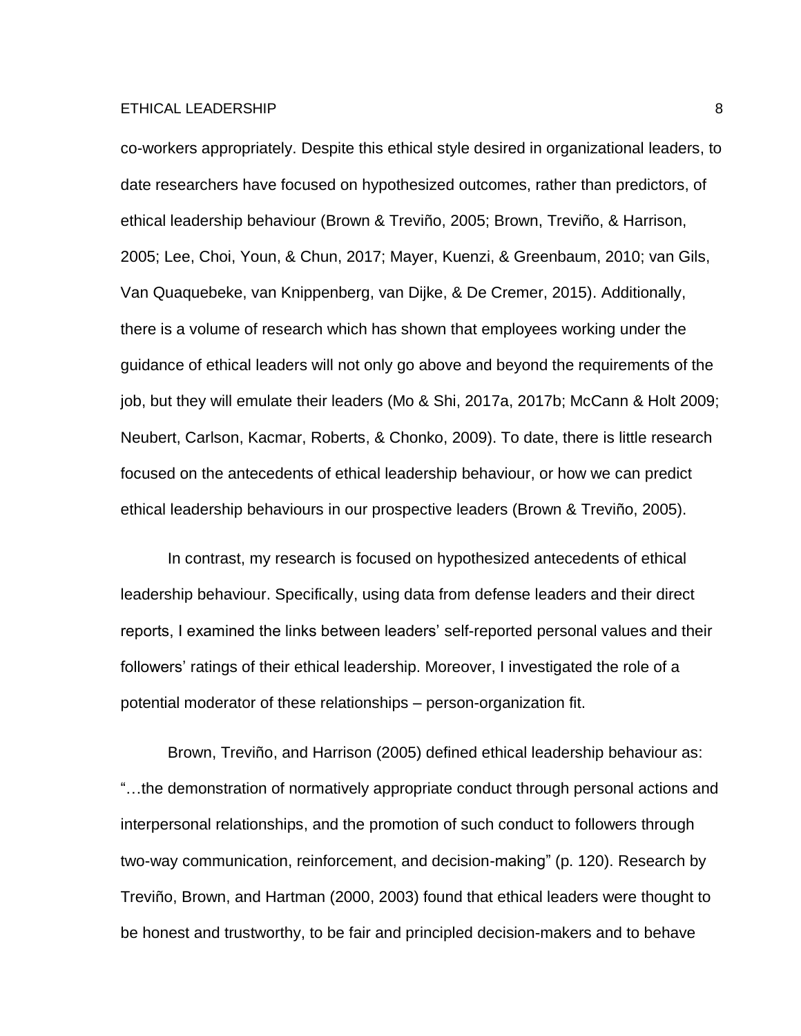co-workers appropriately. Despite this ethical style desired in organizational leaders, to date researchers have focused on hypothesized outcomes, rather than predictors, of ethical leadership behaviour (Brown & Treviño, 2005; Brown, Treviño, & Harrison, 2005; Lee, Choi, Youn, & Chun, 2017; Mayer, Kuenzi, & Greenbaum, 2010; van Gils, Van Quaquebeke, van Knippenberg, van Dijke, & De Cremer, 2015). Additionally, there is a volume of research which has shown that employees working under the guidance of ethical leaders will not only go above and beyond the requirements of the job, but they will emulate their leaders (Mo & Shi, 2017a, 2017b; McCann & Holt 2009; Neubert, Carlson, Kacmar, Roberts, & Chonko, 2009). To date, there is little research focused on the antecedents of ethical leadership behaviour, or how we can predict ethical leadership behaviours in our prospective leaders (Brown & Treviño, 2005).

In contrast, my research is focused on hypothesized antecedents of ethical leadership behaviour. Specifically, using data from defense leaders and their direct reports, I examined the links between leaders' self-reported personal values and their followers' ratings of their ethical leadership. Moreover, I investigated the role of a potential moderator of these relationships – person-organization fit.

Brown, Treviño, and Harrison (2005) defined ethical leadership behaviour as: "…the demonstration of normatively appropriate conduct through personal actions and interpersonal relationships, and the promotion of such conduct to followers through two-way communication, reinforcement, and decision-making" (p. 120). Research by Treviño, Brown, and Hartman (2000, 2003) found that ethical leaders were thought to be honest and trustworthy, to be fair and principled decision-makers and to behave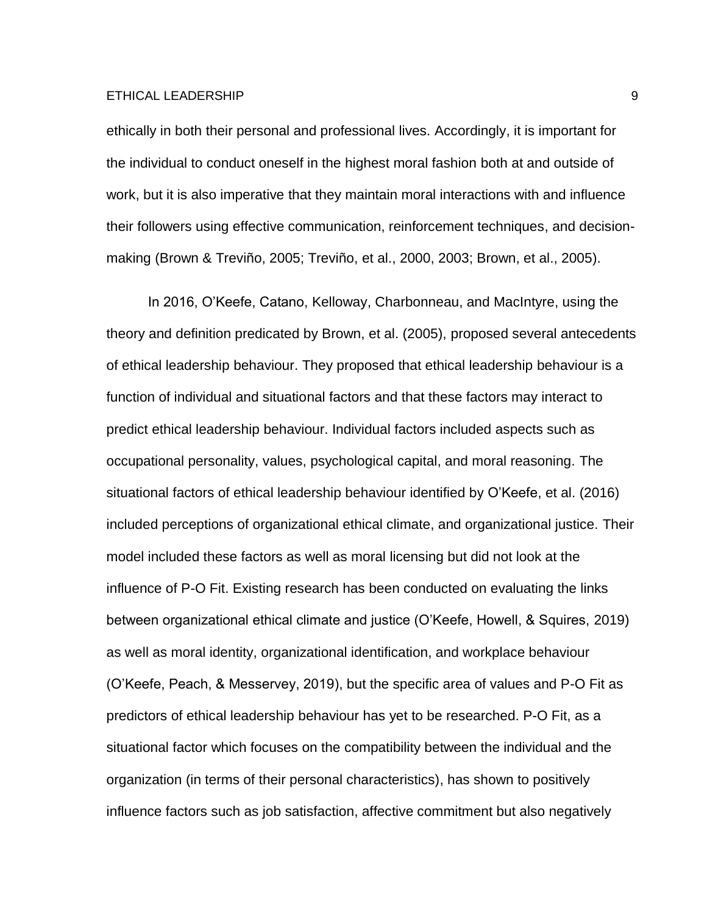ethically in both their personal and professional lives. Accordingly, it is important for the individual to conduct oneself in the highest moral fashion both at and outside of work, but it is also imperative that they maintain moral interactions with and influence their followers using effective communication, reinforcement techniques, and decision-making (Brown & Treviño, 2005; Treviño, et al., 2000, 2003; Brown, et al., 2005).

In 2016, O'Keefe, Catano, Kelloway, Charbonneau, and MacIntyre, using the theory and definition predicated by Brown, et al. (2005), proposed several antecedents of ethical leadership behaviour. They proposed that ethical leadership behaviour is a function of individual and situational factors and that these factors may interact to predict ethical leadership behaviour. Individual factors included aspects such as occupational personality, values, psychological capital, and moral reasoning. The situational factors of ethical leadership behaviour identified by O'Keefe, et al. (2016) included perceptions of organizational ethical climate, and organizational justice. Their model included these factors as well as moral licensing but did not look at the influence of P-O Fit. Existing research has been conducted on evaluating the links between organizational ethical climate and justice (O'Keefe, Howell, & Squires, 2019) as well as moral identity, organizational identification, and workplace behaviour (O'Keefe, Peach, & Messervey, 2019), but the specific area of values and P-O Fit as predictors of ethical leadership behaviour has yet to be researched. P-O Fit, as a situational factor which focuses on the compatibility between the individual and the organization (in terms of their personal characteristics), has shown to positively influence factors such as job satisfaction, affective commitment but also negatively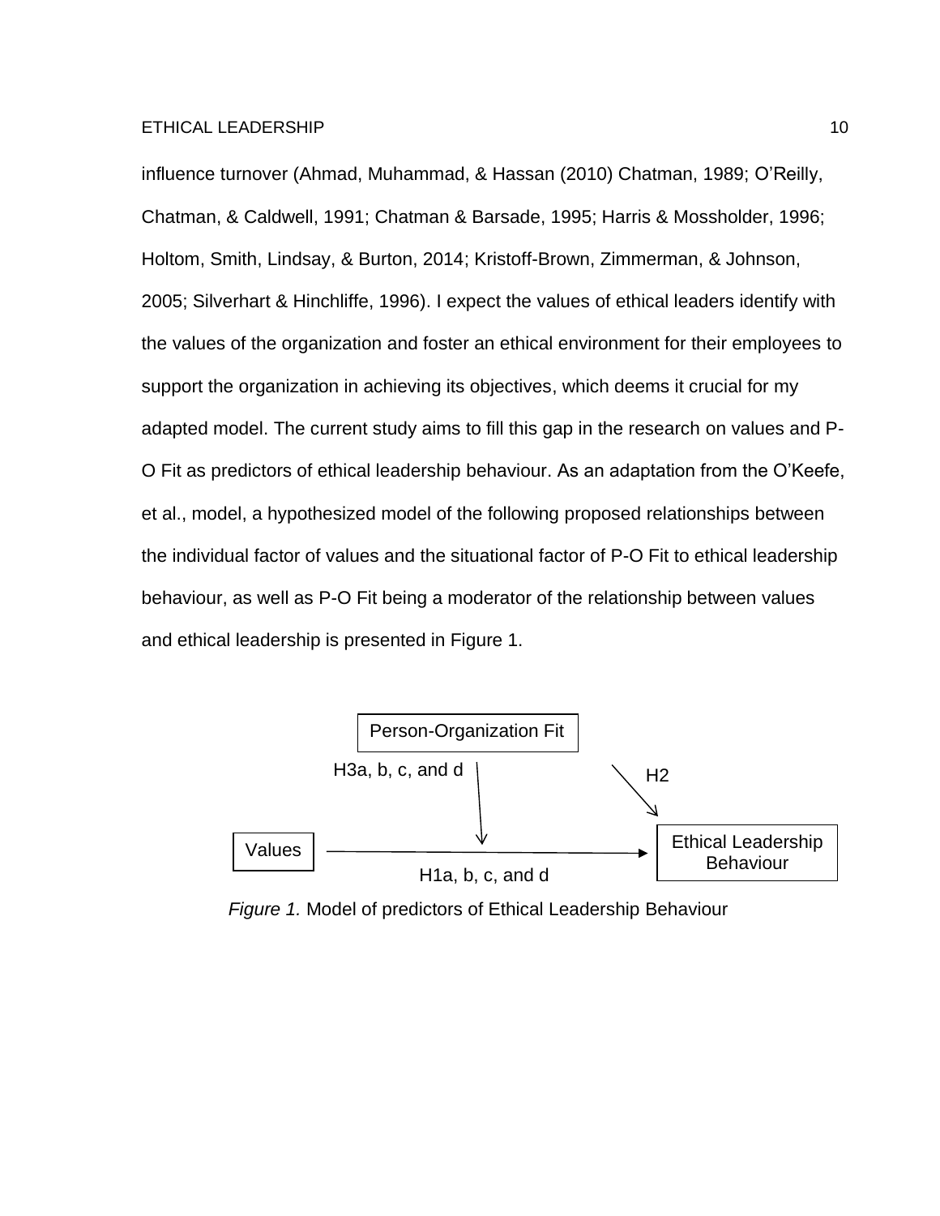influence turnover (Ahmad, Muhammad, & Hassan (2010) Chatman, 1989; O'Reilly, Chatman, & Caldwell, 1991; Chatman & Barsade, 1995; Harris & Mossholder, 1996; Holtom, Smith, Lindsay, & Burton, 2014; Kristoff-Brown, Zimmerman, & Johnson, 2005; Silverhart & Hinchliffe, 1996). I expect the values of ethical leaders identify with the values of the organization and foster an ethical environment for their employees to support the organization in achieving its objectives, which deems it crucial for my adapted model. The current study aims to fill this gap in the research on values and P-O Fit as predictors of ethical leadership behaviour. As an adaptation from the O'Keefe, et al., model, a hypothesized model of the following proposed relationships between the individual factor of values and the situational factor of P-O Fit to ethical leadership behaviour, as well as P-O Fit being a moderator of the relationship between values and ethical leadership is presented in Figure 1.

Person-Organization Fit

H3a, b, c, and d

H2

Values

Ethical Leadership Behaviour

H1a, b, c, and d

*Figure 1.* Model of predictors of Ethical Leadership Behaviour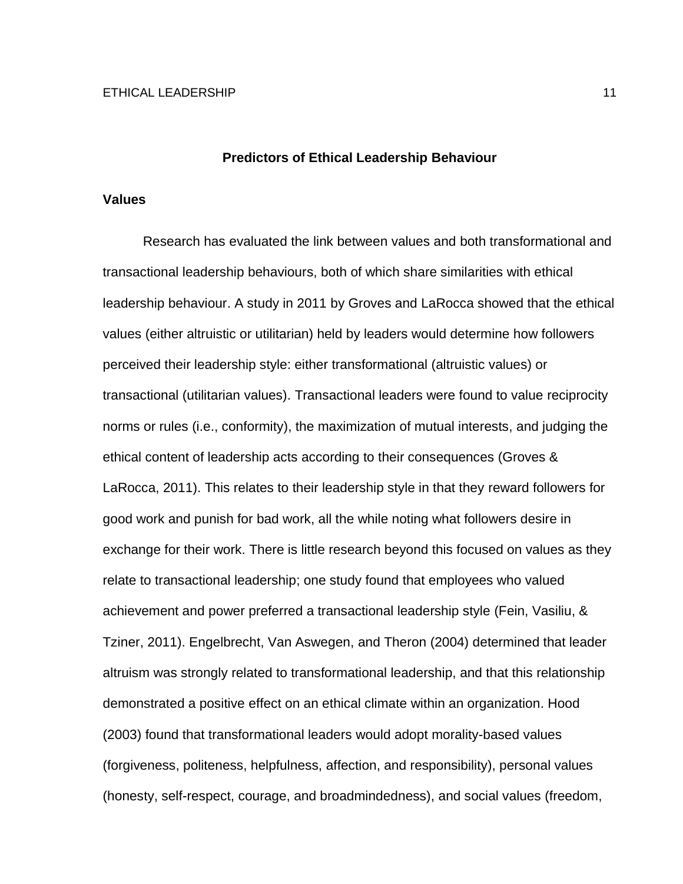## Predictors of Ethical Leadership Behaviour

### Values

Research has evaluated the link between values and both transformational and transactional leadership behaviours, both of which share similarities with ethical leadership behaviour. A study in 2011 by Groves and LaRocca showed that the ethical values (either altruistic or utilitarian) held by leaders would determine how followers perceived their leadership style: either transformational (altruistic values) or transactional (utilitarian values). Transactional leaders were found to value reciprocity norms or rules (i.e., conformity), the maximization of mutual interests, and judging the ethical content of leadership acts according to their consequences (Groves & LaRocca, 2011). This relates to their leadership style in that they reward followers for good work and punish for bad work, all the while noting what followers desire in exchange for their work. There is little research beyond this focused on values as they relate to transactional leadership; one study found that employees who valued achievement and power preferred a transactional leadership style (Fein, Vasiliu, & Tziner, 2011). Engelbrecht, Van Aswegen, and Theron (2004) determined that leader altruism was strongly related to transformational leadership, and that this relationship demonstrated a positive effect on an ethical climate within an organization. Hood (2003) found that transformational leaders would adopt morality-based values (forgiveness, politeness, helpfulness, affection, and responsibility), personal values (honesty, self-respect, courage, and broadmindedness), and social values (freedom,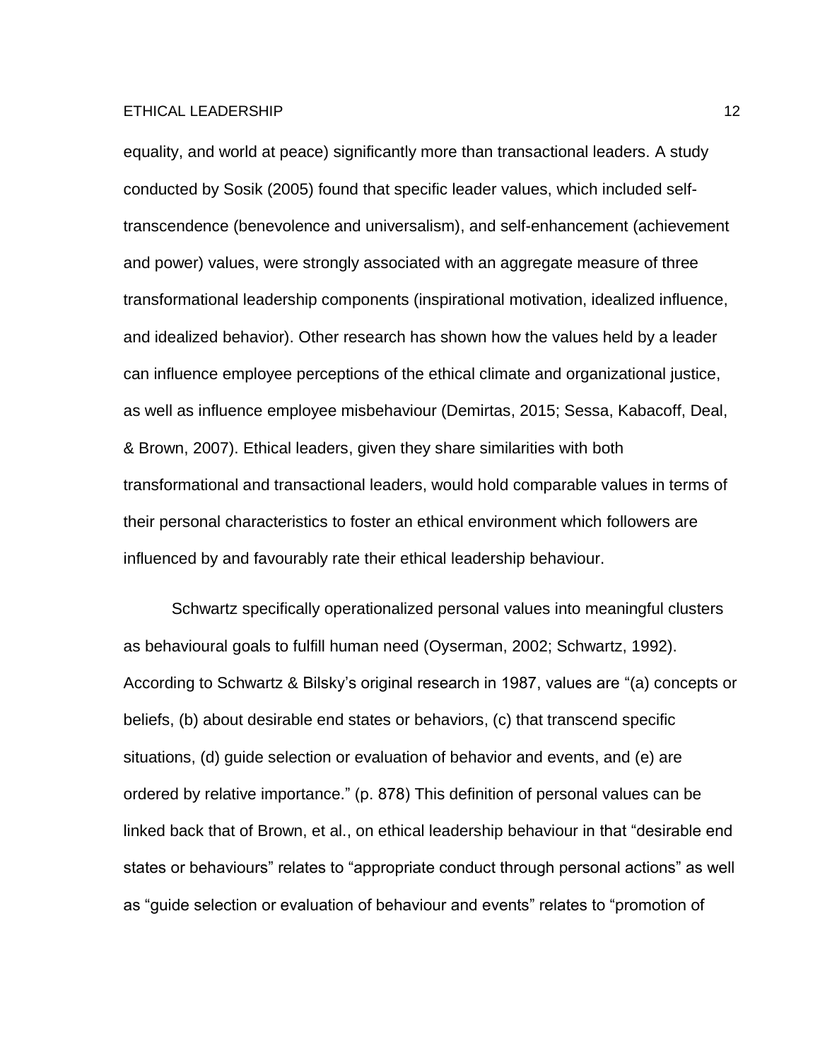equality, and world at peace) significantly more than transactional leaders. A study conducted by Sosik (2005) found that specific leader values, which included self-transcendence (benevolence and universalism), and self-enhancement (achievement and power) values, were strongly associated with an aggregate measure of three transformational leadership components (inspirational motivation, idealized influence, and idealized behavior). Other research has shown how the values held by a leader can influence employee perceptions of the ethical climate and organizational justice, as well as influence employee misbehaviour (Demirtas, 2015; Sessa, Kabacoff, Deal, & Brown, 2007). Ethical leaders, given they share similarities with both transformational and transactional leaders, would hold comparable values in terms of their personal characteristics to foster an ethical environment which followers are influenced by and favourably rate their ethical leadership behaviour.

Schwartz specifically operationalized personal values into meaningful clusters as behavioural goals to fulfill human need (Oyserman, 2002; Schwartz, 1992). According to Schwartz & Bilsky's original research in 1987, values are "(a) concepts or beliefs, (b) about desirable end states or behaviors, (c) that transcend specific situations, (d) guide selection or evaluation of behavior and events, and (e) are ordered by relative importance." (p. 878) This definition of personal values can be linked back that of Brown, et al., on ethical leadership behaviour in that "desirable end states or behaviours" relates to "appropriate conduct through personal actions" as well as "guide selection or evaluation of behaviour and events" relates to "promotion of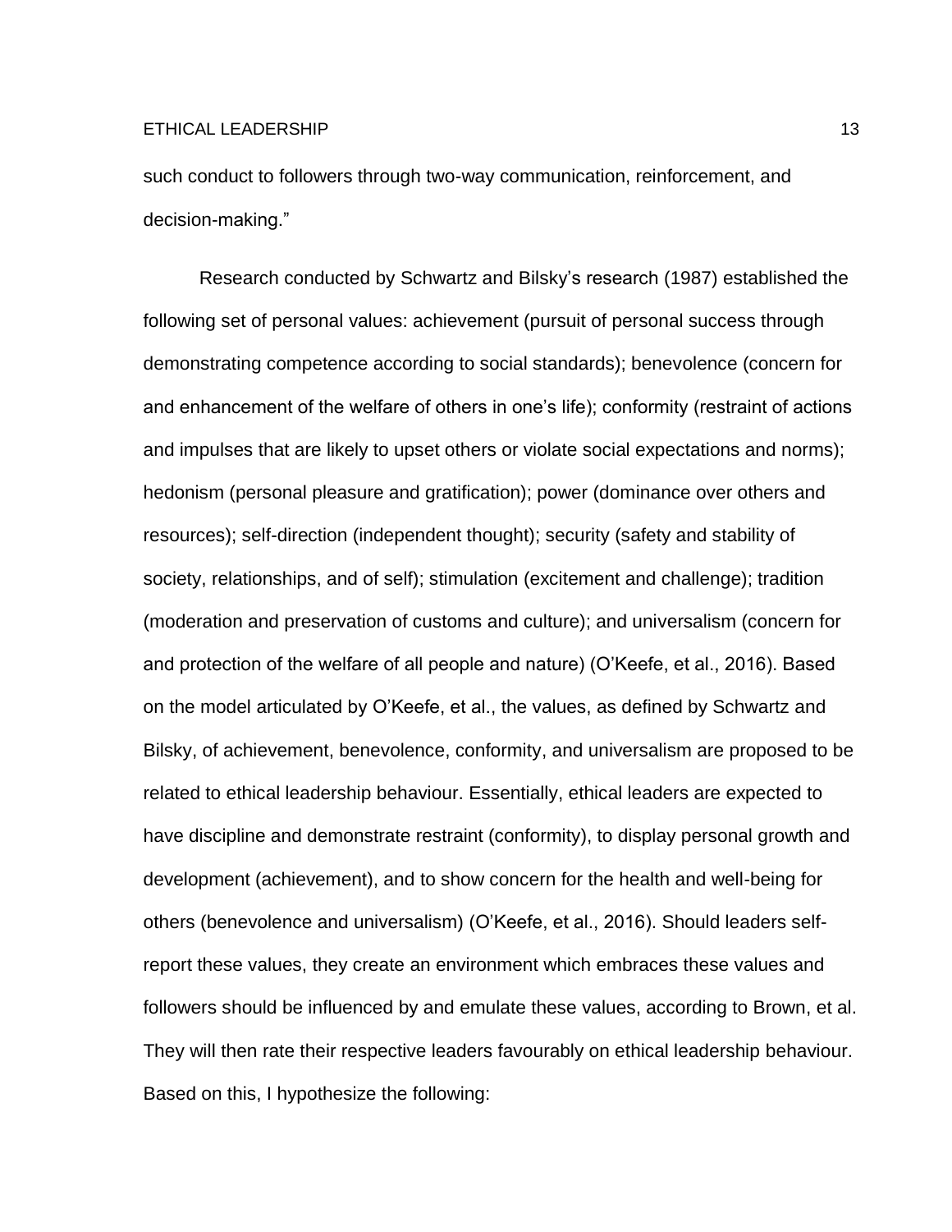such conduct to followers through two-way communication, reinforcement, and decision-making."

Research conducted by Schwartz and Bilsky's research (1987) established the following set of personal values: achievement (pursuit of personal success through demonstrating competence according to social standards); benevolence (concern for and enhancement of the welfare of others in one's life); conformity (restraint of actions and impulses that are likely to upset others or violate social expectations and norms); hedonism (personal pleasure and gratification); power (dominance over others and resources); self-direction (independent thought); security (safety and stability of society, relationships, and of self); stimulation (excitement and challenge); tradition (moderation and preservation of customs and culture); and universalism (concern for and protection of the welfare of all people and nature) (O'Keefe, et al., 2016). Based on the model articulated by O'Keefe, et al., the values, as defined by Schwartz and Bilsky, of achievement, benevolence, conformity, and universalism are proposed to be related to ethical leadership behaviour. Essentially, ethical leaders are expected to have discipline and demonstrate restraint (conformity), to display personal growth and development (achievement), and to show concern for the health and well-being for others (benevolence and universalism) (O'Keefe, et al., 2016). Should leaders self-report these values, they create an environment which embraces these values and followers should be influenced by and emulate these values, according to Brown, et al. They will then rate their respective leaders favourably on ethical leadership behaviour. Based on this, I hypothesize the following: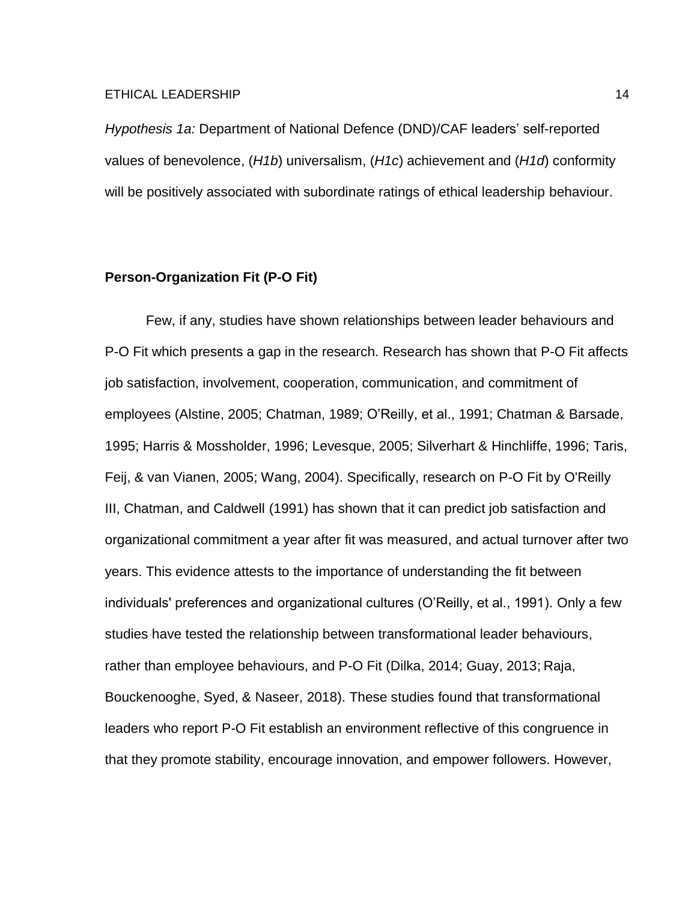*Hypothesis 1a:* Department of National Defence (DND)/CAF leaders' self-reported values of benevolence, (*H1b*) universalism, (*H1c*) achievement and (*H1d*) conformity will be positively associated with subordinate ratings of ethical leadership behaviour.

## Person-Organization Fit (P-O Fit)

Few, if any, studies have shown relationships between leader behaviours and P-O Fit which presents a gap in the research. Research has shown that P-O Fit affects job satisfaction, involvement, cooperation, communication, and commitment of employees (Alstine, 2005; Chatman, 1989; O'Reilly, et al., 1991; Chatman & Barsade, 1995; Harris & Mossholder, 1996; Levesque, 2005; Silverhart & Hinchliffe, 1996; Taris, Feij, & van Vianen, 2005; Wang, 2004). Specifically, research on P-O Fit by O'Reilly III, Chatman, and Caldwell (1991) has shown that it can predict job satisfaction and organizational commitment a year after fit was measured, and actual turnover after two years. This evidence attests to the importance of understanding the fit between individuals' preferences and organizational cultures (O'Reilly, et al., 1991). Only a few studies have tested the relationship between transformational leader behaviours, rather than employee behaviours, and P-O Fit (Dilka, 2014; Guay, 2013; Raja, Bouckenooghe, Syed, & Naseer, 2018). These studies found that transformational leaders who report P-O Fit establish an environment reflective of this congruence in that they promote stability, encourage innovation, and empower followers. However,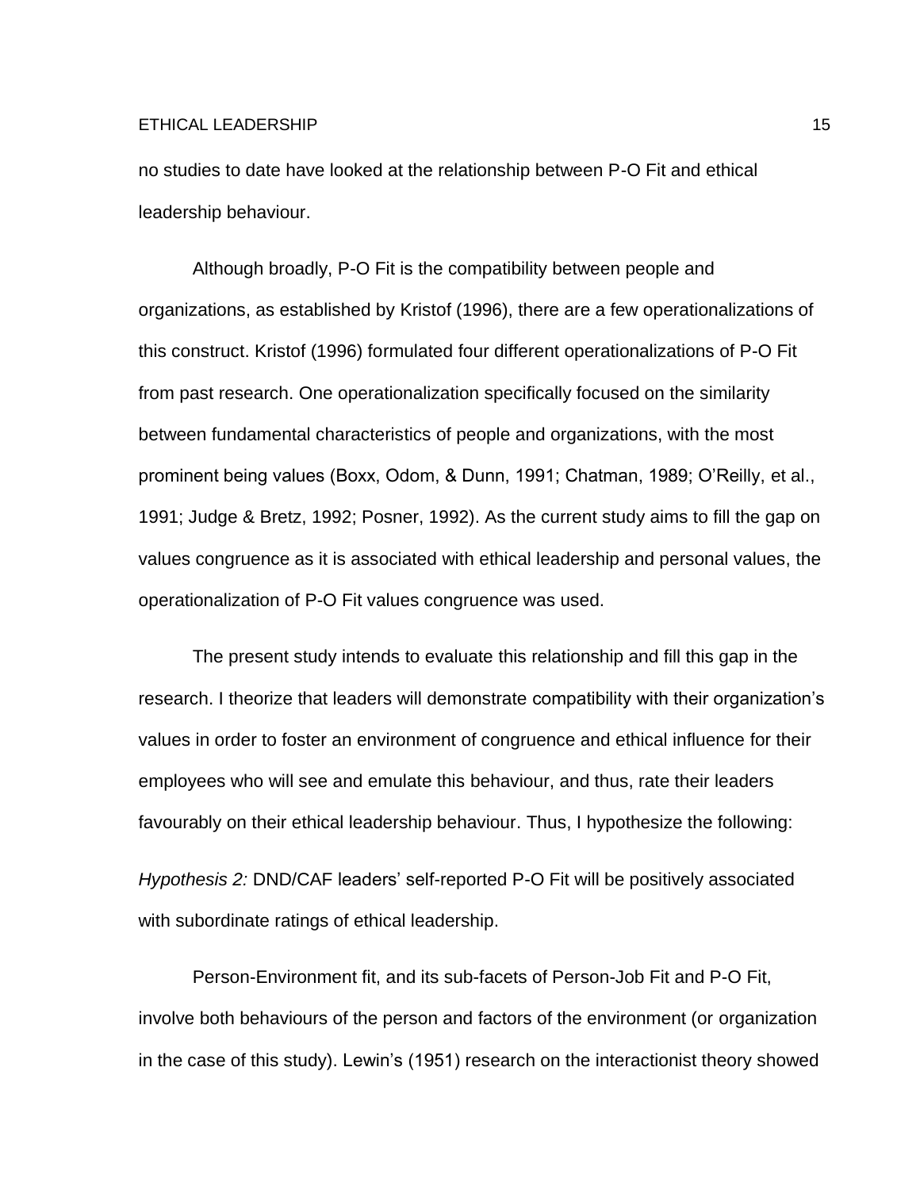no studies to date have looked at the relationship between P-O Fit and ethical leadership behaviour.

Although broadly, P-O Fit is the compatibility between people and organizations, as established by Kristof (1996), there are a few operationalizations of this construct. Kristof (1996) formulated four different operationalizations of P-O Fit from past research. One operationalization specifically focused on the similarity between fundamental characteristics of people and organizations, with the most prominent being values (Boxx, Odom, & Dunn, 1991; Chatman, 1989; O'Reilly, et al., 1991; Judge & Bretz, 1992; Posner, 1992). As the current study aims to fill the gap on values congruence as it is associated with ethical leadership and personal values, the operationalization of P-O Fit values congruence was used.

The present study intends to evaluate this relationship and fill this gap in the research. I theorize that leaders will demonstrate compatibility with their organization's values in order to foster an environment of congruence and ethical influence for their employees who will see and emulate this behaviour, and thus, rate their leaders favourably on their ethical leadership behaviour. Thus, I hypothesize the following:

*Hypothesis 2:* DND/CAF leaders' self-reported P-O Fit will be positively associated with subordinate ratings of ethical leadership.

Person-Environment fit, and its sub-facets of Person-Job Fit and P-O Fit, involve both behaviours of the person and factors of the environment (or organization in the case of this study). Lewin's (1951) research on the interactionist theory showed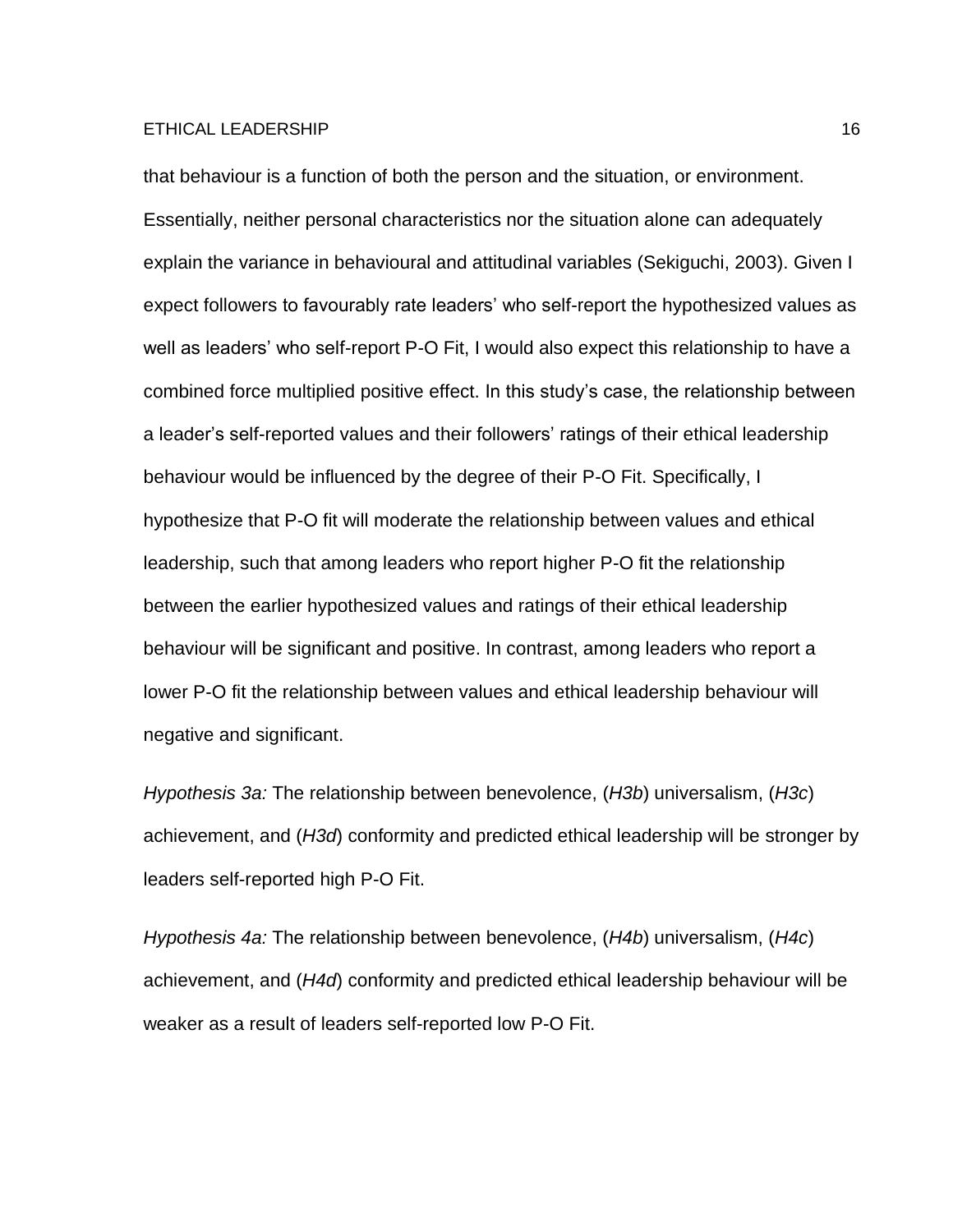that behaviour is a function of both the person and the situation, or environment. Essentially, neither personal characteristics nor the situation alone can adequately explain the variance in behavioural and attitudinal variables (Sekiguchi, 2003). Given I expect followers to favourably rate leaders' who self-report the hypothesized values as well as leaders' who self-report P-O Fit, I would also expect this relationship to have a combined force multiplied positive effect. In this study's case, the relationship between a leader's self-reported values and their followers' ratings of their ethical leadership behaviour would be influenced by the degree of their P-O Fit. Specifically, I hypothesize that P-O fit will moderate the relationship between values and ethical leadership, such that among leaders who report higher P-O fit the relationship between the earlier hypothesized values and ratings of their ethical leadership behaviour will be significant and positive. In contrast, among leaders who report a lower P-O fit the relationship between values and ethical leadership behaviour will negative and significant.

*Hypothesis 3a:* The relationship between benevolence, (*H3b*) universalism, (*H3c*) achievement, and (*H3d*) conformity and predicted ethical leadership will be stronger by leaders self-reported high P-O Fit.

*Hypothesis 4a:* The relationship between benevolence, (*H4b*) universalism, (*H4c*) achievement, and (*H4d*) conformity and predicted ethical leadership behaviour will be weaker as a result of leaders self-reported low P-O Fit.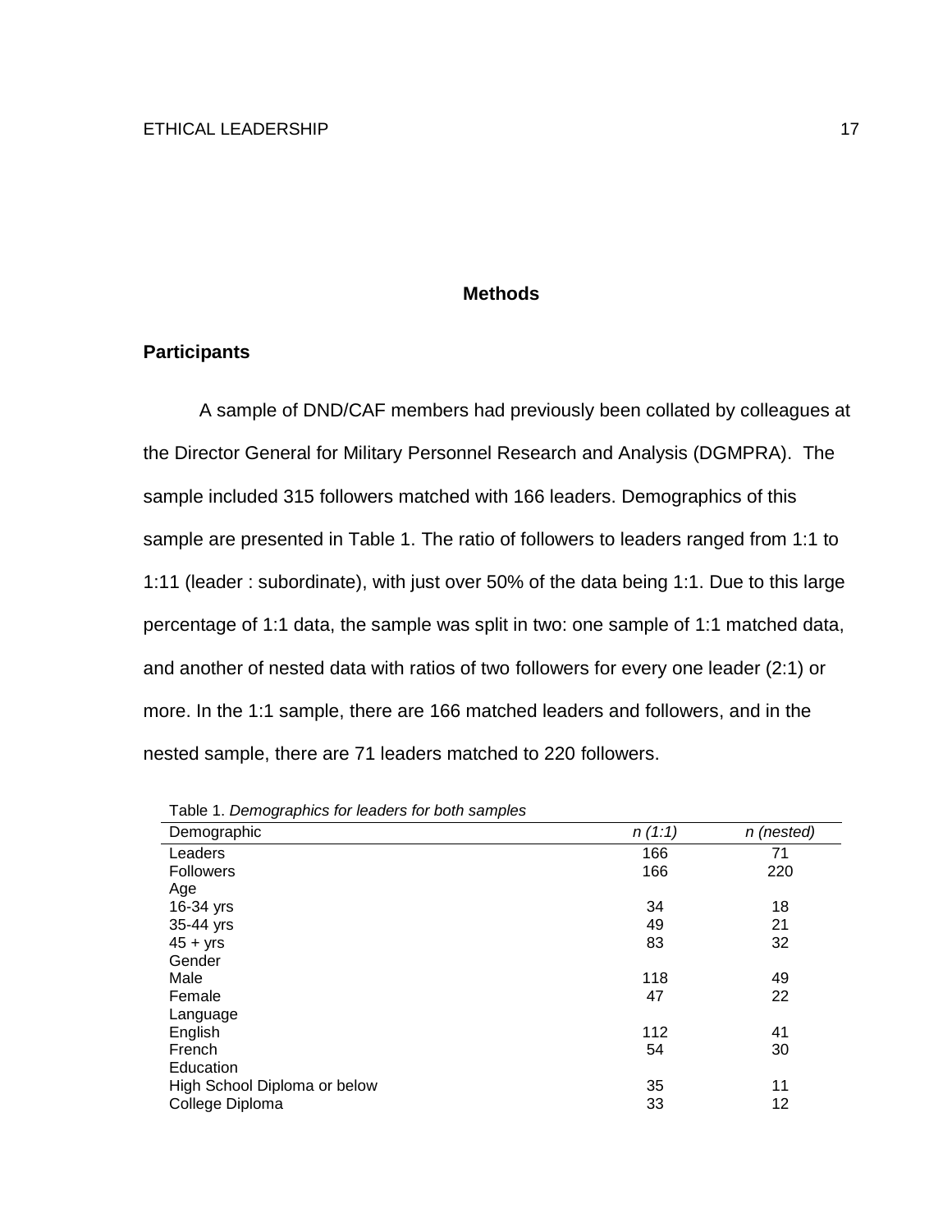# Methods

## Participants

A sample of DND/CAF members had previously been collated by colleagues at the Director General for Military Personnel Research and Analysis (DGMPRA). The sample included 315 followers matched with 166 leaders. Demographics of this sample are presented in Table 1. The ratio of followers to leaders ranged from 1:1 to 1:11 (leader : subordinate), with just over 50% of the data being 1:1. Due to this large percentage of 1:1 data, the sample was split in two: one sample of 1:1 matched data, and another of nested data with ratios of two followers for every one leader (2:1) or more. In the 1:1 sample, there are 166 matched leaders and followers, and in the nested sample, there are 71 leaders matched to 220 followers.

Table 1. *Demographics for leaders for both samples*

| Demographic | *n (1:1)* | *n (nested)* |
|---|---|---|
| Leaders | 166 | 71 |
| Followers | 166 | 220 |
| Age | | |
| 16-34 yrs | 34 | 18 |
| 35-44 yrs | 49 | 21 |
| 45 + yrs | 83 | 32 |
| Gender | | |
| Male | 118 | 49 |
| Female | 47 | 22 |
| Language | | |
| English | 112 | 41 |
| French | 54 | 30 |
| Education | | |
| High School Diploma or below | 35 | 11 |
| College Diploma | 33 | 12 |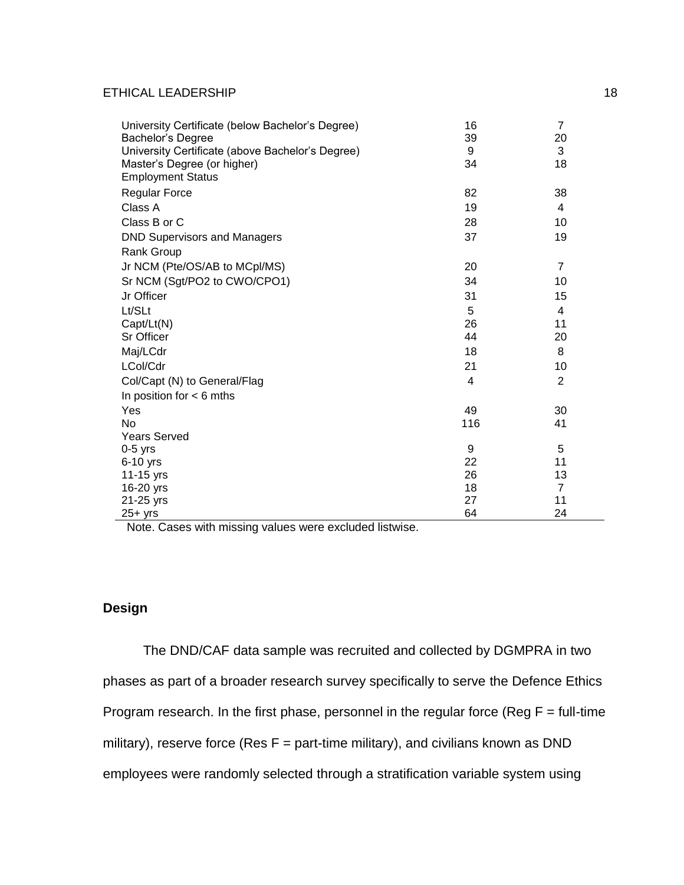| | | |
|---|---|---|
| University Certificate (below Bachelor's Degree) | 16 | 7 |
| Bachelor's Degree | 39 | 20 |
| University Certificate (above Bachelor's Degree) | 9 | 3 |
| Master's Degree (or higher) | 34 | 18 |
| Employment Status | | |
| Regular Force | 82 | 38 |
| Class A | 19 | 4 |
| Class B or C | 28 | 10 |
| DND Supervisors and Managers | 37 | 19 |
| Rank Group | | |
| Jr NCM (Pte/OS/AB to MCpl/MS) | 20 | 7 |
| Sr NCM (Sgt/PO2 to CWO/CPO1) | 34 | 10 |
| Jr Officer | 31 | 15 |
| Lt/SLt | 5 | 4 |
| Capt/Lt(N) | 26 | 11 |
| Sr Officer | 44 | 20 |
| Maj/LCdr | 18 | 8 |
| LCol/Cdr | 21 | 10 |
| Col/Capt (N) to General/Flag | 4 | 2 |
| In position for < 6 mths | | |
| Yes | 49 | 30 |
| No | 116 | 41 |
| Years Served | | |
| 0-5 yrs | 9 | 5 |
| 6-10 yrs | 22 | 11 |
| 11-15 yrs | 26 | 13 |
| 16-20 yrs | 18 | 7 |
| 21-25 yrs | 27 | 11 |
| 25+ yrs | 64 | 24 |

Note. Cases with missing values were excluded listwise.

## Design

The DND/CAF data sample was recruited and collected by DGMPRA in two phases as part of a broader research survey specifically to serve the Defence Ethics Program research. In the first phase, personnel in the regular force (Reg F = full-time military), reserve force (Res F = part-time military), and civilians known as DND employees were randomly selected through a stratification variable system using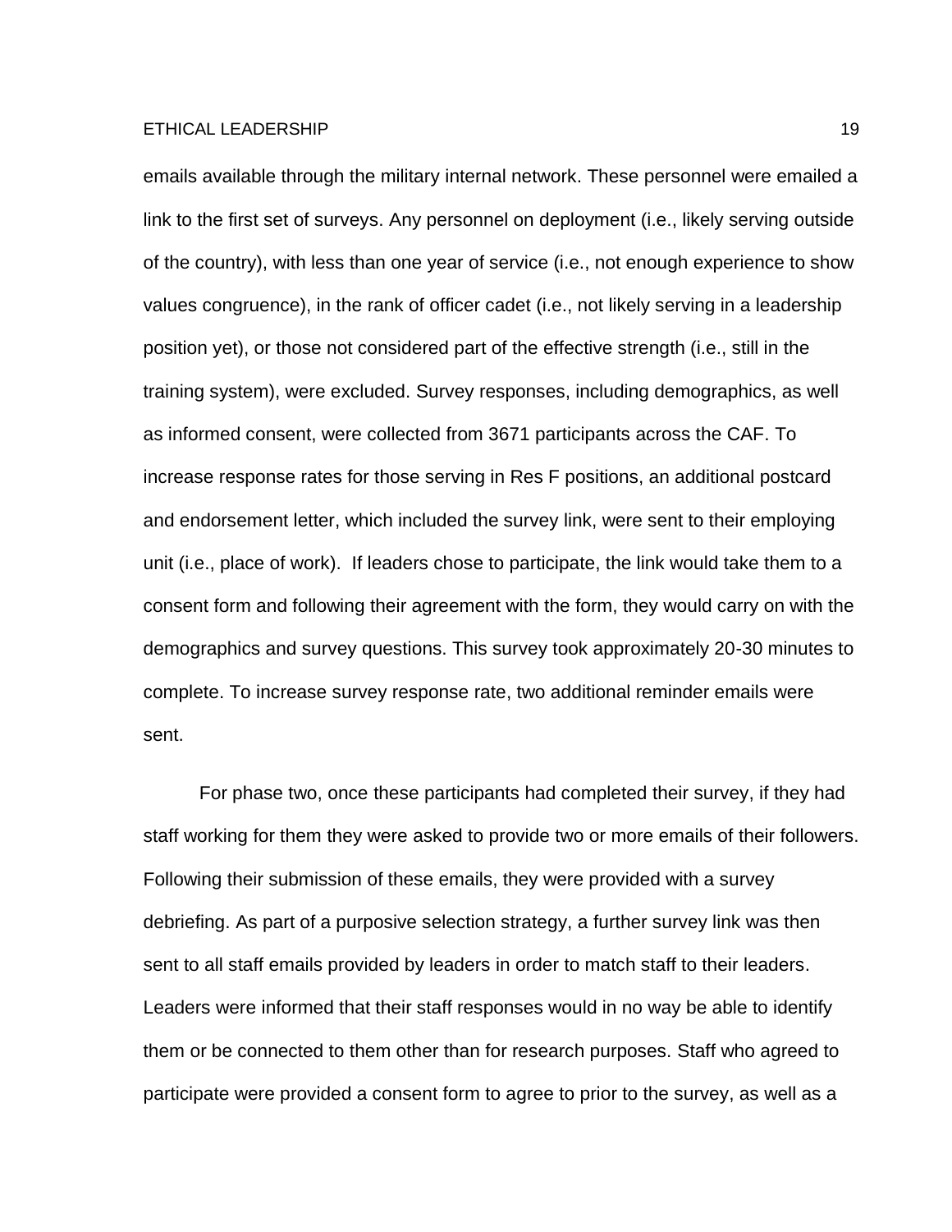emails available through the military internal network. These personnel were emailed a link to the first set of surveys. Any personnel on deployment (i.e., likely serving outside of the country), with less than one year of service (i.e., not enough experience to show values congruence), in the rank of officer cadet (i.e., not likely serving in a leadership position yet), or those not considered part of the effective strength (i.e., still in the training system), were excluded. Survey responses, including demographics, as well as informed consent, were collected from 3671 participants across the CAF. To increase response rates for those serving in Res F positions, an additional postcard and endorsement letter, which included the survey link, were sent to their employing unit (i.e., place of work). If leaders chose to participate, the link would take them to a consent form and following their agreement with the form, they would carry on with the demographics and survey questions. This survey took approximately 20-30 minutes to complete. To increase survey response rate, two additional reminder emails were sent.

For phase two, once these participants had completed their survey, if they had staff working for them they were asked to provide two or more emails of their followers. Following their submission of these emails, they were provided with a survey debriefing. As part of a purposive selection strategy, a further survey link was then sent to all staff emails provided by leaders in order to match staff to their leaders. Leaders were informed that their staff responses would in no way be able to identify them or be connected to them other than for research purposes. Staff who agreed to participate were provided a consent form to agree to prior to the survey, as well as a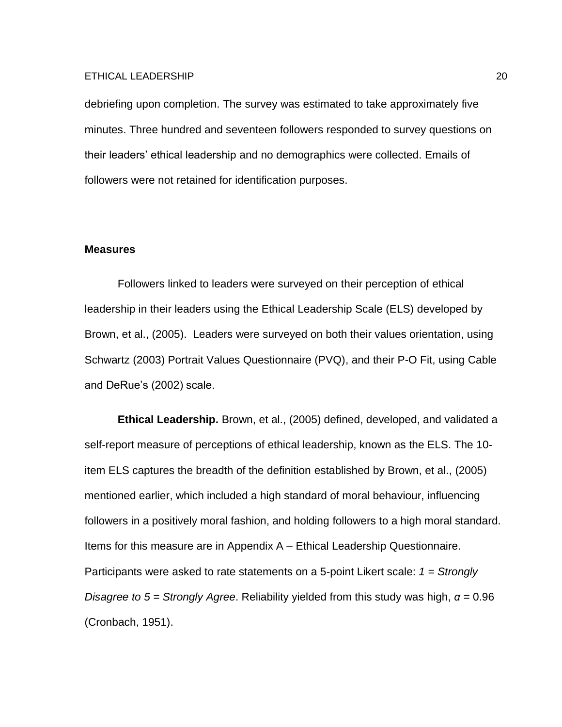debriefing upon completion. The survey was estimated to take approximately five minutes. Three hundred and seventeen followers responded to survey questions on their leaders' ethical leadership and no demographics were collected. Emails of followers were not retained for identification purposes.

### Measures

Followers linked to leaders were surveyed on their perception of ethical leadership in their leaders using the Ethical Leadership Scale (ELS) developed by Brown, et al., (2005). Leaders were surveyed on both their values orientation, using Schwartz (2003) Portrait Values Questionnaire (PVQ), and their P-O Fit, using Cable and DeRue's (2002) scale.

**Ethical Leadership.** Brown, et al., (2005) defined, developed, and validated a self-report measure of perceptions of ethical leadership, known as the ELS. The 10-item ELS captures the breadth of the definition established by Brown, et al., (2005) mentioned earlier, which included a high standard of moral behaviour, influencing followers in a positively moral fashion, and holding followers to a high moral standard. Items for this measure are in Appendix A – Ethical Leadership Questionnaire. Participants were asked to rate statements on a 5-point Likert scale: *1 = Strongly Disagree to 5 = Strongly Agree*. Reliability yielded from this study was high, $\alpha = 0.96$ (Cronbach, 1951).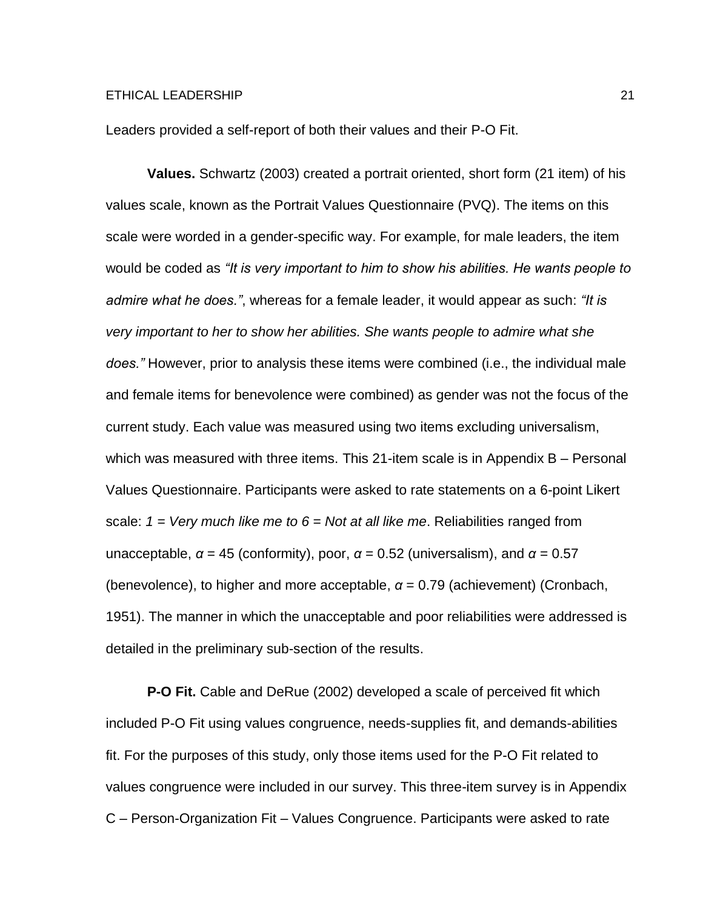Leaders provided a self-report of both their values and their P-O Fit.

**Values.** Schwartz (2003) created a portrait oriented, short form (21 item) of his values scale, known as the Portrait Values Questionnaire (PVQ). The items on this scale were worded in a gender-specific way. For example, for male leaders, the item would be coded as *"It is very important to him to show his abilities. He wants people to admire what he does."*, whereas for a female leader, it would appear as such: *"It is very important to her to show her abilities. She wants people to admire what she does."* However, prior to analysis these items were combined (i.e., the individual male and female items for benevolence were combined) as gender was not the focus of the current study. Each value was measured using two items excluding universalism, which was measured with three items. This 21-item scale is in Appendix B – Personal Values Questionnaire. Participants were asked to rate statements on a 6-point Likert scale: *1 = Very much like me to 6 = Not at all like me*. Reliabilities ranged from unacceptable, $\alpha$ = 45 (conformity), poor, $\alpha$ = 0.52 (universalism), and $\alpha$ = 0.57 (benevolence), to higher and more acceptable, $\alpha$ = 0.79 (achievement) (Cronbach, 1951). The manner in which the unacceptable and poor reliabilities were addressed is detailed in the preliminary sub-section of the results.

**P-O Fit.** Cable and DeRue (2002) developed a scale of perceived fit which included P-O Fit using values congruence, needs-supplies fit, and demands-abilities fit. For the purposes of this study, only those items used for the P-O Fit related to values congruence were included in our survey. This three-item survey is in Appendix C – Person-Organization Fit – Values Congruence. Participants were asked to rate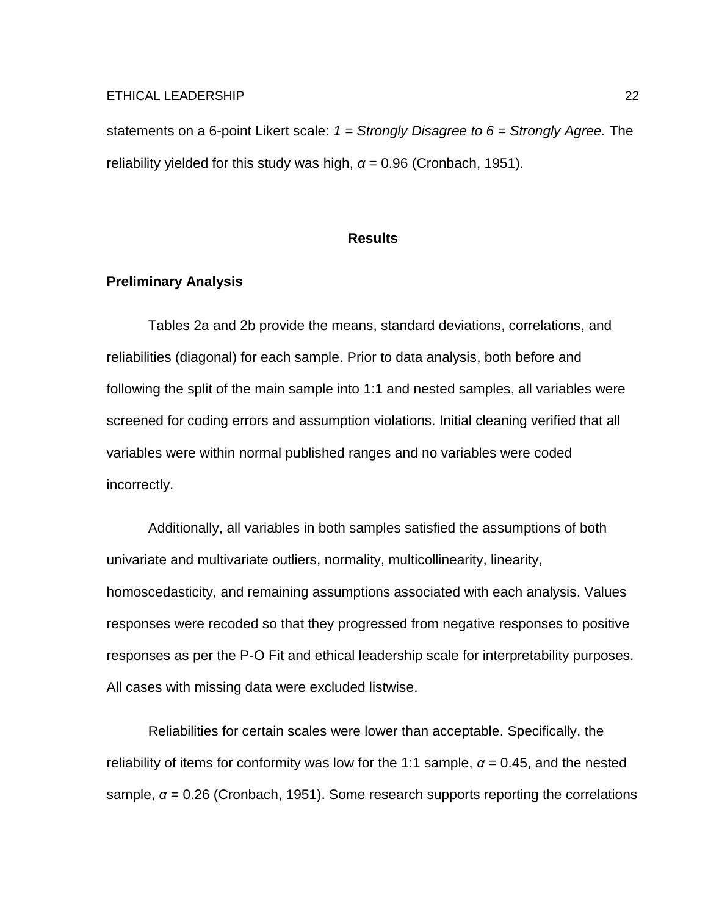statements on a 6-point Likert scale: *1 = Strongly Disagree to 6 = Strongly Agree.* The reliability yielded for this study was high, $\alpha = 0.96$ (Cronbach, 1951).

## Results

### Preliminary Analysis

Tables 2a and 2b provide the means, standard deviations, correlations, and reliabilities (diagonal) for each sample. Prior to data analysis, both before and following the split of the main sample into 1:1 and nested samples, all variables were screened for coding errors and assumption violations. Initial cleaning verified that all variables were within normal published ranges and no variables were coded incorrectly.

Additionally, all variables in both samples satisfied the assumptions of both univariate and multivariate outliers, normality, multicollinearity, linearity, homoscedasticity, and remaining assumptions associated with each analysis. Values responses were recoded so that they progressed from negative responses to positive responses as per the P-O Fit and ethical leadership scale for interpretability purposes. All cases with missing data were excluded listwise.

Reliabilities for certain scales were lower than acceptable. Specifically, the reliability of items for conformity was low for the 1:1 sample, $\alpha = 0.45$, and the nested sample, $\alpha = 0.26$ (Cronbach, 1951). Some research supports reporting the correlations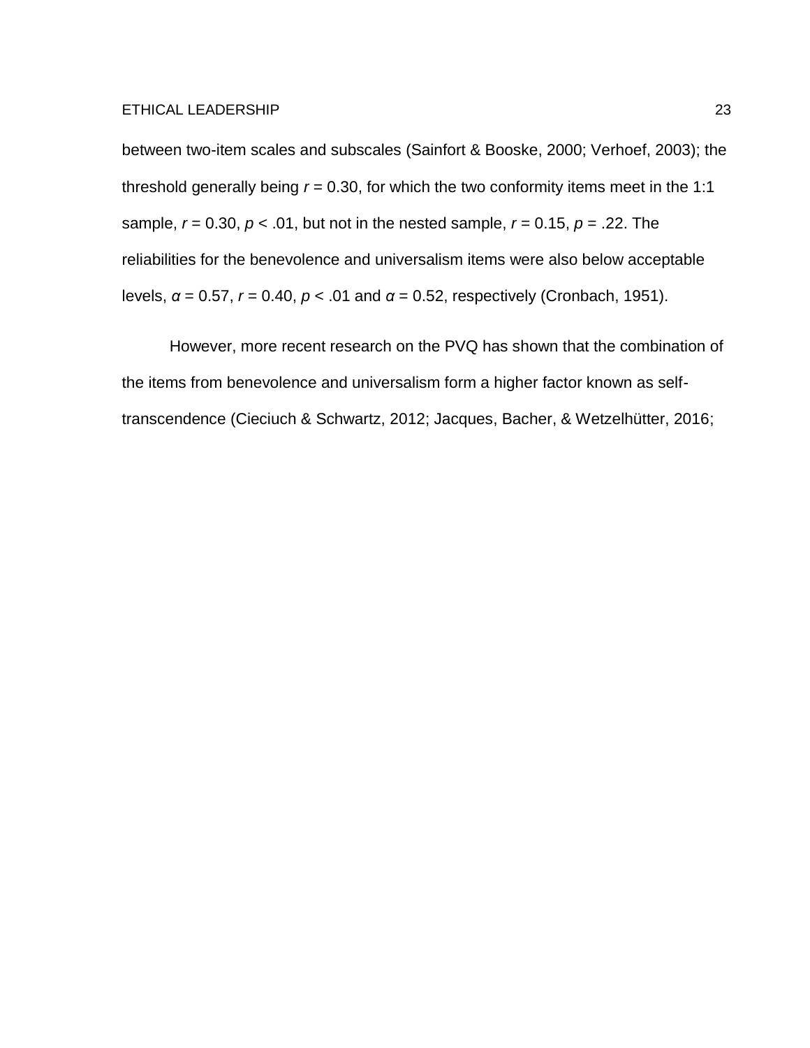between two-item scales and subscales (Sainfort & Booske, 2000; Verhoef, 2003); the threshold generally being $r = 0.30$, for which the two conformity items meet in the 1:1 sample, $r = 0.30$, $p < .01$, but not in the nested sample, $r = 0.15$, $p = .22$. The reliabilities for the benevolence and universalism items were also below acceptable levels, $\alpha = 0.57$, $r = 0.40$, $p < .01$ and $\alpha = 0.52$, respectively (Cronbach, 1951).

However, more recent research on the PVQ has shown that the combination of the items from benevolence and universalism form a higher factor known as self-transcendence (Cieciuch & Schwartz, 2012; Jacques, Bacher, & Wetzelhütter, 2016;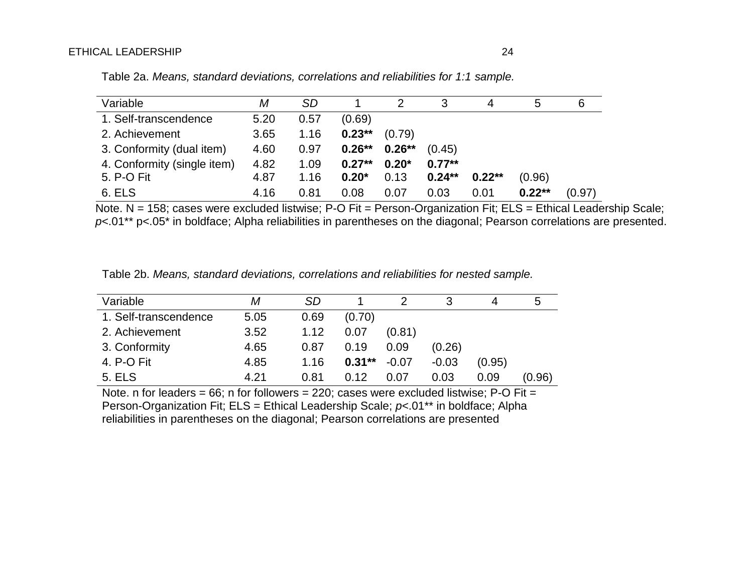Table 2a. *Means, standard deviations, correlations and reliabilities for 1:1 sample.*

| Variable | *M* | *SD* | 1 | 2 | 3 | 4 | 5 | 6 |
|---|---|---|---|---|---|---|---|---|
| 1. Self-transcendence | 5.20 | 0.57 | (0.69) | | | | | |
| 2. Achievement | 3.65 | 1.16 | **0.23**** | (0.79) | | | | |
| 3. Conformity (dual item) | 4.60 | 0.97 | **0.26**** | **0.26**** | (0.45) | | | |
| 4. Conformity (single item) | 4.82 | 1.09 | **0.27**** | **0.20*** | **0.77**** | | | |
| 5. P-O Fit | 4.87 | 1.16 | **0.20*** | 0.13 | **0.24**** | **0.22**** | (0.96) | |
| 6. ELS | 4.16 | 0.81 | 0.08 | 0.07 | 0.03 | 0.01 | **0.22**** | (0.97) |

Note. N = 158; cases were excluded listwise; P-O Fit = Person-Organization Fit; ELS = Ethical Leadership Scale; *p*<.01** p<.05* in boldface; Alpha reliabilities in parentheses on the diagonal; Pearson correlations are presented.

Table 2b. *Means, standard deviations, correlations and reliabilities for nested sample.*

| Variable | *M* | *SD* | 1 | 2 | 3 | 4 | 5 |
|---|---|---|---|---|---|---|---|
| 1. Self-transcendence | 5.05 | 0.69 | (0.70) | | | | |
| 2. Achievement | 3.52 | 1.12 | 0.07 | (0.81) | | | |
| 3. Conformity | 4.65 | 0.87 | 0.19 | 0.09 | (0.26) | | |
| 4. P-O Fit | 4.85 | 1.16 | **0.31**** | -0.07 | -0.03 | (0.95) | |
| 5. ELS | 4.21 | 0.81 | 0.12 | 0.07 | 0.03 | 0.09 | (0.96) |

Note. n for leaders = 66; n for followers = 220; cases were excluded listwise; P-O Fit = Person-Organization Fit; ELS = Ethical Leadership Scale; *p*<.01** in boldface; Alpha reliabilities in parentheses on the diagonal; Pearson correlations are presented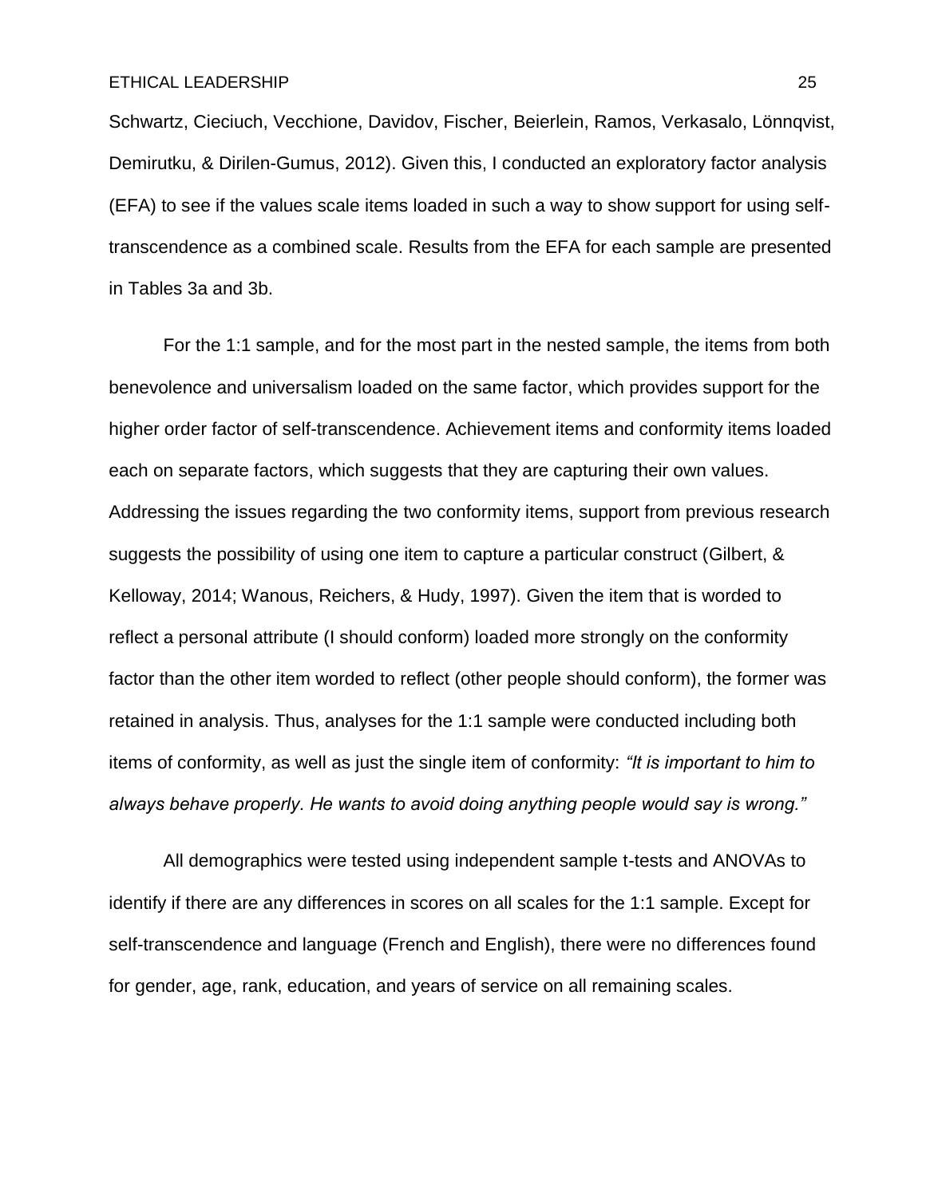Schwartz, Cieciuch, Vecchione, Davidov, Fischer, Beierlein, Ramos, Verkasalo, Lönnqvist, Demirutku, & Dirilen-Gumus, 2012). Given this, I conducted an exploratory factor analysis (EFA) to see if the values scale items loaded in such a way to show support for using self-transcendence as a combined scale. Results from the EFA for each sample are presented in Tables 3a and 3b.

For the 1:1 sample, and for the most part in the nested sample, the items from both benevolence and universalism loaded on the same factor, which provides support for the higher order factor of self-transcendence. Achievement items and conformity items loaded each on separate factors, which suggests that they are capturing their own values. Addressing the issues regarding the two conformity items, support from previous research suggests the possibility of using one item to capture a particular construct (Gilbert, & Kelloway, 2014; Wanous, Reichers, & Hudy, 1997). Given the item that is worded to reflect a personal attribute (I should conform) loaded more strongly on the conformity factor than the other item worded to reflect (other people should conform), the former was retained in analysis. Thus, analyses for the 1:1 sample were conducted including both items of conformity, as well as just the single item of conformity: *"It is important to him to always behave properly. He wants to avoid doing anything people would say is wrong."*

All demographics were tested using independent sample t-tests and ANOVAs to identify if there are any differences in scores on all scales for the 1:1 sample. Except for self-transcendence and language (French and English), there were no differences found for gender, age, rank, education, and years of service on all remaining scales.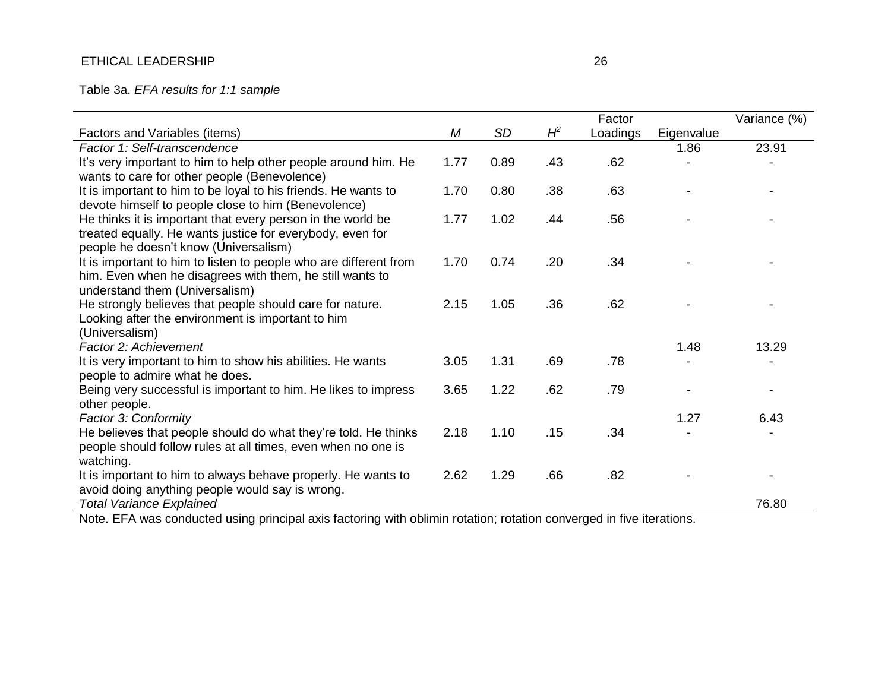Table 3a. *EFA results for 1:1 sample*

| Factors and Variables (items) | *M* | *SD* | $H^2$ | Factor Loadings | Eigenvalue | Variance (%) |
|---|---|---|---|---|---|---|
| *Factor 1: Self-transcendence* | | | | | 1.86 | 23.91 |
| It's very important to him to help other people around him. He wants to care for other people (Benevolence) | 1.77 | 0.89 | .43 | .62 | - | - |
| It is important to him to be loyal to his friends. He wants to devote himself to people close to him (Benevolence) | 1.70 | 0.80 | .38 | .63 | - | - |
| He thinks it is important that every person in the world be treated equally. He wants justice for everybody, even for people he doesn't know (Universalism) | 1.77 | 1.02 | .44 | .56 | - | - |
| It is important to him to listen to people who are different from him. Even when he disagrees with them, he still wants to understand them (Universalism) | 1.70 | 0.74 | .20 | .34 | - | - |
| He strongly believes that people should care for nature. Looking after the environment is important to him (Universalism) | 2.15 | 1.05 | .36 | .62 | - | - |
| *Factor 2: Achievement* | | | | | 1.48 | 13.29 |
| It is very important to him to show his abilities. He wants people to admire what he does. | 3.05 | 1.31 | .69 | .78 | - | - |
| Being very successful is important to him. He likes to impress other people. | 3.65 | 1.22 | .62 | .79 | - | - |
| *Factor 3: Conformity* | | | | | 1.27 | 6.43 |
| He believes that people should do what they're told. He thinks people should follow rules at all times, even when no one is watching. | 2.18 | 1.10 | .15 | .34 | - | - |
| It is important to him to always behave properly. He wants to avoid doing anything people would say is wrong. | 2.62 | 1.29 | .66 | .82 | - | - |
| *Total Variance Explained* | | | | | | 76.80 |

Note. EFA was conducted using principal axis factoring with oblimin rotation; rotation converged in five iterations.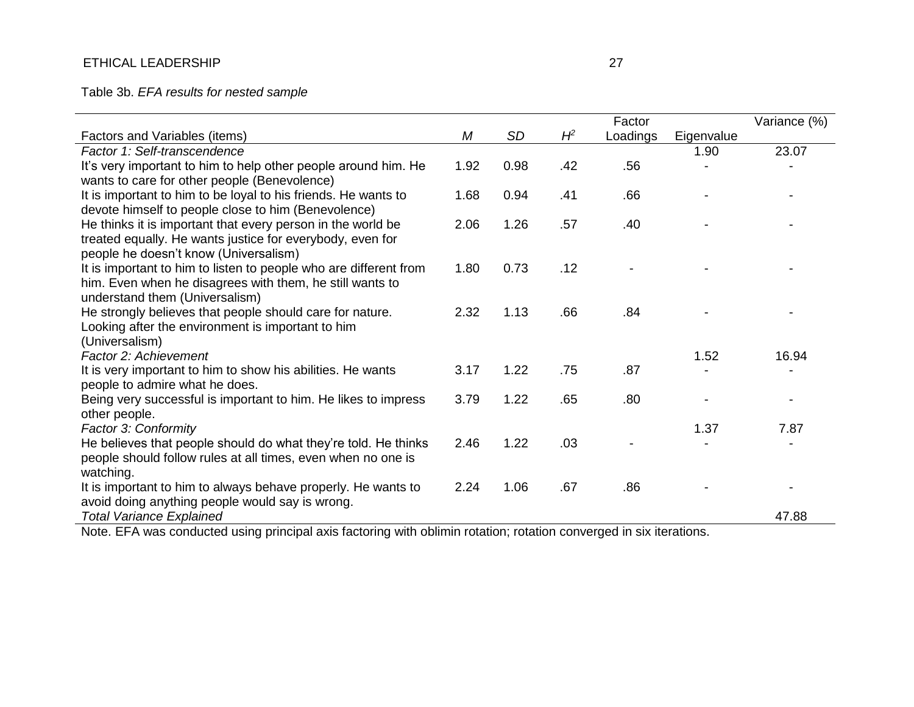Table 3b. *EFA results for nested sample*

| Factors and Variables (items) | *M* | *SD* | $H^2$ | Factor Loadings | Eigenvalue | Variance (%) |
|---|---|---|---|---|---|---|
| *Factor 1: Self-transcendence* | | | | | 1.90 | 23.07 |
| It's very important to him to help other people around him. He wants to care for other people (Benevolence) | 1.92 | 0.98 | .42 | .56 | - | - |
| It is important to him to be loyal to his friends. He wants to devote himself to people close to him (Benevolence) | 1.68 | 0.94 | .41 | .66 | - | - |
| He thinks it is important that every person in the world be treated equally. He wants justice for everybody, even for people he doesn't know (Universalism) | 2.06 | 1.26 | .57 | .40 | - | - |
| It is important to him to listen to people who are different from him. Even when he disagrees with them, he still wants to understand them (Universalism) | 1.80 | 0.73 | .12 | - | - | - |
| He strongly believes that people should care for nature. Looking after the environment is important to him (Universalism) | 2.32 | 1.13 | .66 | .84 | - | - |
| *Factor 2: Achievement* | | | | | 1.52 | 16.94 |
| It is very important to him to show his abilities. He wants people to admire what he does. | 3.17 | 1.22 | .75 | .87 | - | - |
| Being very successful is important to him. He likes to impress other people. | 3.79 | 1.22 | .65 | .80 | - | - |
| *Factor 3: Conformity* | | | | | 1.37 | 7.87 |
| He believes that people should do what they're told. He thinks people should follow rules at all times, even when no one is watching. | 2.46 | 1.22 | .03 | - | - | - |
| It is important to him to always behave properly. He wants to avoid doing anything people would say is wrong. | 2.24 | 1.06 | .67 | .86 | - | - |
| *Total Variance Explained* | | | | | | 47.88 |

Note. EFA was conducted using principal axis factoring with oblimin rotation; rotation converged in six iterations.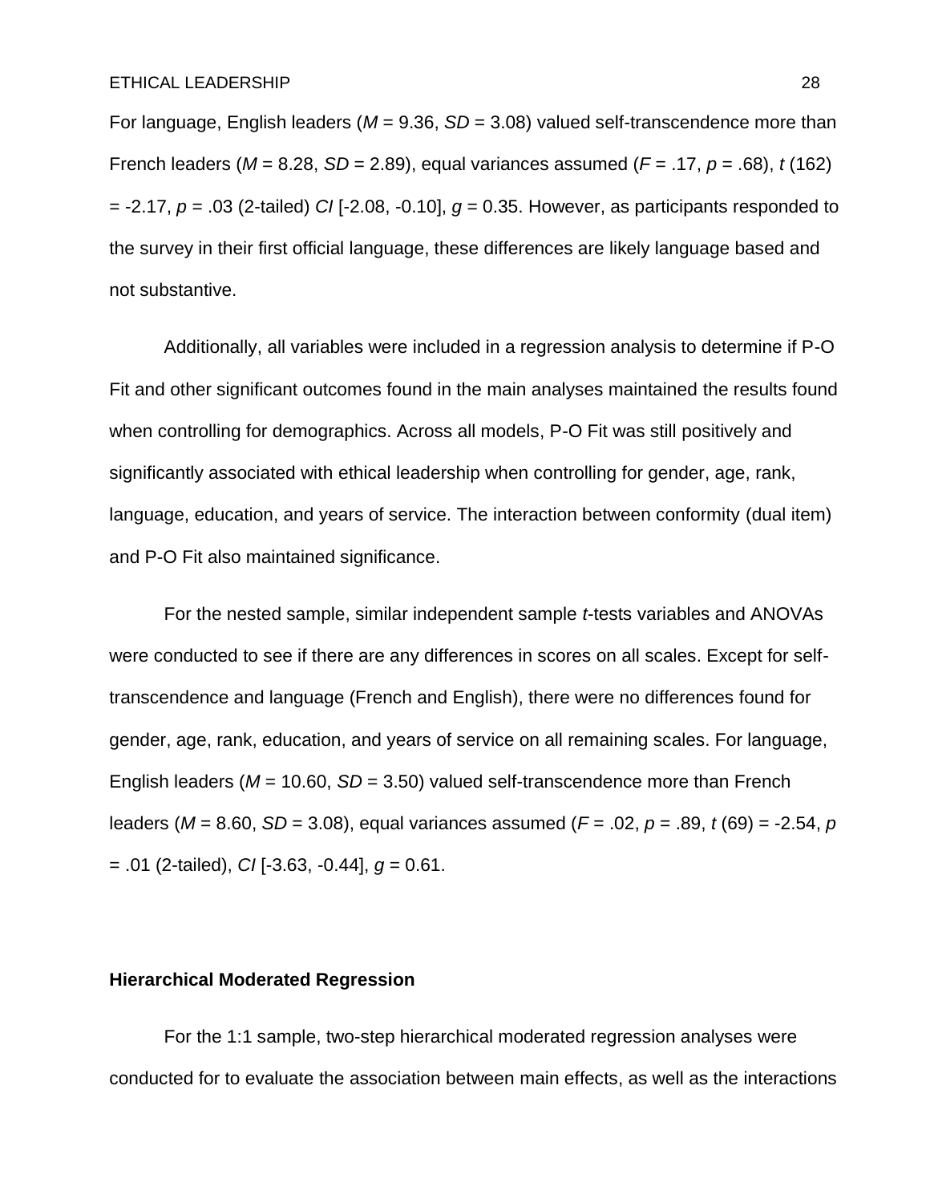For language, English leaders (*M* = 9.36, *SD* = 3.08) valued self-transcendence more than French leaders (*M* = 8.28, *SD* = 2.89), equal variances assumed (*F* = .17, *p* = .68), *t* (162) = -2.17, *p* = .03 (2-tailed) *CI* [-2.08, -0.10], *g* = 0.35. However, as participants responded to the survey in their first official language, these differences are likely language based and not substantive.

Additionally, all variables were included in a regression analysis to determine if P-O Fit and other significant outcomes found in the main analyses maintained the results found when controlling for demographics. Across all models, P-O Fit was still positively and significantly associated with ethical leadership when controlling for gender, age, rank, language, education, and years of service. The interaction between conformity (dual item) and P-O Fit also maintained significance.

For the nested sample, similar independent sample *t*-tests variables and ANOVAs were conducted to see if there are any differences in scores on all scales. Except for self-transcendence and language (French and English), there were no differences found for gender, age, rank, education, and years of service on all remaining scales. For language, English leaders (*M* = 10.60, *SD* = 3.50) valued self-transcendence more than French leaders (*M* = 8.60, *SD* = 3.08), equal variances assumed (*F* = .02, *p* = .89, *t* (69) = -2.54, *p* = .01 (2-tailed), *CI* [-3.63, -0.44], *g* = 0.61.

## Hierarchical Moderated Regression

For the 1:1 sample, two-step hierarchical moderated regression analyses were conducted for to evaluate the association between main effects, as well as the interactions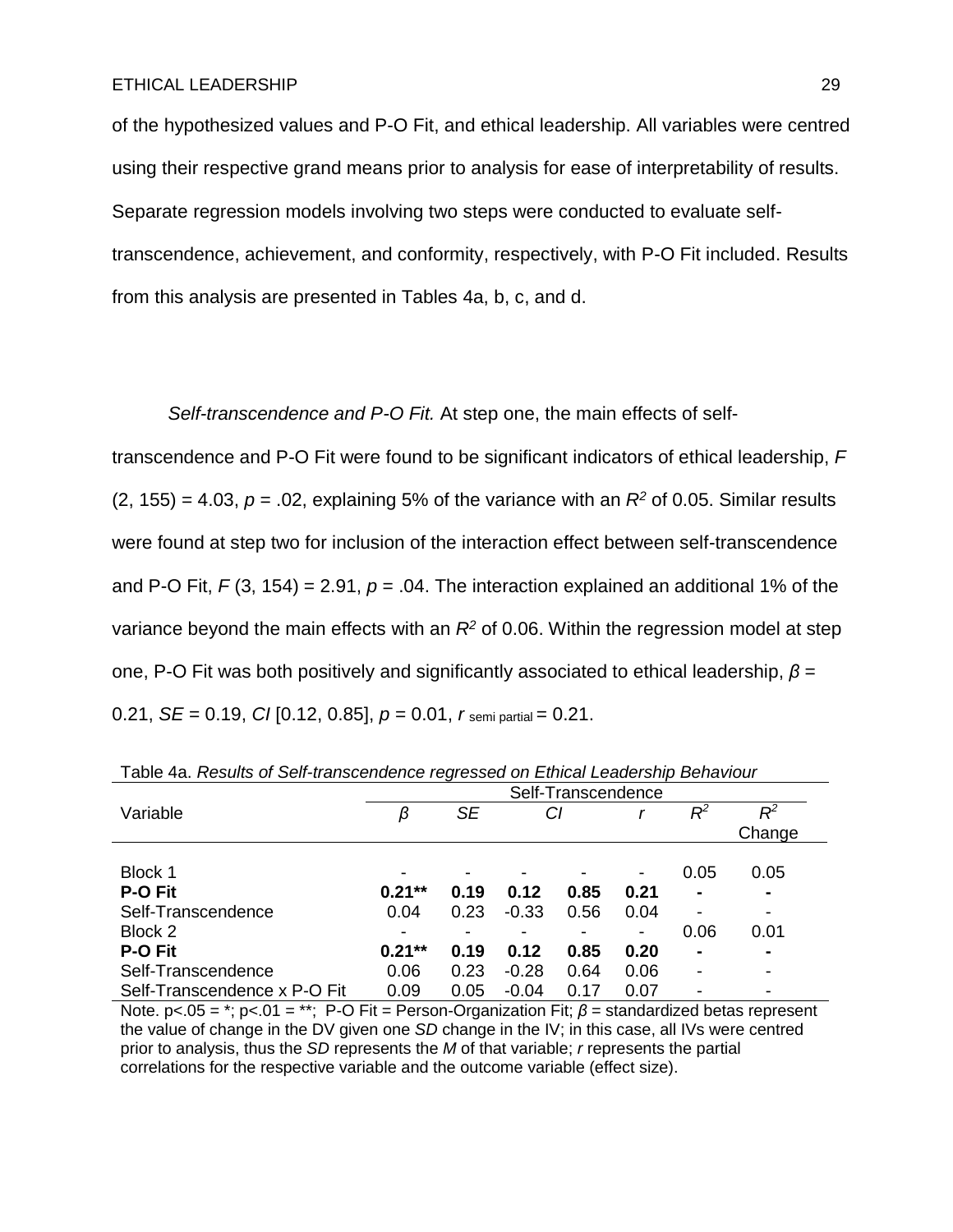of the hypothesized values and P-O Fit, and ethical leadership. All variables were centred using their respective grand means prior to analysis for ease of interpretability of results. Separate regression models involving two steps were conducted to evaluate self-transcendence, achievement, and conformity, respectively, with P-O Fit included. Results from this analysis are presented in Tables 4a, b, c, and d.

*Self-transcendence and P-O Fit.* At step one, the main effects of self-transcendence and P-O Fit were found to be significant indicators of ethical leadership, $F(2, 155) = 4.03$, $p = .02$, explaining 5% of the variance with an $R^2$ of 0.05. Similar results were found at step two for inclusion of the interaction effect between self-transcendence and P-O Fit, $F(3, 154) = 2.91$, $p = .04$. The interaction explained an additional 1% of the variance beyond the main effects with an $R^2$ of 0.06. Within the regression model at step one, P-O Fit was both positively and significantly associated to ethical leadership, $\beta = 0.21$, $SE = 0.19$, $CI$ [0.12, 0.85], $p = 0.01$, $r_{\text{semi partial}} = 0.21$.

Table 4a. *Results of Self-transcendence regressed on Ethical Leadership Behaviour*

| Variable | Self-Transcendence | | | | | | |
|---|---|---|---|---|---|---|---|
| | *β* | *SE* | *CI* | | *r* | $R^2$ | $R^2$ Change |
| Block 1 | - | - | - | - | - | 0.05 | 0.05 |
| **P-O Fit** | **0.21\*\*** | **0.19** | **0.12** | **0.85** | **0.21** | **-** | **-** |
| Self-Transcendence | 0.04 | 0.23 | -0.33 | 0.56 | 0.04 | - | - |
| Block 2 | - | - | - | - | - | 0.06 | 0.01 |
| **P-O Fit** | **0.21\*\*** | **0.19** | **0.12** | **0.85** | **0.20** | **-** | **-** |
| Self-Transcendence | 0.06 | 0.23 | -0.28 | 0.64 | 0.06 | - | - |
| Self-Transcendence x P-O Fit | 0.09 | 0.05 | -0.04 | 0.17 | 0.07 | - | - |

Note. p<.05 = *; p<.01 = **; P-O Fit = Person-Organization Fit; *β* = standardized betas represent the value of change in the DV given one *SD* change in the IV; in this case, all IVs were centred prior to analysis, thus the *SD* represents the *M* of that variable; *r* represents the partial correlations for the respective variable and the outcome variable (effect size).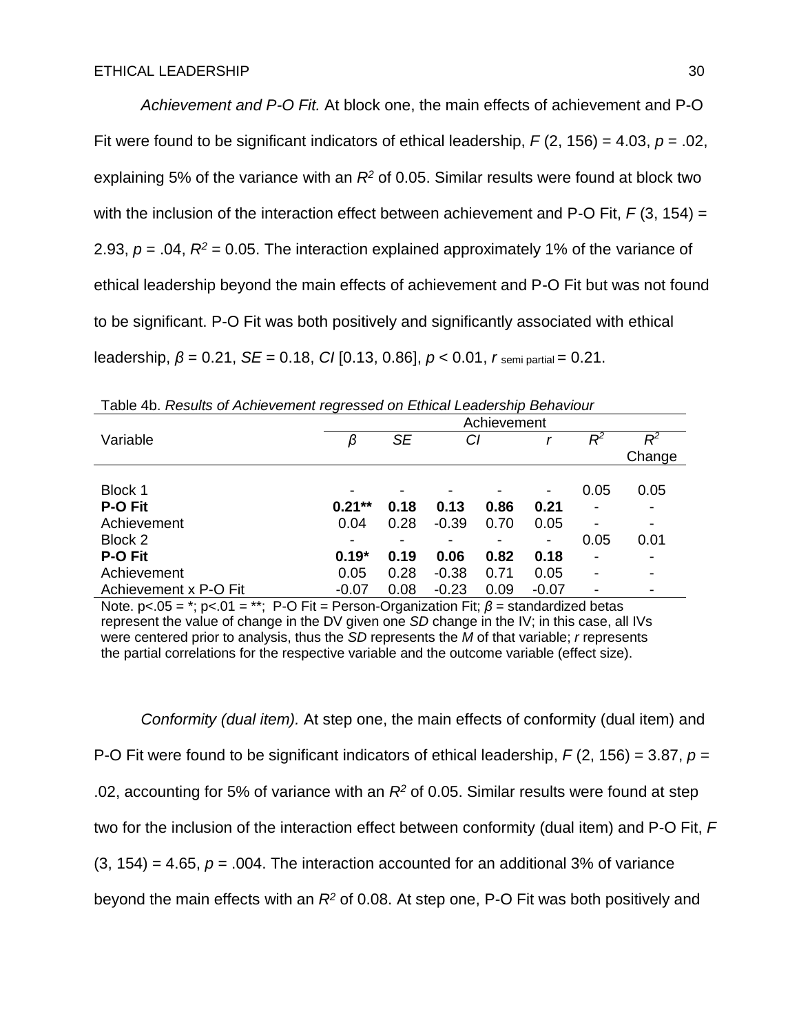*Achievement and P-O Fit.* At block one, the main effects of achievement and P-O Fit were found to be significant indicators of ethical leadership, $F$ (2, 156) = 4.03, $p$ = .02, explaining 5% of the variance with an $R^2$ of 0.05. Similar results were found at block two with the inclusion of the interaction effect between achievement and P-O Fit, $F$ (3, 154) = 2.93, $p$ = .04, $R^2$ = 0.05. The interaction explained approximately 1% of the variance of ethical leadership beyond the main effects of achievement and P-O Fit but was not found to be significant. P-O Fit was both positively and significantly associated with ethical leadership, $\beta$ = 0.21, $SE$ = 0.18, $CI$ [0.13, 0.86], $p$ < 0.01, $r_{\text{semi partial}}$ = 0.21.

Table 4b. *Results of Achievement regressed on Ethical Leadership Behaviour*

| Variable | Achievement | | | | | | |
|---|---|---|---|---|---|---|---|
| | $\beta$ | *SE* | *CI* | | *r* | $R^2$ | $R^2$ Change |
| Block 1 | - | - | - | - | - | 0.05 | 0.05 |
| **P-O Fit** | **0.21\*\*** | **0.18** | **0.13** | **0.86** | **0.21** | - | - |
| Achievement | 0.04 | 0.28 | -0.39 | 0.70 | 0.05 | - | - |
| Block 2 | - | - | - | - | - | 0.05 | 0.01 |
| **P-O Fit** | **0.19\*** | **0.19** | **0.06** | **0.82** | **0.18** | - | - |
| Achievement | 0.05 | 0.28 | -0.38 | 0.71 | 0.05 | - | - |
| Achievement x P-O Fit | -0.07 | 0.08 | -0.23 | 0.09 | -0.07 | - | - |

Note. p<.05 = *; p<.01 = **; P-O Fit = Person-Organization Fit; $\beta$ = standardized betas represent the value of change in the DV given one *SD* change in the IV; in this case, all IVs were centered prior to analysis, thus the *SD* represents the *M* of that variable; *r* represents the partial correlations for the respective variable and the outcome variable (effect size).

*Conformity (dual item).* At step one, the main effects of conformity (dual item) and P-O Fit were found to be significant indicators of ethical leadership, $F$ (2, 156) = 3.87, $p$ = .02, accounting for 5% of variance with an $R^2$ of 0.05. Similar results were found at step two for the inclusion of the interaction effect between conformity (dual item) and P-O Fit, $F$ (3, 154) = 4.65, $p$ = .004. The interaction accounted for an additional 3% of variance beyond the main effects with an $R^2$ of 0.08. At step one, P-O Fit was both positively and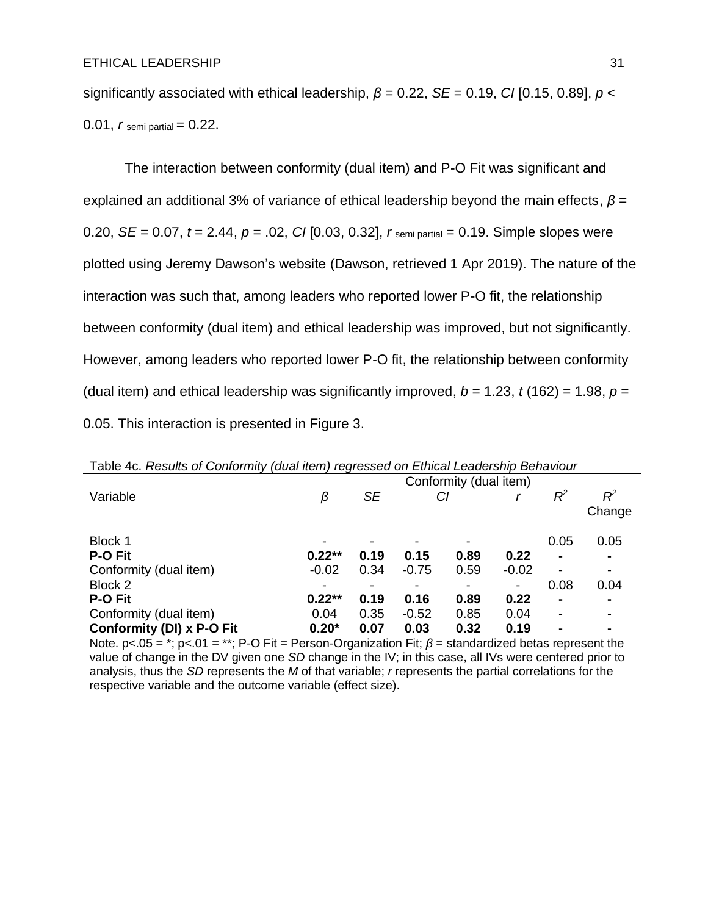significantly associated with ethical leadership, $\beta$ = 0.22, *SE* = 0.19, *CI* [0.15, 0.89], $p <$ 0.01, $r_{\text{semi partial}}$ = 0.22.

The interaction between conformity (dual item) and P-O Fit was significant and explained an additional 3% of variance of ethical leadership beyond the main effects, $\beta$ = 0.20, *SE* = 0.07, *t* = 2.44, *p* = .02, *CI* [0.03, 0.32], $r_{\text{semi partial}}$ = 0.19. Simple slopes were plotted using Jeremy Dawson's website (Dawson, retrieved 1 Apr 2019). The nature of the interaction was such that, among leaders who reported lower P-O fit, the relationship between conformity (dual item) and ethical leadership was improved, but not significantly. However, among leaders who reported lower P-O fit, the relationship between conformity (dual item) and ethical leadership was significantly improved, *b* = 1.23, *t* (162) = 1.98, *p* = 0.05. This interaction is presented in Figure 3.

Table 4c. *Results of Conformity (dual item) regressed on Ethical Leadership Behaviour*

| Variable | Conformity (dual item) | | | | | | |
|---|---|---|---|---|---|---|---|
| | $\beta$ | *SE* | *CI* | | *r* | $R^2$ | $R^2$ Change |
| Block 1 | - | - | - | - | | 0.05 | 0.05 |
| **P-O Fit** | **0.22\*\*** | **0.19** | **0.15** | **0.89** | **0.22** | **-** | **-** |
| Conformity (dual item) | -0.02 | 0.34 | -0.75 | 0.59 | -0.02 | - | - |
| Block 2 | - | - | - | - | - | 0.08 | 0.04 |
| **P-O Fit** | **0.22\*\*** | **0.19** | **0.16** | **0.89** | **0.22** | **-** | **-** |
| Conformity (dual item) | 0.04 | 0.35 | -0.52 | 0.85 | 0.04 | - | - |
| **Conformity (DI) x P-O Fit** | **0.20\*** | **0.07** | **0.03** | **0.32** | **0.19** | **-** | **-** |

Note. p<.05 = *; p<.01 = **; P-O Fit = Person-Organization Fit; $\beta$ = standardized betas represent the value of change in the DV given one *SD* change in the IV; in this case, all IVs were centered prior to analysis, thus the *SD* represents the *M* of that variable; *r* represents the partial correlations for the respective variable and the outcome variable (effect size).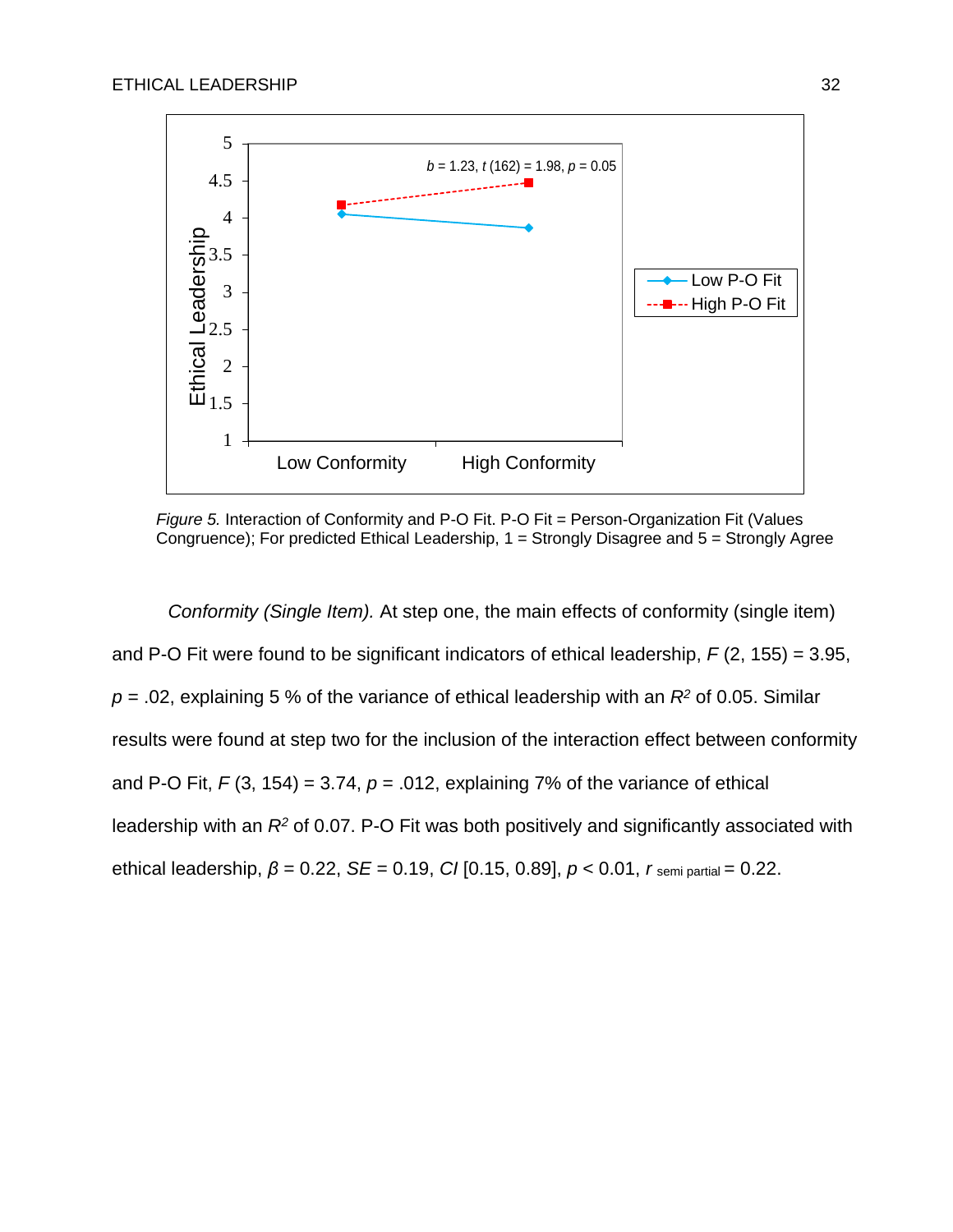*Figure 5.* Interaction of Conformity and P-O Fit. P-O Fit = Person-Organization Fit (Values Congruence); For predicted Ethical Leadership, 1 = Strongly Disagree and 5 = Strongly Agree

*Conformity (Single Item).* At step one, the main effects of conformity (single item) and P-O Fit were found to be significant indicators of ethical leadership, $F$ (2, 155) = 3.95, $p$ = .02, explaining 5 % of the variance of ethical leadership with an $R^2$ of 0.05. Similar results were found at step two for the inclusion of the interaction effect between conformity and P-O Fit, $F$ (3, 154) = 3.74, $p$ = .012, explaining 7% of the variance of ethical leadership with an $R^2$ of 0.07. P-O Fit was both positively and significantly associated with ethical leadership, $\beta$ = 0.22, $SE$ = 0.19, $CI$ [0.15, 0.89], $p$ < 0.01, $r_{\text{semi partial}}$ = 0.22.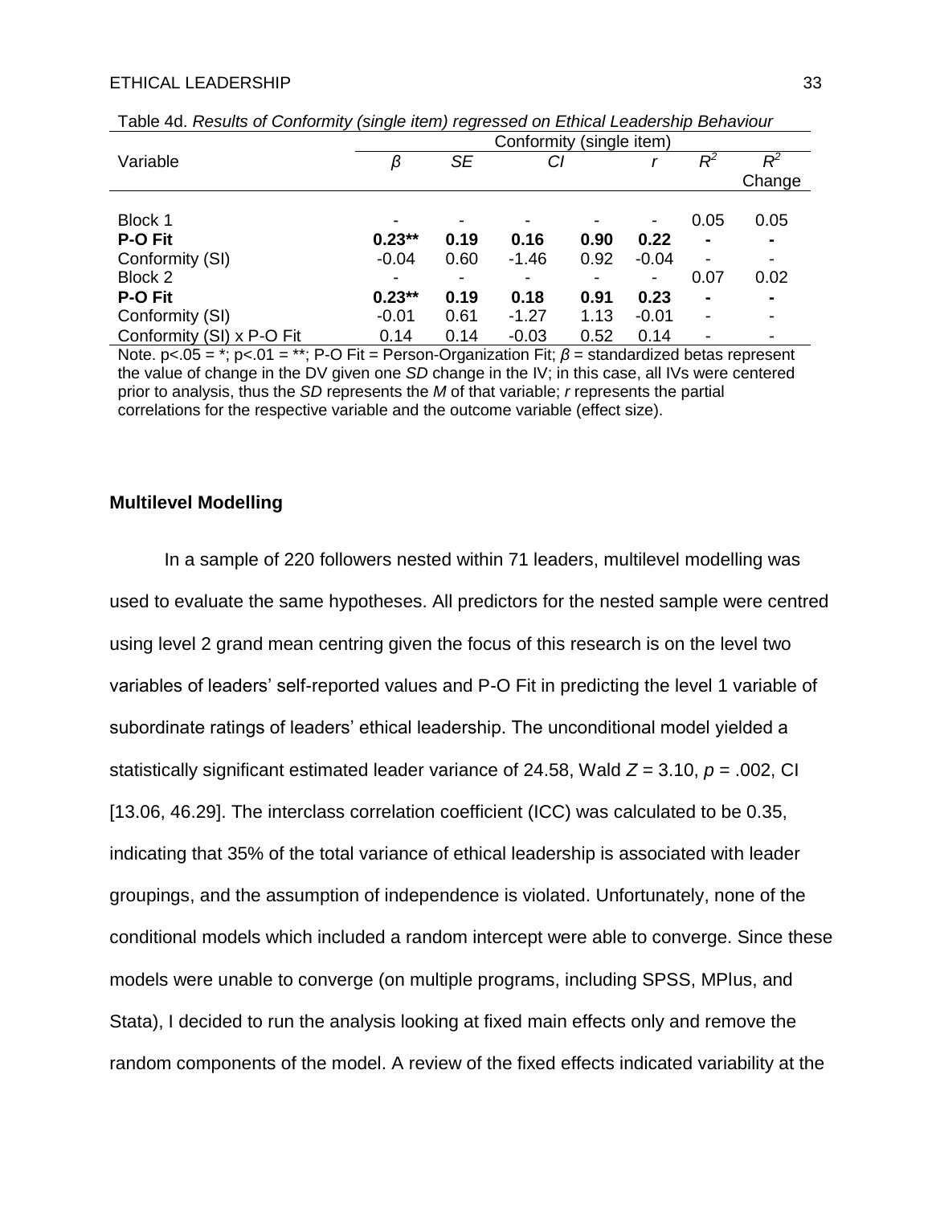Table 4d. *Results of Conformity (single item) regressed on Ethical Leadership Behaviour*

| Variable | Conformity (single item) | | | | | | |
|---|---|---|---|---|---|---|---|
| | *β* | *SE* | *CI* | | *r* | $R^2$ | $R^2$ Change |
| Block 1 | - | - | - | - | - | 0.05 | 0.05 |
| **P-O Fit** | **0.23**** | **0.19** | **0.16** | **0.90** | **0.22** | **-** | **-** |
| Conformity (SI) | -0.04 | 0.60 | -1.46 | 0.92 | -0.04 | - | - |
| Block 2 | - | - | - | - | - | 0.07 | 0.02 |
| **P-O Fit** | **0.23**** | **0.19** | **0.18** | **0.91** | **0.23** | **-** | **-** |
| Conformity (SI) | -0.01 | 0.61 | -1.27 | 1.13 | -0.01 | - | - |
| Conformity (SI) x P-O Fit | 0.14 | 0.14 | -0.03 | 0.52 | 0.14 | - | - |

Note. p<.05 = *; p<.01 = **; P-O Fit = Person-Organization Fit; *β* = standardized betas represent the value of change in the DV given one *SD* change in the IV; in this case, all IVs were centered prior to analysis, thus the *SD* represents the *M* of that variable; *r* represents the partial correlations for the respective variable and the outcome variable (effect size).

### Multilevel Modelling

In a sample of 220 followers nested within 71 leaders, multilevel modelling was used to evaluate the same hypotheses. All predictors for the nested sample were centred using level 2 grand mean centring given the focus of this research is on the level two variables of leaders' self-reported values and P-O Fit in predicting the level 1 variable of subordinate ratings of leaders' ethical leadership. The unconditional model yielded a statistically significant estimated leader variance of 24.58, Wald $Z = 3.10$, $p = .002$, CI [13.06, 46.29]. The interclass correlation coefficient (ICC) was calculated to be 0.35, indicating that 35% of the total variance of ethical leadership is associated with leader groupings, and the assumption of independence is violated. Unfortunately, none of the conditional models which included a random intercept were able to converge. Since these models were unable to converge (on multiple programs, including SPSS, MPlus, and Stata), I decided to run the analysis looking at fixed main effects only and remove the random components of the model. A review of the fixed effects indicated variability at the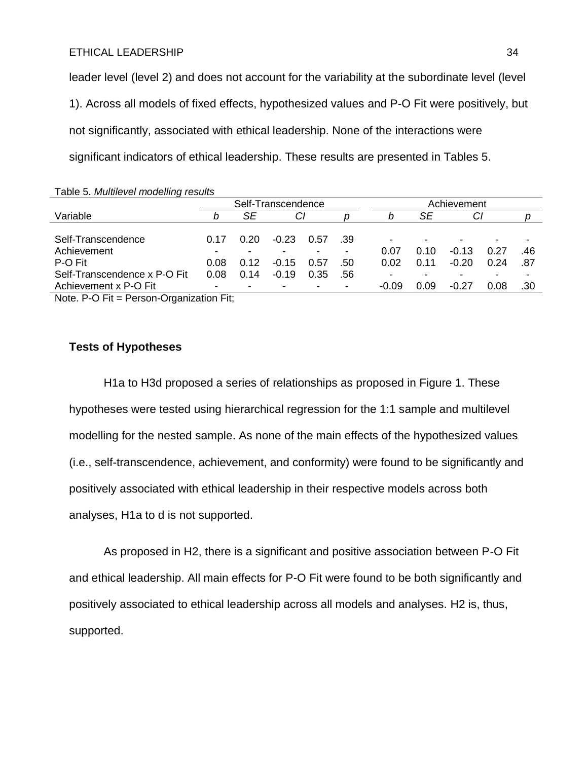leader level (level 2) and does not account for the variability at the subordinate level (level 1). Across all models of fixed effects, hypothesized values and P-O Fit were positively, but not significantly, associated with ethical leadership. None of the interactions were significant indicators of ethical leadership. These results are presented in Tables 5.

Table 5. *Multilevel modelling results*

| | Self-Transcendence | | | | | Achievement | | | | |
|---|---|---|---|---|---|---|---|---|---|---|
| Variable | *b* | *SE* | *CI* | | *p* | *b* | *SE* | *CI* | | *p* |
| Self-Transcendence | 0.17 | 0.20 | -0.23 | 0.57 | .39 | - | - | - | - | - |
| Achievement | - | - | - | - | - | 0.07 | 0.10 | -0.13 | 0.27 | .46 |
| P-O Fit | 0.08 | 0.12 | -0.15 | 0.57 | .50 | 0.02 | 0.11 | -0.20 | 0.24 | .87 |
| Self-Transcendence x P-O Fit | 0.08 | 0.14 | -0.19 | 0.35 | .56 | - | - | - | - | - |
| Achievement x P-O Fit | - | - | - | - | - | -0.09 | 0.09 | -0.27 | 0.08 | .30 |

Note. P-O Fit = Person-Organization Fit;

**Tests of Hypotheses**

H1a to H3d proposed a series of relationships as proposed in Figure 1. These hypotheses were tested using hierarchical regression for the 1:1 sample and multilevel modelling for the nested sample. As none of the main effects of the hypothesized values (i.e., self-transcendence, achievement, and conformity) were found to be significantly and positively associated with ethical leadership in their respective models across both analyses, H1a to d is not supported.

As proposed in H2, there is a significant and positive association between P-O Fit and ethical leadership. All main effects for P-O Fit were found to be both significantly and positively associated to ethical leadership across all models and analyses. H2 is, thus, supported.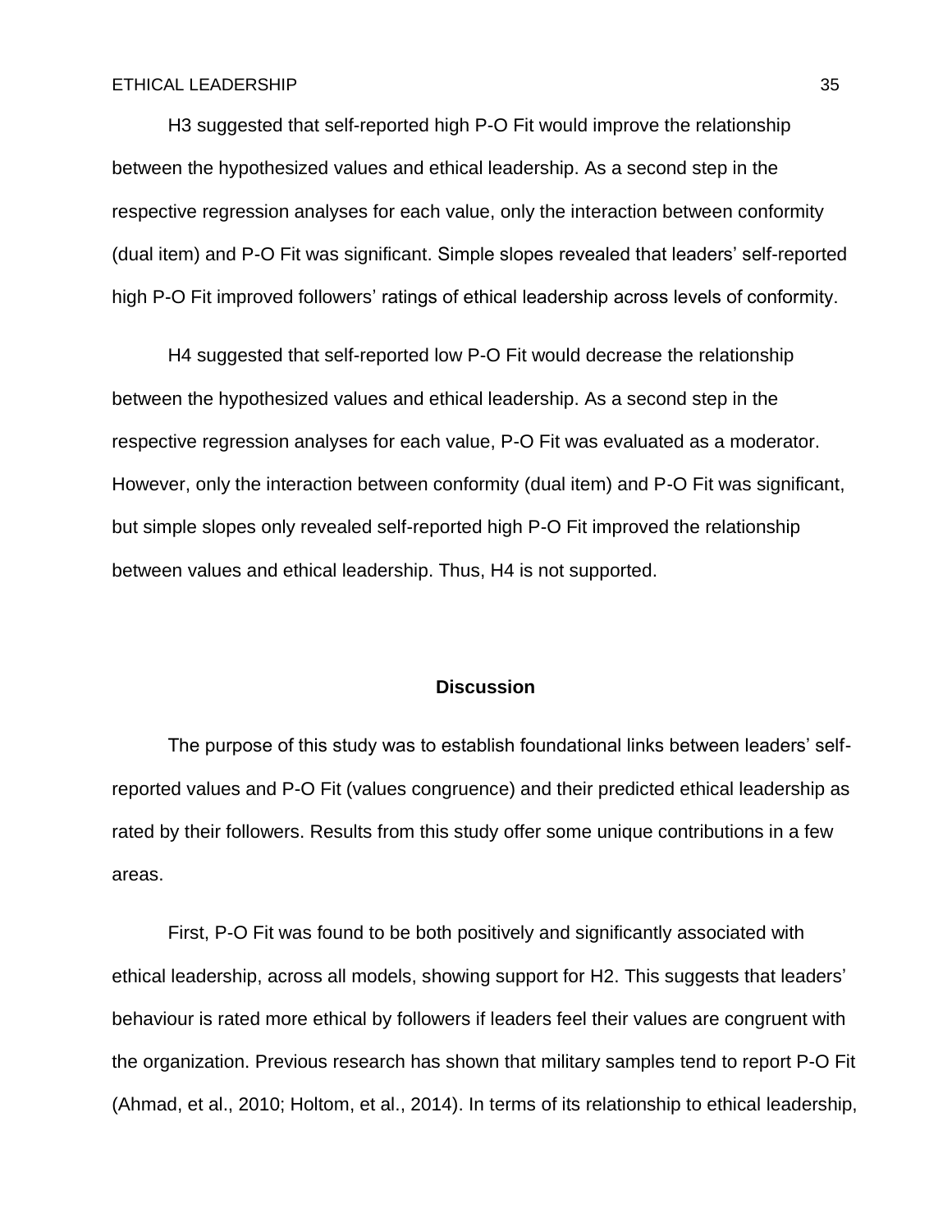H3 suggested that self-reported high P-O Fit would improve the relationship between the hypothesized values and ethical leadership. As a second step in the respective regression analyses for each value, only the interaction between conformity (dual item) and P-O Fit was significant. Simple slopes revealed that leaders' self-reported high P-O Fit improved followers' ratings of ethical leadership across levels of conformity.

H4 suggested that self-reported low P-O Fit would decrease the relationship between the hypothesized values and ethical leadership. As a second step in the respective regression analyses for each value, P-O Fit was evaluated as a moderator. However, only the interaction between conformity (dual item) and P-O Fit was significant, but simple slopes only revealed self-reported high P-O Fit improved the relationship between values and ethical leadership. Thus, H4 is not supported.

## Discussion

The purpose of this study was to establish foundational links between leaders' self-reported values and P-O Fit (values congruence) and their predicted ethical leadership as rated by their followers. Results from this study offer some unique contributions in a few areas.

First, P-O Fit was found to be both positively and significantly associated with ethical leadership, across all models, showing support for H2. This suggests that leaders' behaviour is rated more ethical by followers if leaders feel their values are congruent with the organization. Previous research has shown that military samples tend to report P-O Fit (Ahmad, et al., 2010; Holtom, et al., 2014). In terms of its relationship to ethical leadership,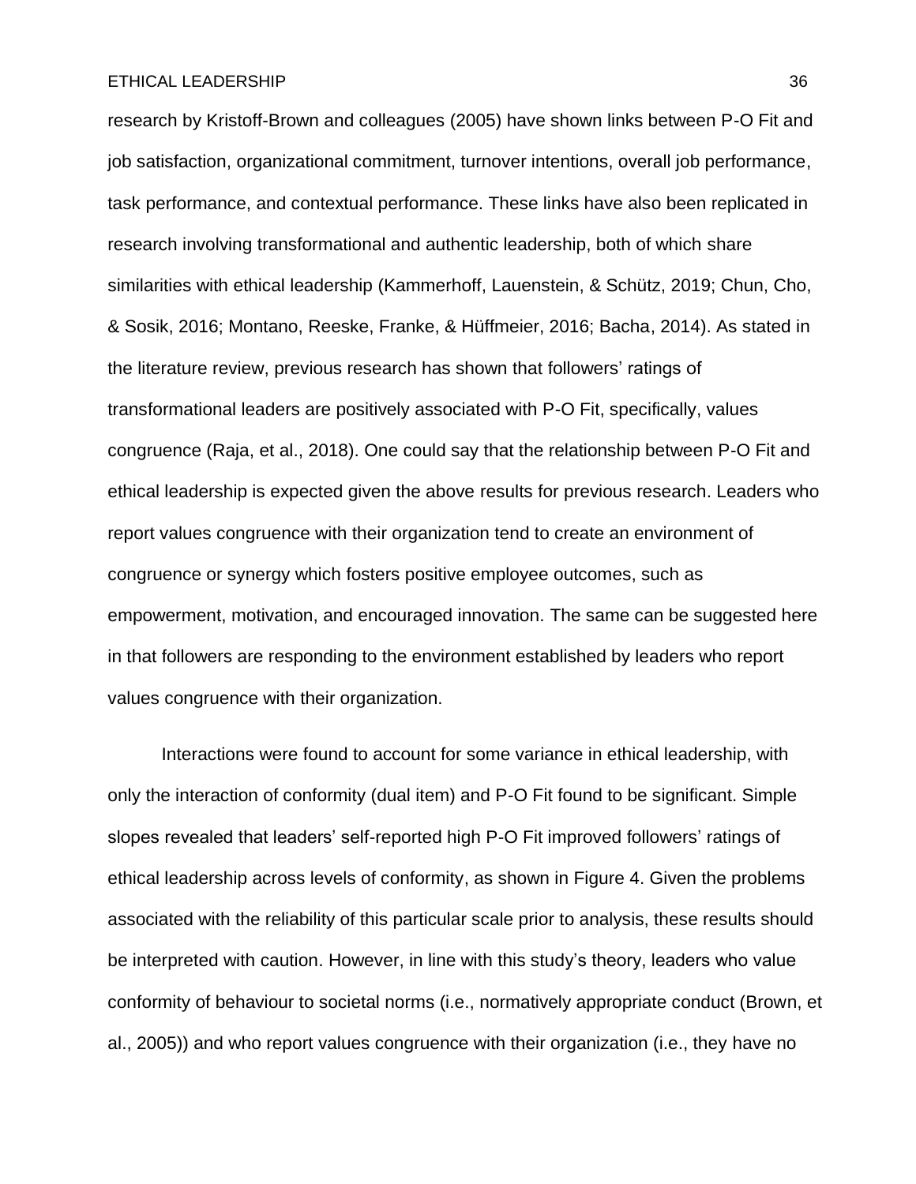research by Kristoff-Brown and colleagues (2005) have shown links between P-O Fit and job satisfaction, organizational commitment, turnover intentions, overall job performance, task performance, and contextual performance. These links have also been replicated in research involving transformational and authentic leadership, both of which share similarities with ethical leadership (Kammerhoff, Lauenstein, & Schütz, 2019; Chun, Cho, & Sosik, 2016; Montano, Reeske, Franke, & Hüffmeier, 2016; Bacha, 2014). As stated in the literature review, previous research has shown that followers' ratings of transformational leaders are positively associated with P-O Fit, specifically, values congruence (Raja, et al., 2018). One could say that the relationship between P-O Fit and ethical leadership is expected given the above results for previous research. Leaders who report values congruence with their organization tend to create an environment of congruence or synergy which fosters positive employee outcomes, such as empowerment, motivation, and encouraged innovation. The same can be suggested here in that followers are responding to the environment established by leaders who report values congruence with their organization.

Interactions were found to account for some variance in ethical leadership, with only the interaction of conformity (dual item) and P-O Fit found to be significant. Simple slopes revealed that leaders' self-reported high P-O Fit improved followers' ratings of ethical leadership across levels of conformity, as shown in Figure 4. Given the problems associated with the reliability of this particular scale prior to analysis, these results should be interpreted with caution. However, in line with this study's theory, leaders who value conformity of behaviour to societal norms (i.e., normatively appropriate conduct (Brown, et al., 2005)) and who report values congruence with their organization (i.e., they have no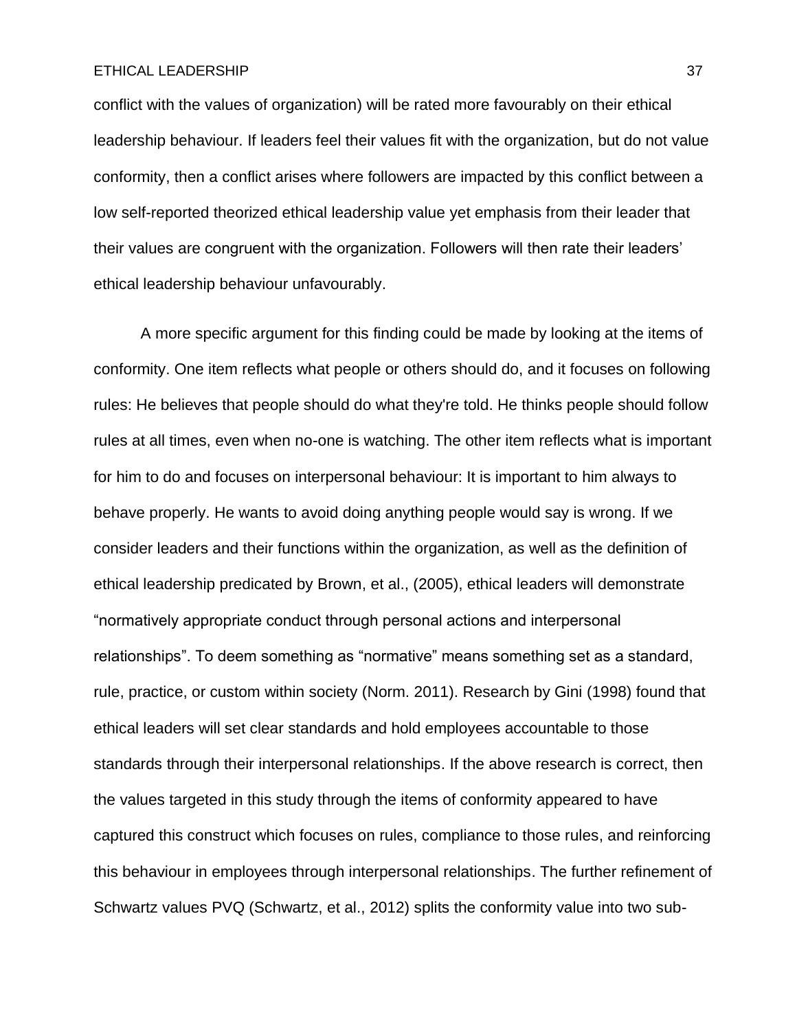conflict with the values of organization) will be rated more favourably on their ethical leadership behaviour. If leaders feel their values fit with the organization, but do not value conformity, then a conflict arises where followers are impacted by this conflict between a low self-reported theorized ethical leadership value yet emphasis from their leader that their values are congruent with the organization. Followers will then rate their leaders' ethical leadership behaviour unfavourably.

A more specific argument for this finding could be made by looking at the items of conformity. One item reflects what people or others should do, and it focuses on following rules: He believes that people should do what they're told. He thinks people should follow rules at all times, even when no-one is watching. The other item reflects what is important for him to do and focuses on interpersonal behaviour: It is important to him always to behave properly. He wants to avoid doing anything people would say is wrong. If we consider leaders and their functions within the organization, as well as the definition of ethical leadership predicated by Brown, et al., (2005), ethical leaders will demonstrate "normatively appropriate conduct through personal actions and interpersonal relationships". To deem something as "normative" means something set as a standard, rule, practice, or custom within society (Norm. 2011). Research by Gini (1998) found that ethical leaders will set clear standards and hold employees accountable to those standards through their interpersonal relationships. If the above research is correct, then the values targeted in this study through the items of conformity appeared to have captured this construct which focuses on rules, compliance to those rules, and reinforcing this behaviour in employees through interpersonal relationships. The further refinement of Schwartz values PVQ (Schwartz, et al., 2012) splits the conformity value into two sub-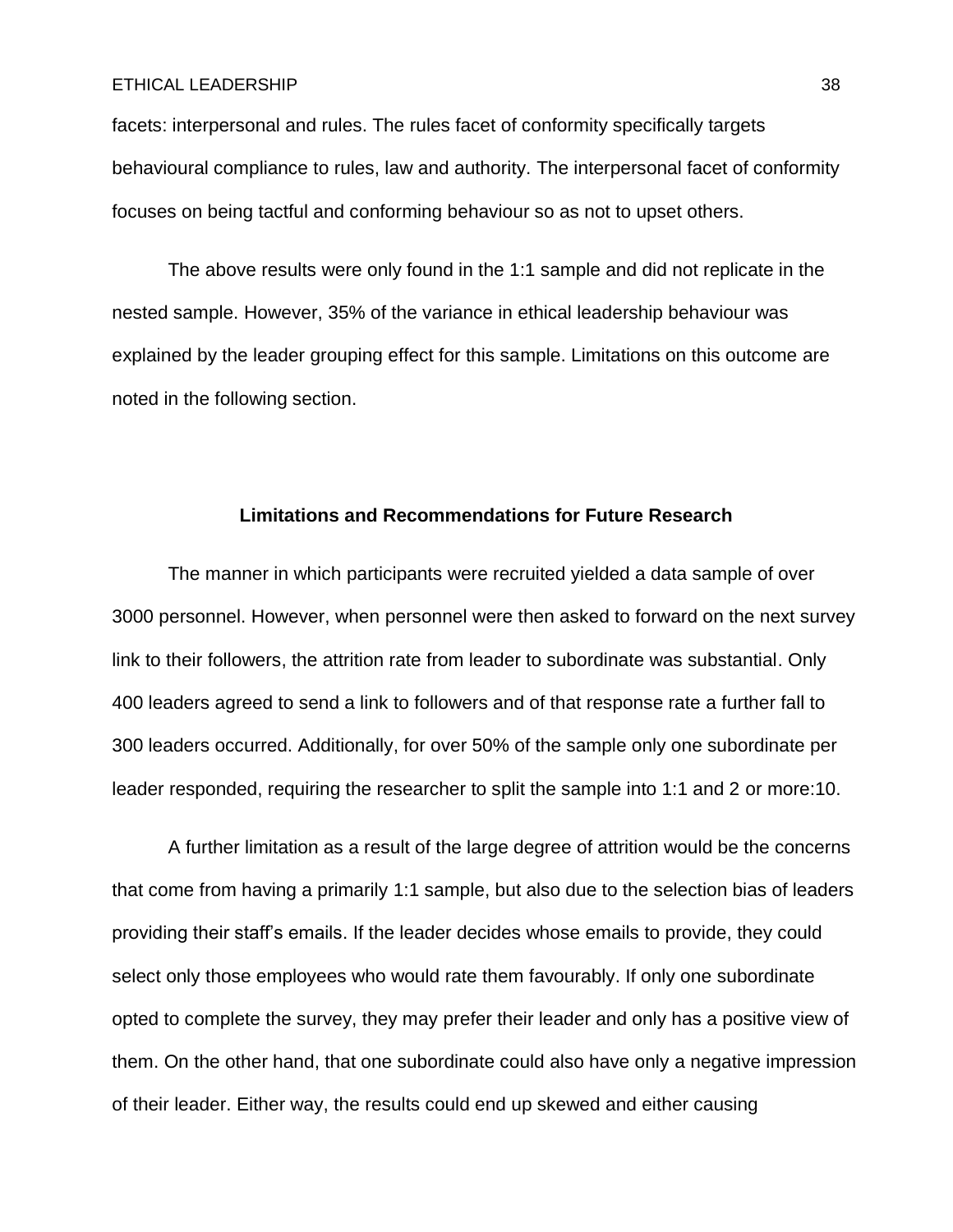facets: interpersonal and rules. The rules facet of conformity specifically targets behavioural compliance to rules, law and authority. The interpersonal facet of conformity focuses on being tactful and conforming behaviour so as not to upset others.

The above results were only found in the 1:1 sample and did not replicate in the nested sample. However, 35% of the variance in ethical leadership behaviour was explained by the leader grouping effect for this sample. Limitations on this outcome are noted in the following section.

## Limitations and Recommendations for Future Research

The manner in which participants were recruited yielded a data sample of over 3000 personnel. However, when personnel were then asked to forward on the next survey link to their followers, the attrition rate from leader to subordinate was substantial. Only 400 leaders agreed to send a link to followers and of that response rate a further fall to 300 leaders occurred. Additionally, for over 50% of the sample only one subordinate per leader responded, requiring the researcher to split the sample into 1:1 and 2 or more:10.

A further limitation as a result of the large degree of attrition would be the concerns that come from having a primarily 1:1 sample, but also due to the selection bias of leaders providing their staff's emails. If the leader decides whose emails to provide, they could select only those employees who would rate them favourably. If only one subordinate opted to complete the survey, they may prefer their leader and only has a positive view of them. On the other hand, that one subordinate could also have only a negative impression of their leader. Either way, the results could end up skewed and either causing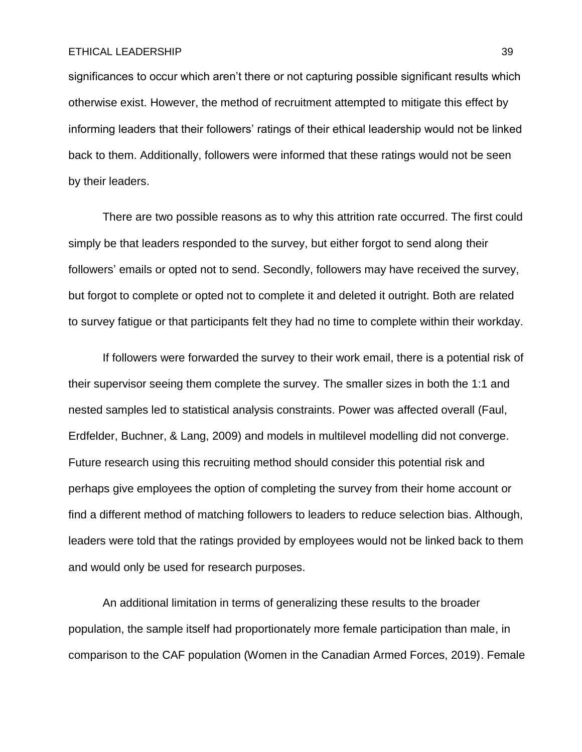significances to occur which aren't there or not capturing possible significant results which otherwise exist. However, the method of recruitment attempted to mitigate this effect by informing leaders that their followers' ratings of their ethical leadership would not be linked back to them. Additionally, followers were informed that these ratings would not be seen by their leaders.

There are two possible reasons as to why this attrition rate occurred. The first could simply be that leaders responded to the survey, but either forgot to send along their followers' emails or opted not to send. Secondly, followers may have received the survey, but forgot to complete or opted not to complete it and deleted it outright. Both are related to survey fatigue or that participants felt they had no time to complete within their workday.

If followers were forwarded the survey to their work email, there is a potential risk of their supervisor seeing them complete the survey. The smaller sizes in both the 1:1 and nested samples led to statistical analysis constraints. Power was affected overall (Faul, Erdfelder, Buchner, & Lang, 2009) and models in multilevel modelling did not converge. Future research using this recruiting method should consider this potential risk and perhaps give employees the option of completing the survey from their home account or find a different method of matching followers to leaders to reduce selection bias. Although, leaders were told that the ratings provided by employees would not be linked back to them and would only be used for research purposes.

An additional limitation in terms of generalizing these results to the broader population, the sample itself had proportionately more female participation than male, in comparison to the CAF population (Women in the Canadian Armed Forces, 2019). Female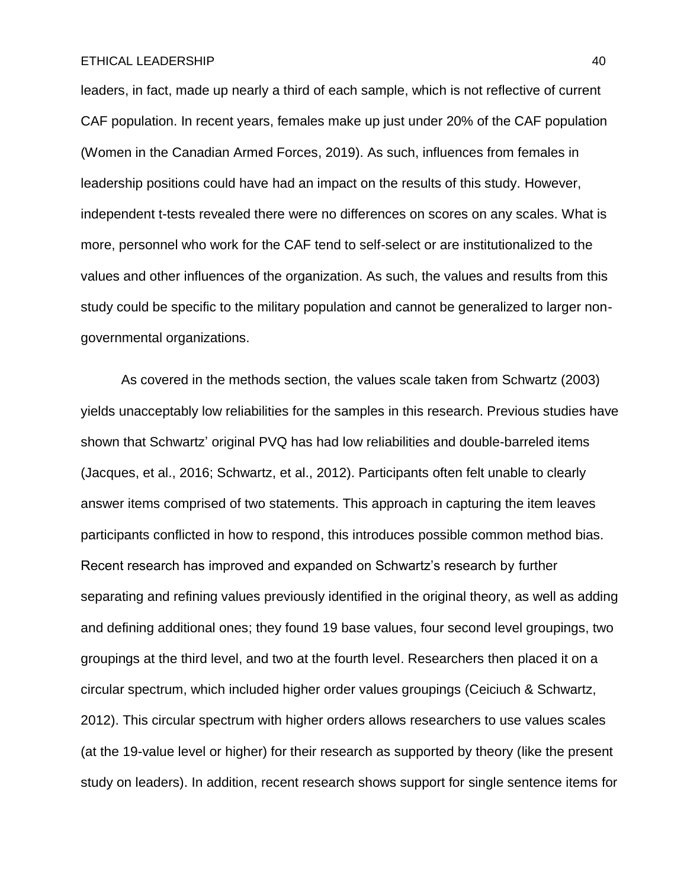leaders, in fact, made up nearly a third of each sample, which is not reflective of current CAF population. In recent years, females make up just under 20% of the CAF population (Women in the Canadian Armed Forces, 2019). As such, influences from females in leadership positions could have had an impact on the results of this study. However, independent t-tests revealed there were no differences on scores on any scales. What is more, personnel who work for the CAF tend to self-select or are institutionalized to the values and other influences of the organization. As such, the values and results from this study could be specific to the military population and cannot be generalized to larger non-governmental organizations.

As covered in the methods section, the values scale taken from Schwartz (2003) yields unacceptably low reliabilities for the samples in this research. Previous studies have shown that Schwartz' original PVQ has had low reliabilities and double-barreled items (Jacques, et al., 2016; Schwartz, et al., 2012). Participants often felt unable to clearly answer items comprised of two statements. This approach in capturing the item leaves participants conflicted in how to respond, this introduces possible common method bias. Recent research has improved and expanded on Schwartz's research by further separating and refining values previously identified in the original theory, as well as adding and defining additional ones; they found 19 base values, four second level groupings, two groupings at the third level, and two at the fourth level. Researchers then placed it on a circular spectrum, which included higher order values groupings (Ceiciuch & Schwartz, 2012). This circular spectrum with higher orders allows researchers to use values scales (at the 19-value level or higher) for their research as supported by theory (like the present study on leaders). In addition, recent research shows support for single sentence items for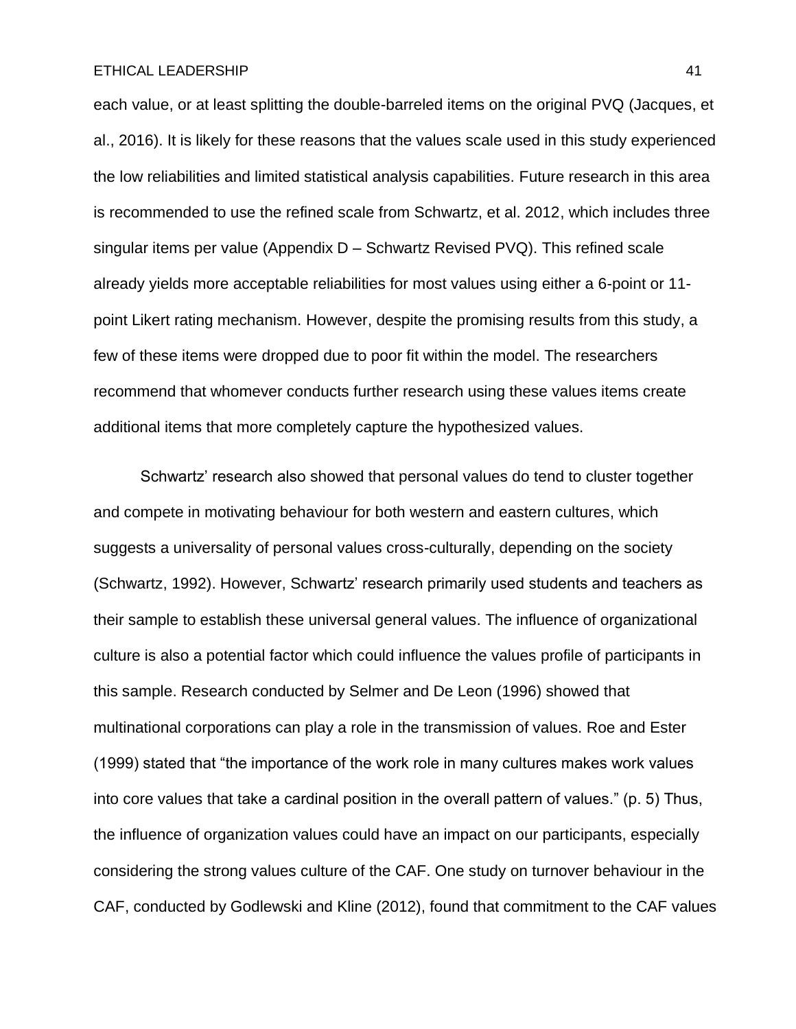each value, or at least splitting the double-barreled items on the original PVQ (Jacques, et al., 2016). It is likely for these reasons that the values scale used in this study experienced the low reliabilities and limited statistical analysis capabilities. Future research in this area is recommended to use the refined scale from Schwartz, et al. 2012, which includes three singular items per value (Appendix D – Schwartz Revised PVQ). This refined scale already yields more acceptable reliabilities for most values using either a 6-point or 11-point Likert rating mechanism. However, despite the promising results from this study, a few of these items were dropped due to poor fit within the model. The researchers recommend that whomever conducts further research using these values items create additional items that more completely capture the hypothesized values.

Schwartz' research also showed that personal values do tend to cluster together and compete in motivating behaviour for both western and eastern cultures, which suggests a universality of personal values cross-culturally, depending on the society (Schwartz, 1992). However, Schwartz' research primarily used students and teachers as their sample to establish these universal general values. The influence of organizational culture is also a potential factor which could influence the values profile of participants in this sample. Research conducted by Selmer and De Leon (1996) showed that multinational corporations can play a role in the transmission of values. Roe and Ester (1999) stated that "the importance of the work role in many cultures makes work values into core values that take a cardinal position in the overall pattern of values." (p. 5) Thus, the influence of organization values could have an impact on our participants, especially considering the strong values culture of the CAF. One study on turnover behaviour in the CAF, conducted by Godlewski and Kline (2012), found that commitment to the CAF values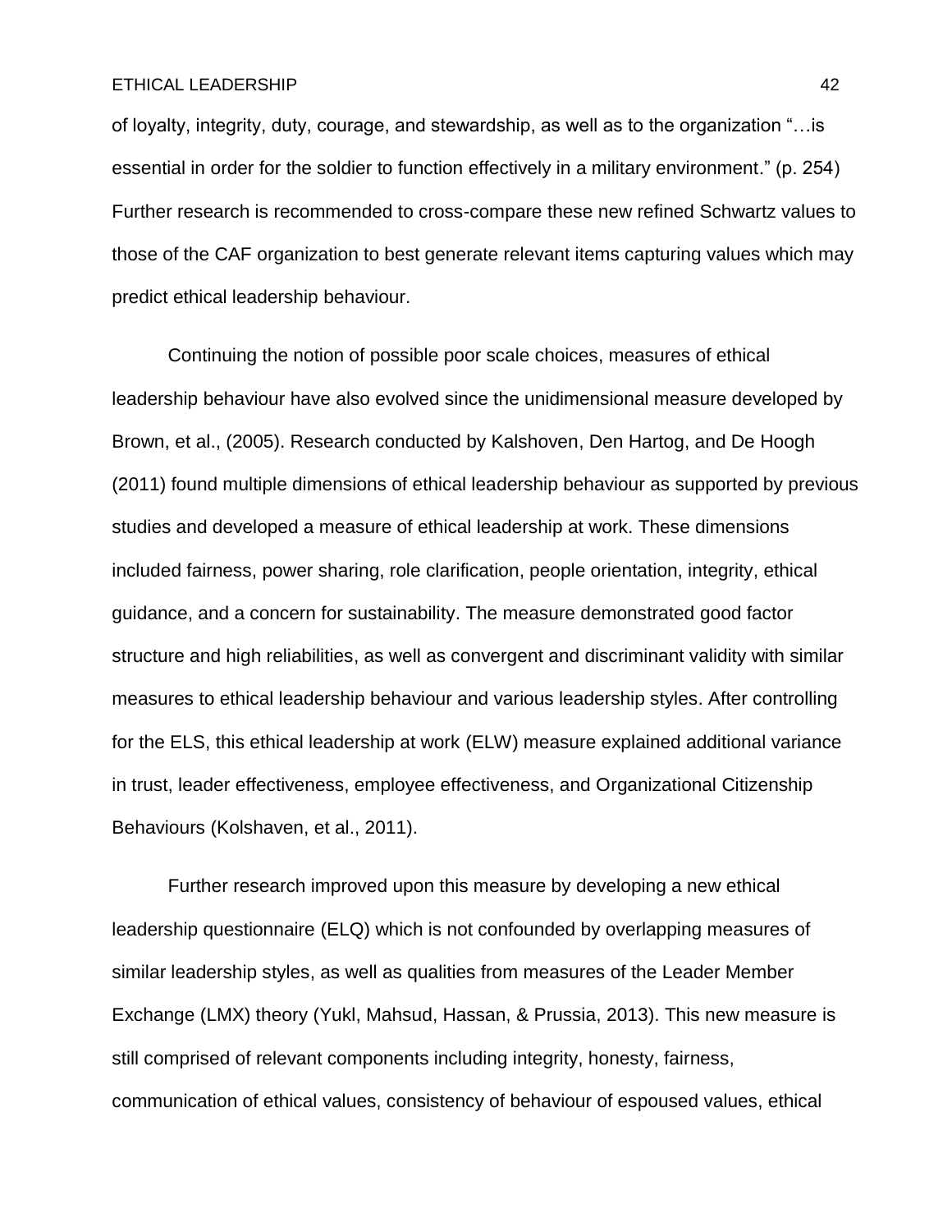of loyalty, integrity, duty, courage, and stewardship, as well as to the organization "…is essential in order for the soldier to function effectively in a military environment." (p. 254) Further research is recommended to cross-compare these new refined Schwartz values to those of the CAF organization to best generate relevant items capturing values which may predict ethical leadership behaviour.

Continuing the notion of possible poor scale choices, measures of ethical leadership behaviour have also evolved since the unidimensional measure developed by Brown, et al., (2005). Research conducted by Kalshoven, Den Hartog, and De Hoogh (2011) found multiple dimensions of ethical leadership behaviour as supported by previous studies and developed a measure of ethical leadership at work. These dimensions included fairness, power sharing, role clarification, people orientation, integrity, ethical guidance, and a concern for sustainability. The measure demonstrated good factor structure and high reliabilities, as well as convergent and discriminant validity with similar measures to ethical leadership behaviour and various leadership styles. After controlling for the ELS, this ethical leadership at work (ELW) measure explained additional variance in trust, leader effectiveness, employee effectiveness, and Organizational Citizenship Behaviours (Kolshaven, et al., 2011).

Further research improved upon this measure by developing a new ethical leadership questionnaire (ELQ) which is not confounded by overlapping measures of similar leadership styles, as well as qualities from measures of the Leader Member Exchange (LMX) theory (Yukl, Mahsud, Hassan, & Prussia, 2013). This new measure is still comprised of relevant components including integrity, honesty, fairness, communication of ethical values, consistency of behaviour of espoused values, ethical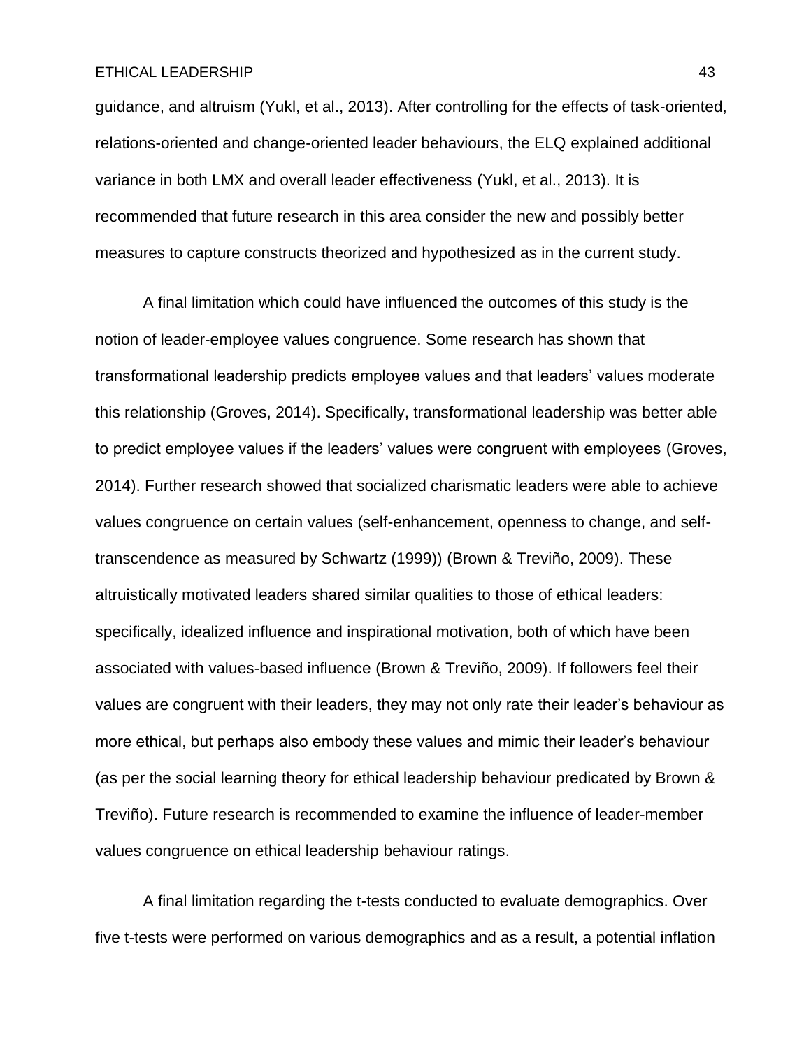guidance, and altruism (Yukl, et al., 2013). After controlling for the effects of task-oriented, relations-oriented and change-oriented leader behaviours, the ELQ explained additional variance in both LMX and overall leader effectiveness (Yukl, et al., 2013). It is recommended that future research in this area consider the new and possibly better measures to capture constructs theorized and hypothesized as in the current study.

A final limitation which could have influenced the outcomes of this study is the notion of leader-employee values congruence. Some research has shown that transformational leadership predicts employee values and that leaders' values moderate this relationship (Groves, 2014). Specifically, transformational leadership was better able to predict employee values if the leaders' values were congruent with employees (Groves, 2014). Further research showed that socialized charismatic leaders were able to achieve values congruence on certain values (self-enhancement, openness to change, and self-transcendence as measured by Schwartz (1999)) (Brown & Treviño, 2009). These altruistically motivated leaders shared similar qualities to those of ethical leaders: specifically, idealized influence and inspirational motivation, both of which have been associated with values-based influence (Brown & Treviño, 2009). If followers feel their values are congruent with their leaders, they may not only rate their leader's behaviour as more ethical, but perhaps also embody these values and mimic their leader's behaviour (as per the social learning theory for ethical leadership behaviour predicated by Brown & Treviño). Future research is recommended to examine the influence of leader-member values congruence on ethical leadership behaviour ratings.

A final limitation regarding the t-tests conducted to evaluate demographics. Over five t-tests were performed on various demographics and as a result, a potential inflation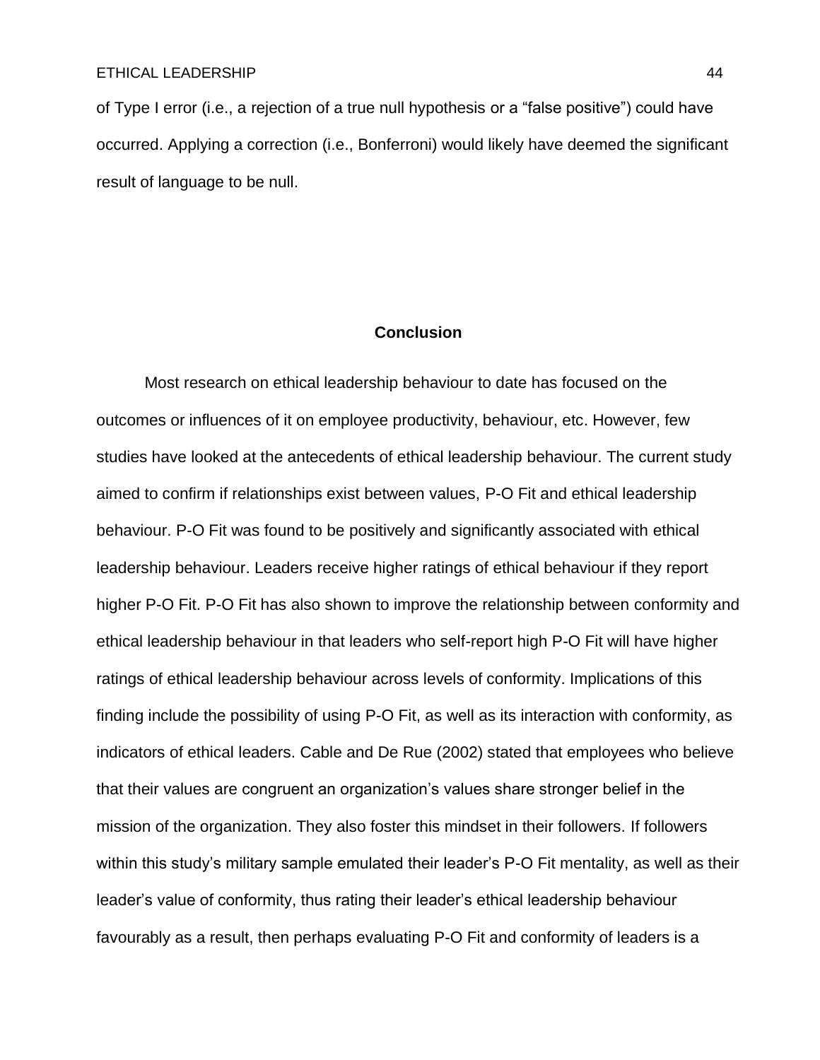of Type I error (i.e., a rejection of a true null hypothesis or a "false positive") could have occurred. Applying a correction (i.e., Bonferroni) would likely have deemed the significant result of language to be null.

## Conclusion

Most research on ethical leadership behaviour to date has focused on the outcomes or influences of it on employee productivity, behaviour, etc. However, few studies have looked at the antecedents of ethical leadership behaviour. The current study aimed to confirm if relationships exist between values, P-O Fit and ethical leadership behaviour. P-O Fit was found to be positively and significantly associated with ethical leadership behaviour. Leaders receive higher ratings of ethical behaviour if they report higher P-O Fit. P-O Fit has also shown to improve the relationship between conformity and ethical leadership behaviour in that leaders who self-report high P-O Fit will have higher ratings of ethical leadership behaviour across levels of conformity. Implications of this finding include the possibility of using P-O Fit, as well as its interaction with conformity, as indicators of ethical leaders. Cable and De Rue (2002) stated that employees who believe that their values are congruent an organization's values share stronger belief in the mission of the organization. They also foster this mindset in their followers. If followers within this study's military sample emulated their leader's P-O Fit mentality, as well as their leader's value of conformity, thus rating their leader's ethical leadership behaviour favourably as a result, then perhaps evaluating P-O Fit and conformity of leaders is a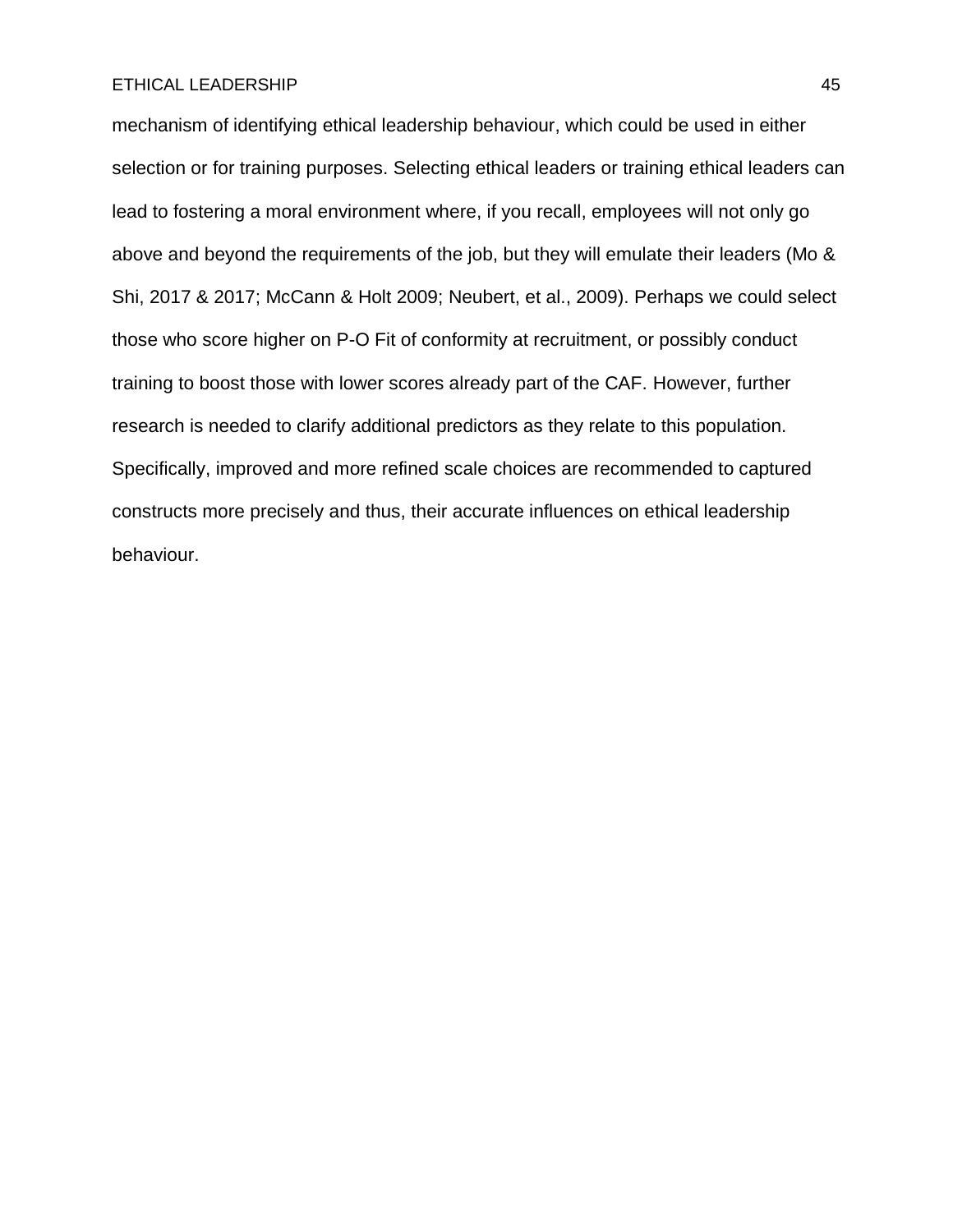mechanism of identifying ethical leadership behaviour, which could be used in either selection or for training purposes. Selecting ethical leaders or training ethical leaders can lead to fostering a moral environment where, if you recall, employees will not only go above and beyond the requirements of the job, but they will emulate their leaders (Mo & Shi, 2017 & 2017; McCann & Holt 2009; Neubert, et al., 2009). Perhaps we could select those who score higher on P-O Fit of conformity at recruitment, or possibly conduct training to boost those with lower scores already part of the CAF. However, further research is needed to clarify additional predictors as they relate to this population. Specifically, improved and more refined scale choices are recommended to captured constructs more precisely and thus, their accurate influences on ethical leadership behaviour.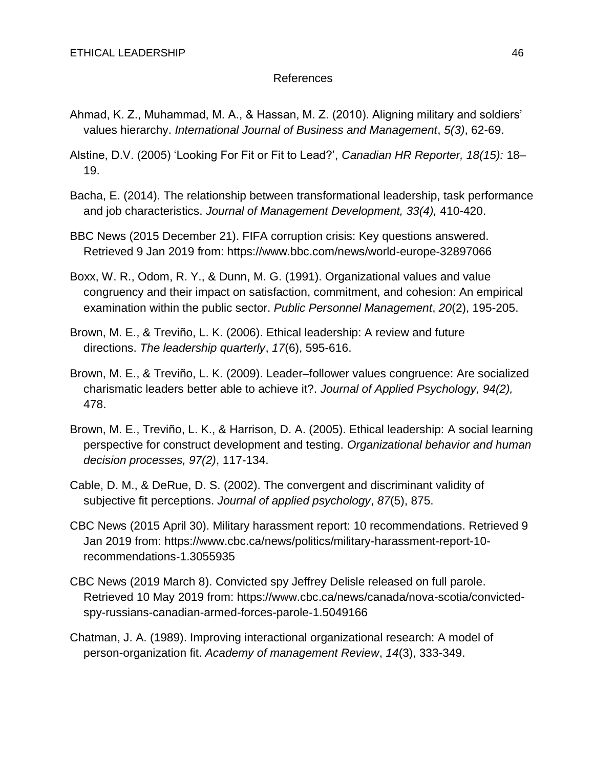References

Ahmad, K. Z., Muhammad, M. A., & Hassan, M. Z. (2010). Aligning military and soldiers' values hierarchy. *International Journal of Business and Management*, *5(3)*, 62-69.

Alstine, D.V. (2005) 'Looking For Fit or Fit to Lead?', *Canadian HR Reporter, 18(15):* 18–19.

Bacha, E. (2014). The relationship between transformational leadership, task performance and job characteristics. *Journal of Management Development, 33(4),* 410-420.

BBC News (2015 December 21). FIFA corruption crisis: Key questions answered. Retrieved 9 Jan 2019 from: https://www.bbc.com/news/world-europe-32897066

Boxx, W. R., Odom, R. Y., & Dunn, M. G. (1991). Organizational values and value congruency and their impact on satisfaction, commitment, and cohesion: An empirical examination within the public sector. *Public Personnel Management*, *20*(2), 195-205.

Brown, M. E., & Treviño, L. K. (2006). Ethical leadership: A review and future directions. *The leadership quarterly*, *17*(6), 595-616.

Brown, M. E., & Treviño, L. K. (2009). Leader–follower values congruence: Are socialized charismatic leaders better able to achieve it?. *Journal of Applied Psychology, 94(2),* 478.

Brown, M. E., Treviño, L. K., & Harrison, D. A. (2005). Ethical leadership: A social learning perspective for construct development and testing. *Organizational behavior and human decision processes, 97(2)*, 117-134.

Cable, D. M., & DeRue, D. S. (2002). The convergent and discriminant validity of subjective fit perceptions. *Journal of applied psychology*, *87*(5), 875.

CBC News (2015 April 30). Military harassment report: 10 recommendations. Retrieved 9 Jan 2019 from: https://www.cbc.ca/news/politics/military-harassment-report-10-recommendations-1.3055935

CBC News (2019 March 8). Convicted spy Jeffrey Delisle released on full parole. Retrieved 10 May 2019 from: https://www.cbc.ca/news/canada/nova-scotia/convicted-spy-russians-canadian-armed-forces-parole-1.5049166

Chatman, J. A. (1989). Improving interactional organizational research: A model of person-organization fit. *Academy of management Review*, *14*(3), 333-349.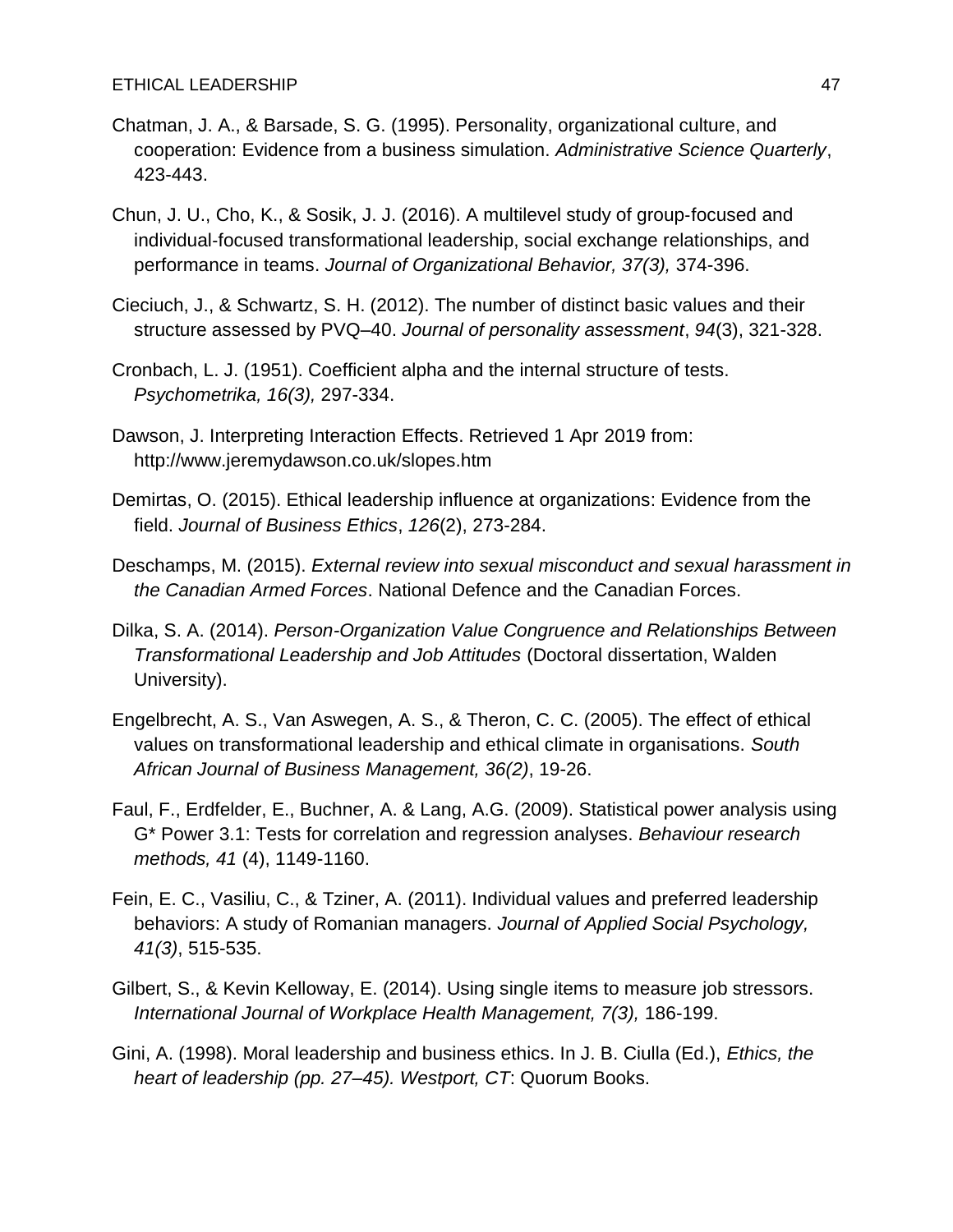Chatman, J. A., & Barsade, S. G. (1995). Personality, organizational culture, and cooperation: Evidence from a business simulation. *Administrative Science Quarterly*, 423-443.

Chun, J. U., Cho, K., & Sosik, J. J. (2016). A multilevel study of group-focused and individual-focused transformational leadership, social exchange relationships, and performance in teams. *Journal of Organizational Behavior, 37(3),* 374-396.

Cieciuch, J., & Schwartz, S. H. (2012). The number of distinct basic values and their structure assessed by PVQ–40. *Journal of personality assessment*, *94*(3), 321-328.

Cronbach, L. J. (1951). Coefficient alpha and the internal structure of tests. *Psychometrika, 16(3),* 297-334.

Dawson, J. Interpreting Interaction Effects. Retrieved 1 Apr 2019 from: http://www.jeremydawson.co.uk/slopes.htm

Demirtas, O. (2015). Ethical leadership influence at organizations: Evidence from the field. *Journal of Business Ethics*, *126*(2), 273-284.

Deschamps, M. (2015). *External review into sexual misconduct and sexual harassment in the Canadian Armed Forces*. National Defence and the Canadian Forces.

Dilka, S. A. (2014). *Person-Organization Value Congruence and Relationships Between Transformational Leadership and Job Attitudes* (Doctoral dissertation, Walden University).

Engelbrecht, A. S., Van Aswegen, A. S., & Theron, C. C. (2005). The effect of ethical values on transformational leadership and ethical climate in organisations. *South African Journal of Business Management, 36(2)*, 19-26.

Faul, F., Erdfelder, E., Buchner, A. & Lang, A.G. (2009). Statistical power analysis using G* Power 3.1: Tests for correlation and regression analyses. *Behaviour research methods, 41* (4), 1149-1160.

Fein, E. C., Vasiliu, C., & Tziner, A. (2011). Individual values and preferred leadership behaviors: A study of Romanian managers. *Journal of Applied Social Psychology, 41(3)*, 515-535.

Gilbert, S., & Kevin Kelloway, E. (2014). Using single items to measure job stressors. *International Journal of Workplace Health Management, 7(3),* 186-199.

Gini, A. (1998). Moral leadership and business ethics. In J. B. Ciulla (Ed.), *Ethics, the heart of leadership (pp. 27–45). Westport, CT*: Quorum Books.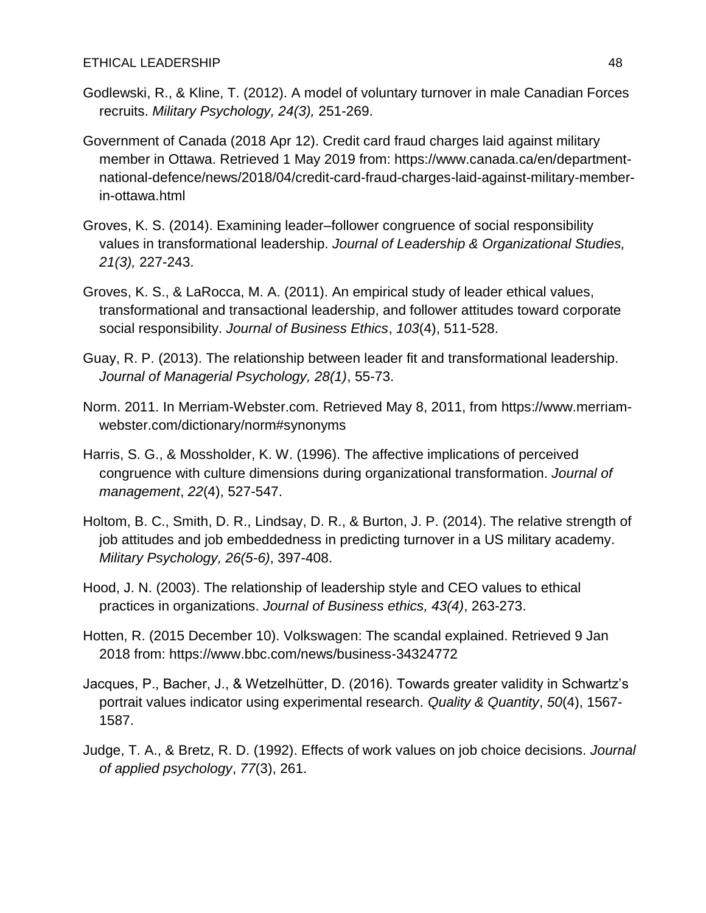Godlewski, R., & Kline, T. (2012). A model of voluntary turnover in male Canadian Forces recruits. *Military Psychology, 24(3),* 251-269.

Government of Canada (2018 Apr 12). Credit card fraud charges laid against military member in Ottawa. Retrieved 1 May 2019 from: https://www.canada.ca/en/department-national-defence/news/2018/04/credit-card-fraud-charges-laid-against-military-member-in-ottawa.html

Groves, K. S. (2014). Examining leader–follower congruence of social responsibility values in transformational leadership. *Journal of Leadership & Organizational Studies, 21(3),* 227-243.

Groves, K. S., & LaRocca, M. A. (2011). An empirical study of leader ethical values, transformational and transactional leadership, and follower attitudes toward corporate social responsibility. *Journal of Business Ethics*, *103*(4), 511-528.

Guay, R. P. (2013). The relationship between leader fit and transformational leadership. *Journal of Managerial Psychology, 28(1)*, 55-73.

Norm. 2011. In Merriam-Webster.com. Retrieved May 8, 2011, from https://www.merriam-webster.com/dictionary/norm#synonyms

Harris, S. G., & Mossholder, K. W. (1996). The affective implications of perceived congruence with culture dimensions during organizational transformation. *Journal of management*, *22*(4), 527-547.

Holtom, B. C., Smith, D. R., Lindsay, D. R., & Burton, J. P. (2014). The relative strength of job attitudes and job embeddedness in predicting turnover in a US military academy. *Military Psychology, 26(5-6)*, 397-408.

Hood, J. N. (2003). The relationship of leadership style and CEO values to ethical practices in organizations. *Journal of Business ethics, 43(4)*, 263-273.

Hotten, R. (2015 December 10). Volkswagen: The scandal explained. Retrieved 9 Jan 2018 from: https://www.bbc.com/news/business-34324772

Jacques, P., Bacher, J., & Wetzelhütter, D. (2016). Towards greater validity in Schwartz's portrait values indicator using experimental research. *Quality & Quantity*, *50*(4), 1567-1587.

Judge, T. A., & Bretz, R. D. (1992). Effects of work values on job choice decisions. *Journal of applied psychology*, *77*(3), 261.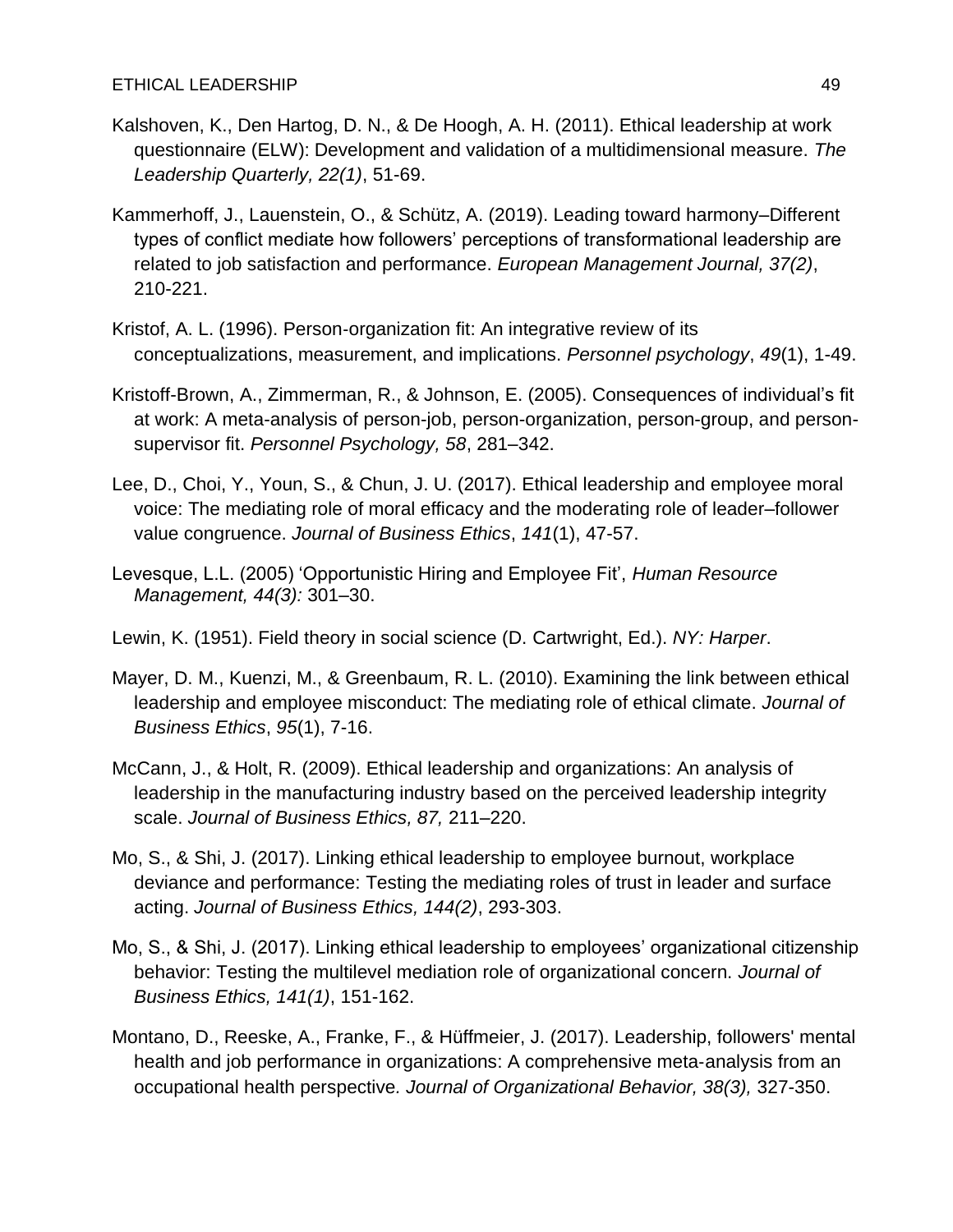Kalshoven, K., Den Hartog, D. N., & De Hoogh, A. H. (2011). Ethical leadership at work questionnaire (ELW): Development and validation of a multidimensional measure. *The Leadership Quarterly, 22(1)*, 51-69.

Kammerhoff, J., Lauenstein, O., & Schütz, A. (2019). Leading toward harmony–Different types of conflict mediate how followers' perceptions of transformational leadership are related to job satisfaction and performance. *European Management Journal, 37(2)*, 210-221.

Kristof, A. L. (1996). Person‐organization fit: An integrative review of its conceptualizations, measurement, and implications. *Personnel psychology*, *49*(1), 1-49.

Kristoff-Brown, A., Zimmerman, R., & Johnson, E. (2005). Consequences of individual's fit at work: A meta-analysis of person-job, person-organization, person-group, and person-supervisor fit. *Personnel Psychology, 58*, 281–342.

Lee, D., Choi, Y., Youn, S., & Chun, J. U. (2017). Ethical leadership and employee moral voice: The mediating role of moral efficacy and the moderating role of leader–follower value congruence. *Journal of Business Ethics*, *141*(1), 47-57.

Levesque, L.L. (2005) 'Opportunistic Hiring and Employee Fit', *Human Resource Management, 44(3):* 301–30.

Lewin, K. (1951). Field theory in social science (D. Cartwright, Ed.). *NY: Harper*.

Mayer, D. M., Kuenzi, M., & Greenbaum, R. L. (2010). Examining the link between ethical leadership and employee misconduct: The mediating role of ethical climate. *Journal of Business Ethics*, *95*(1), 7-16.

McCann, J., & Holt, R. (2009). Ethical leadership and organizations: An analysis of leadership in the manufacturing industry based on the perceived leadership integrity scale. *Journal of Business Ethics, 87,* 211–220.

Mo, S., & Shi, J. (2017). Linking ethical leadership to employee burnout, workplace deviance and performance: Testing the mediating roles of trust in leader and surface acting. *Journal of Business Ethics, 144(2)*, 293-303.

Mo, S., & Shi, J. (2017). Linking ethical leadership to employees' organizational citizenship behavior: Testing the multilevel mediation role of organizational concern. *Journal of Business Ethics, 141(1)*, 151-162.

Montano, D., Reeske, A., Franke, F., & Hüffmeier, J. (2017). Leadership, followers' mental health and job performance in organizations: A comprehensive meta‐analysis from an occupational health perspective*. Journal of Organizational Behavior, 38(3),* 327-350.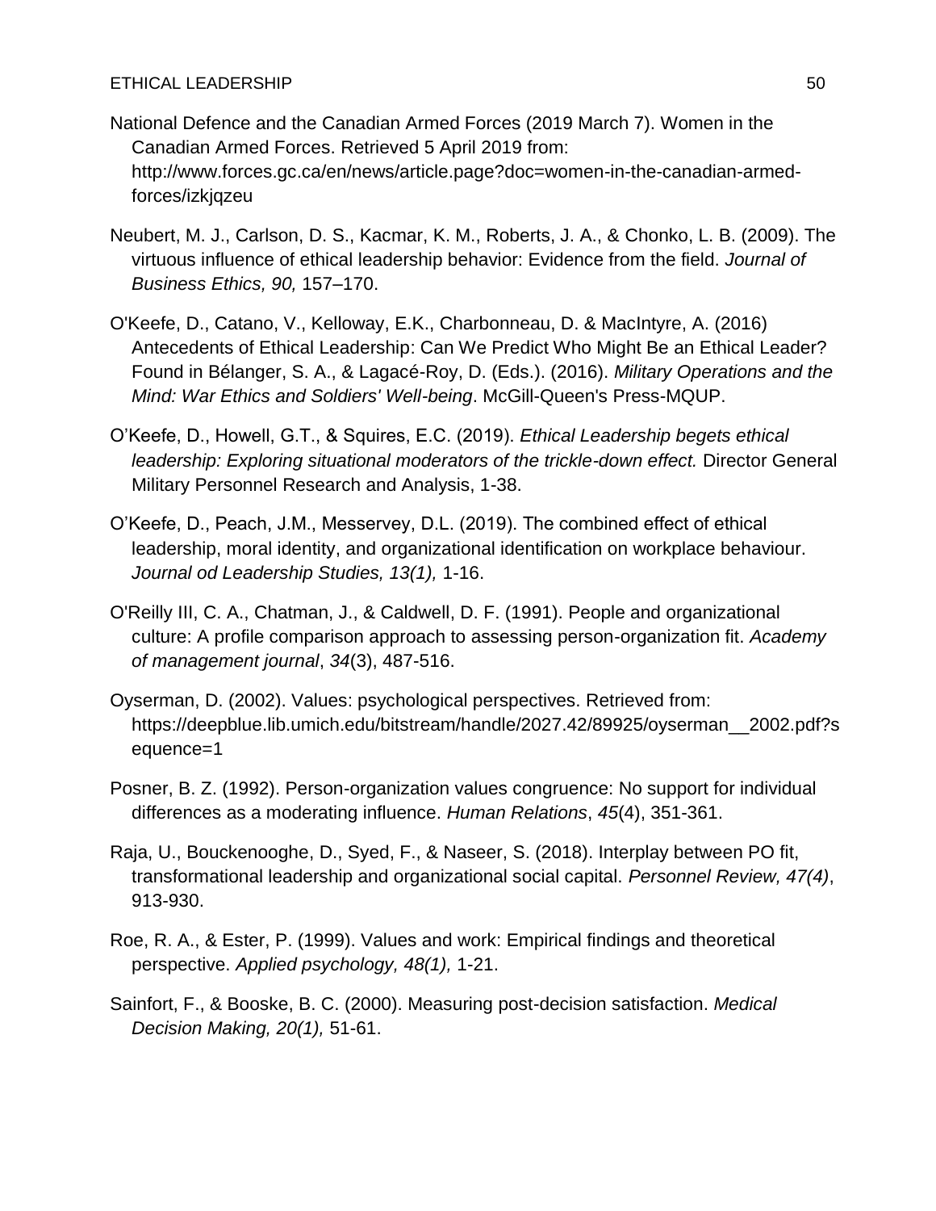National Defence and the Canadian Armed Forces (2019 March 7). Women in the Canadian Armed Forces. Retrieved 5 April 2019 from: http://www.forces.gc.ca/en/news/article.page?doc=women-in-the-canadian-armed-forces/izkjqzeu

Neubert, M. J., Carlson, D. S., Kacmar, K. M., Roberts, J. A., & Chonko, L. B. (2009). The virtuous influence of ethical leadership behavior: Evidence from the field. *Journal of Business Ethics, 90,* 157–170.

O'Keefe, D., Catano, V., Kelloway, E.K., Charbonneau, D. & MacIntyre, A. (2016) Antecedents of Ethical Leadership: Can We Predict Who Might Be an Ethical Leader? Found in Bélanger, S. A., & Lagacé-Roy, D. (Eds.). (2016). *Military Operations and the Mind: War Ethics and Soldiers' Well-being*. McGill-Queen's Press-MQUP.

O'Keefe, D., Howell, G.T., & Squires, E.C. (2019). *Ethical Leadership begets ethical leadership: Exploring situational moderators of the trickle-down effect.* Director General Military Personnel Research and Analysis, 1-38.

O'Keefe, D., Peach, J.M., Messervey, D.L. (2019). The combined effect of ethical leadership, moral identity, and organizational identification on workplace behaviour. *Journal od Leadership Studies, 13(1),* 1-16.

O'Reilly III, C. A., Chatman, J., & Caldwell, D. F. (1991). People and organizational culture: A profile comparison approach to assessing person-organization fit. *Academy of management journal*, *34*(3), 487-516.

Oyserman, D. (2002). Values: psychological perspectives. Retrieved from: https://deepblue.lib.umich.edu/bitstream/handle/2027.42/89925/oyserman__2002.pdf?sequence=1

Posner, B. Z. (1992). Person-organization values congruence: No support for individual differences as a moderating influence. *Human Relations*, *45*(4), 351-361.

Raja, U., Bouckenooghe, D., Syed, F., & Naseer, S. (2018). Interplay between PO fit, transformational leadership and organizational social capital. *Personnel Review, 47(4)*, 913-930.

Roe, R. A., & Ester, P. (1999). Values and work: Empirical findings and theoretical perspective. *Applied psychology, 48(1),* 1-21.

Sainfort, F., & Booske, B. C. (2000). Measuring post-decision satisfaction. *Medical Decision Making, 20(1),* 51-61.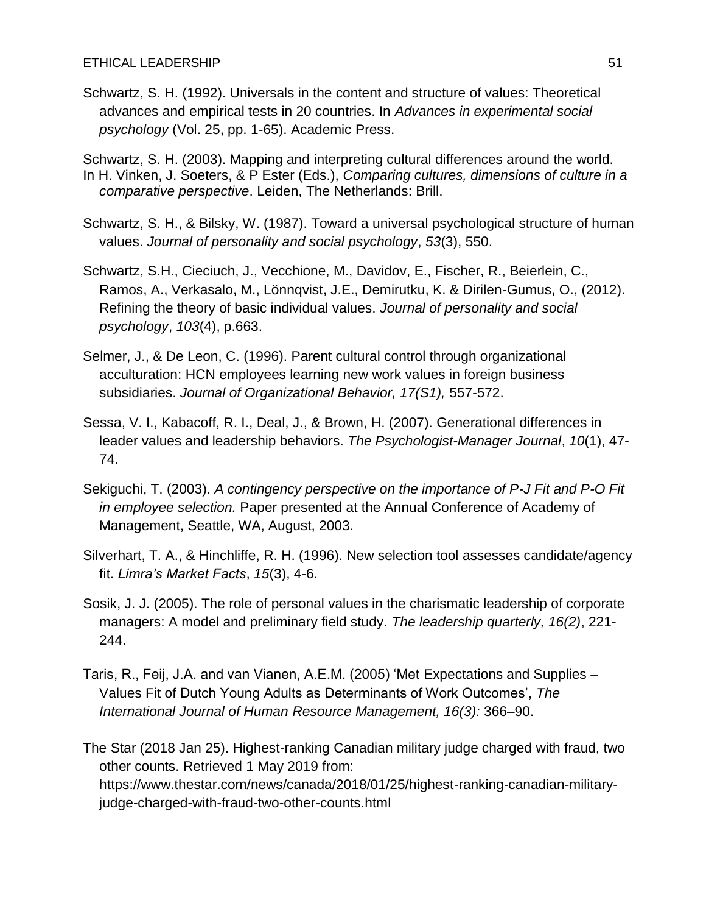Schwartz, S. H. (1992). Universals in the content and structure of values: Theoretical advances and empirical tests in 20 countries. In *Advances in experimental social psychology* (Vol. 25, pp. 1-65). Academic Press.

Schwartz, S. H. (2003). Mapping and interpreting cultural differences around the world. In H. Vinken, J. Soeters, & P Ester (Eds.), *Comparing cultures, dimensions of culture in a comparative perspective*. Leiden, The Netherlands: Brill.

Schwartz, S. H., & Bilsky, W. (1987). Toward a universal psychological structure of human values. *Journal of personality and social psychology*, *53*(3), 550.

Schwartz, S.H., Cieciuch, J., Vecchione, M., Davidov, E., Fischer, R., Beierlein, C., Ramos, A., Verkasalo, M., Lönnqvist, J.E., Demirutku, K. & Dirilen-Gumus, O., (2012). Refining the theory of basic individual values. *Journal of personality and social psychology*, *103*(4), p.663.

Selmer, J., & De Leon, C. (1996). Parent cultural control through organizational acculturation: HCN employees learning new work values in foreign business subsidiaries. *Journal of Organizational Behavior, 17(S1),* 557-572.

Sessa, V. I., Kabacoff, R. I., Deal, J., & Brown, H. (2007). Generational differences in leader values and leadership behaviors. *The Psychologist-Manager Journal*, *10*(1), 47-74.

Sekiguchi, T. (2003). *A contingency perspective on the importance of P-J Fit and P-O Fit in employee selection.* Paper presented at the Annual Conference of Academy of Management, Seattle, WA, August, 2003.

Silverhart, T. A., & Hinchliffe, R. H. (1996). New selection tool assesses candidate/agency fit. *Limra's Market Facts*, *15*(3), 4-6.

Sosik, J. J. (2005). The role of personal values in the charismatic leadership of corporate managers: A model and preliminary field study. *The leadership quarterly, 16(2)*, 221-244.

Taris, R., Feij, J.A. and van Vianen, A.E.M. (2005) 'Met Expectations and Supplies – Values Fit of Dutch Young Adults as Determinants of Work Outcomes', *The International Journal of Human Resource Management, 16(3):* 366–90.

The Star (2018 Jan 25). Highest-ranking Canadian military judge charged with fraud, two other counts. Retrieved 1 May 2019 from: https://www.thestar.com/news/canada/2018/01/25/highest-ranking-canadian-military-judge-charged-with-fraud-two-other-counts.html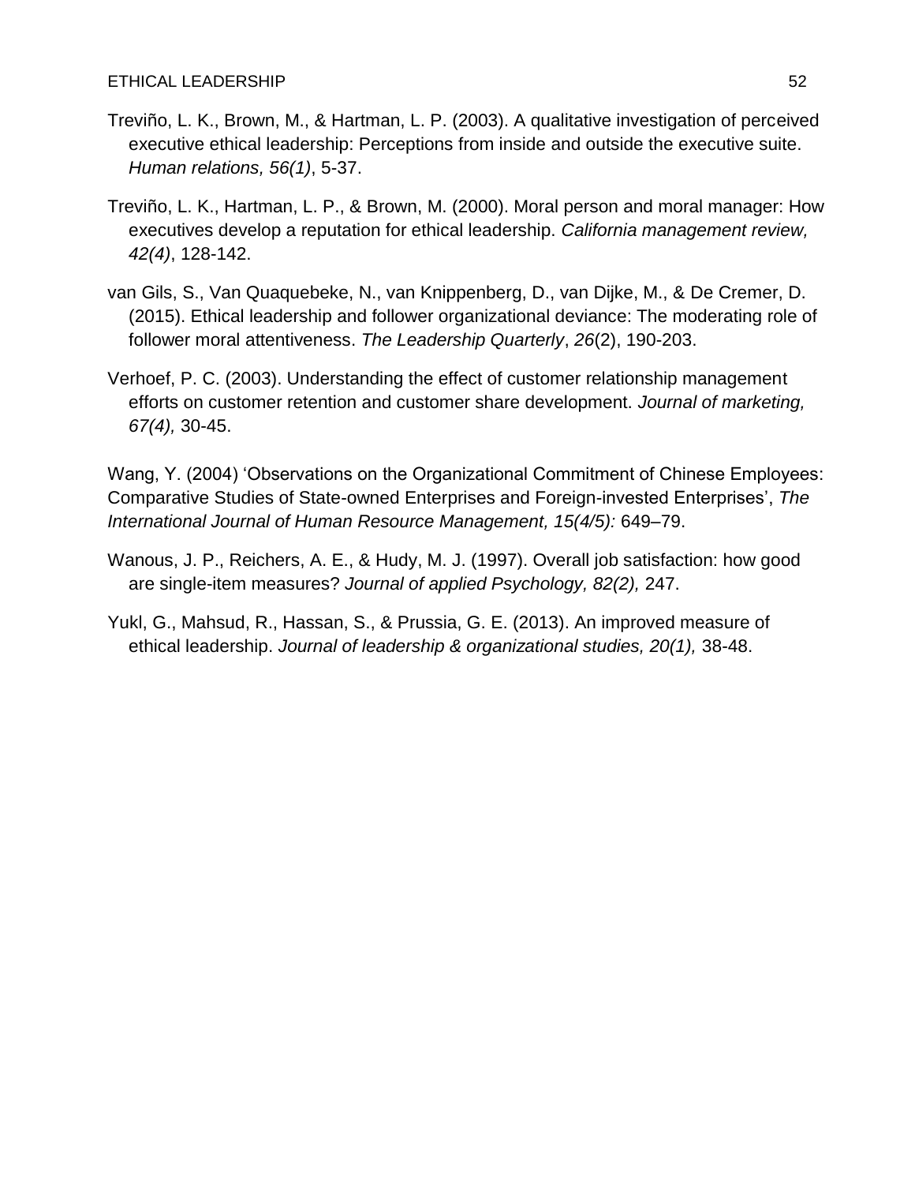Treviño, L. K., Brown, M., & Hartman, L. P. (2003). A qualitative investigation of perceived executive ethical leadership: Perceptions from inside and outside the executive suite. *Human relations, 56(1)*, 5-37.

Treviño, L. K., Hartman, L. P., & Brown, M. (2000). Moral person and moral manager: How executives develop a reputation for ethical leadership. *California management review, 42(4)*, 128-142.

van Gils, S., Van Quaquebeke, N., van Knippenberg, D., van Dijke, M., & De Cremer, D. (2015). Ethical leadership and follower organizational deviance: The moderating role of follower moral attentiveness. *The Leadership Quarterly*, *26*(2), 190-203.

Verhoef, P. C. (2003). Understanding the effect of customer relationship management efforts on customer retention and customer share development. *Journal of marketing, 67(4),* 30-45.

Wang, Y. (2004) 'Observations on the Organizational Commitment of Chinese Employees: Comparative Studies of State-owned Enterprises and Foreign-invested Enterprises', *The International Journal of Human Resource Management, 15(4/5):* 649–79.

Wanous, J. P., Reichers, A. E., & Hudy, M. J. (1997). Overall job satisfaction: how good are single-item measures? *Journal of applied Psychology, 82(2),* 247.

Yukl, G., Mahsud, R., Hassan, S., & Prussia, G. E. (2013). An improved measure of ethical leadership. *Journal of leadership & organizational studies, 20(1),* 38-48.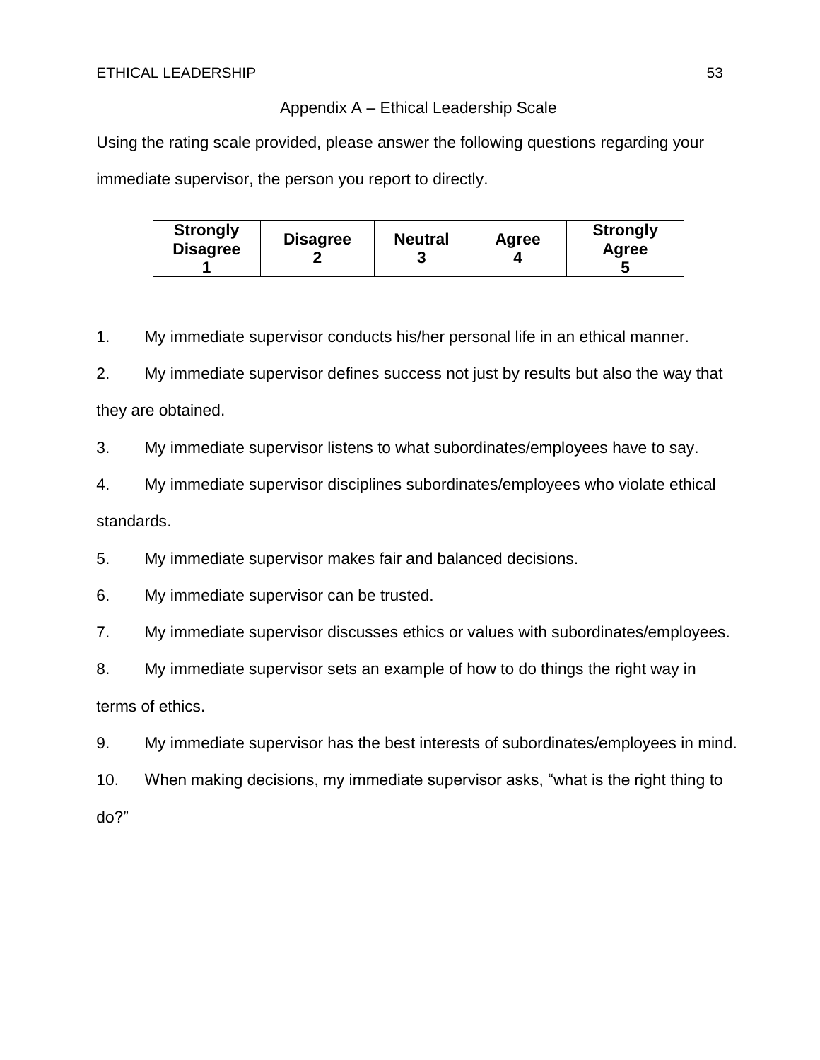## Appendix A – Ethical Leadership Scale

Using the rating scale provided, please answer the following questions regarding your immediate supervisor, the person you report to directly.

| Strongly Disagree 1 | Disagree 2 | Neutral 3 | Agree 4 | Strongly Agree 5 |
|---|---|---|---|---|

1. My immediate supervisor conducts his/her personal life in an ethical manner.
2. My immediate supervisor defines success not just by results but also the way that they are obtained.
3. My immediate supervisor listens to what subordinates/employees have to say.
4. My immediate supervisor disciplines subordinates/employees who violate ethical standards.
5. My immediate supervisor makes fair and balanced decisions.
6. My immediate supervisor can be trusted.
7. My immediate supervisor discusses ethics or values with subordinates/employees.
8. My immediate supervisor sets an example of how to do things the right way in terms of ethics.
9. My immediate supervisor has the best interests of subordinates/employees in mind.
10. When making decisions, my immediate supervisor asks, "what is the right thing to do?"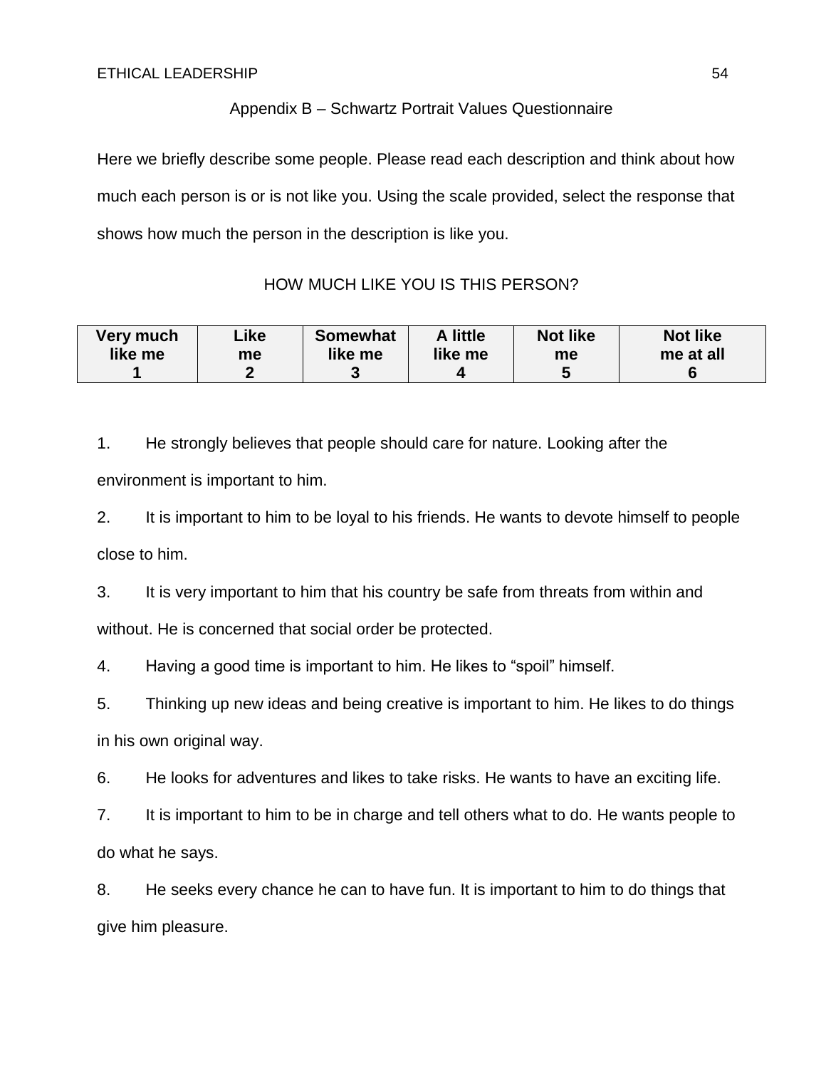## Appendix B – Schwartz Portrait Values Questionnaire

Here we briefly describe some people. Please read each description and think about how much each person is or is not like you. Using the scale provided, select the response that shows how much the person in the description is like you.

HOW MUCH LIKE YOU IS THIS PERSON?

| Very much like me 1 | Like me 2 | Somewhat like me 3 | A little like me 4 | Not like me 5 | Not like me at all 6 |
|---|---|---|---|---|---|

1. He strongly believes that people should care for nature. Looking after the environment is important to him.
2. It is important to him to be loyal to his friends. He wants to devote himself to people close to him.
3. It is very important to him that his country be safe from threats from within and without. He is concerned that social order be protected.
4. Having a good time is important to him. He likes to "spoil" himself.
5. Thinking up new ideas and being creative is important to him. He likes to do things in his own original way.
6. He looks for adventures and likes to take risks. He wants to have an exciting life.
7. It is important to him to be in charge and tell others what to do. He wants people to do what he says.
8. He seeks every chance he can to have fun. It is important to him to do things that give him pleasure.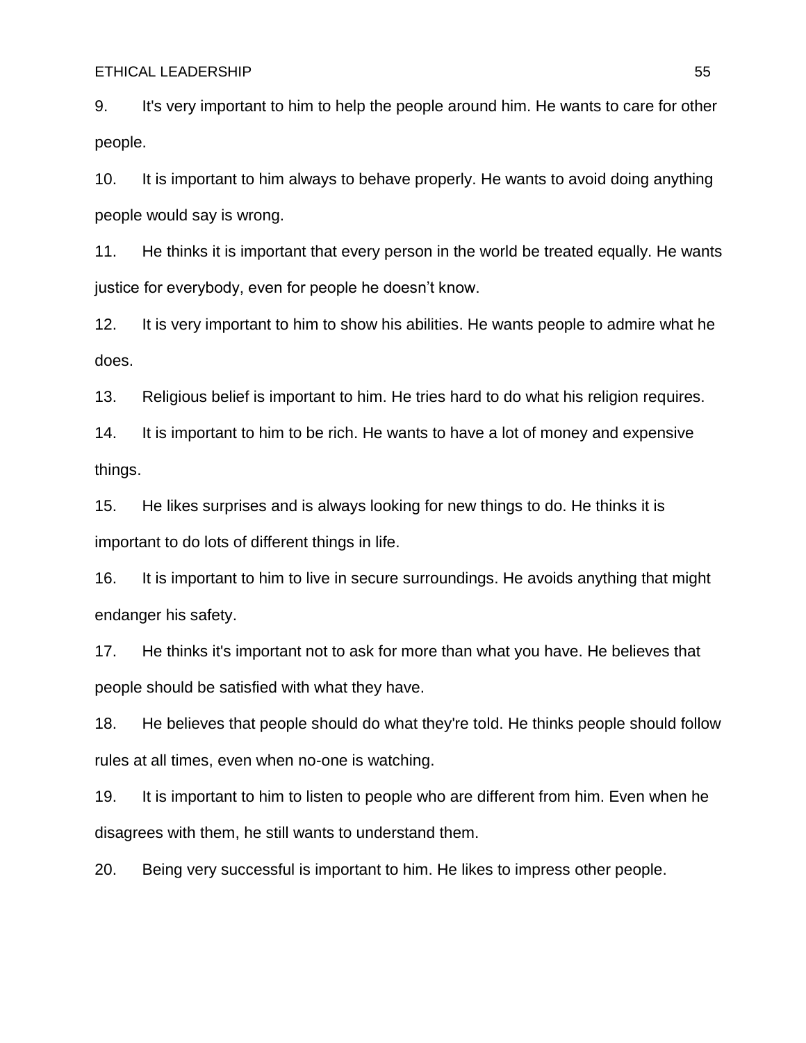9. It's very important to him to help the people around him. He wants to care for other people.

10. It is important to him always to behave properly. He wants to avoid doing anything people would say is wrong.

11. He thinks it is important that every person in the world be treated equally. He wants justice for everybody, even for people he doesn't know.

12. It is very important to him to show his abilities. He wants people to admire what he does.

13. Religious belief is important to him. He tries hard to do what his religion requires.

14. It is important to him to be rich. He wants to have a lot of money and expensive things.

15. He likes surprises and is always looking for new things to do. He thinks it is important to do lots of different things in life.

16. It is important to him to live in secure surroundings. He avoids anything that might endanger his safety.

17. He thinks it's important not to ask for more than what you have. He believes that people should be satisfied with what they have.

18. He believes that people should do what they're told. He thinks people should follow rules at all times, even when no-one is watching.

19. It is important to him to listen to people who are different from him. Even when he disagrees with them, he still wants to understand them.

20. Being very successful is important to him. He likes to impress other people.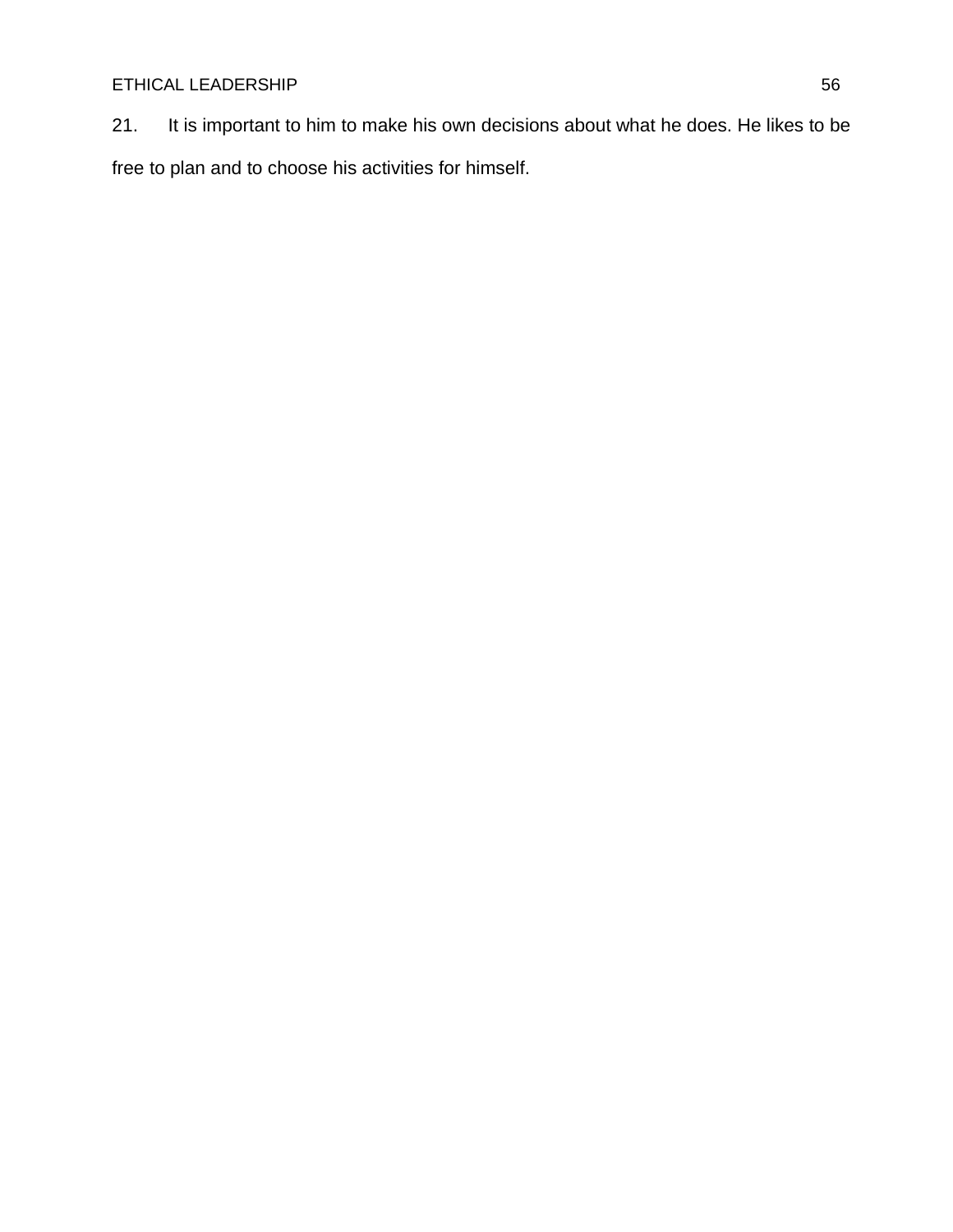21. It is important to him to make his own decisions about what he does. He likes to be free to plan and to choose his activities for himself.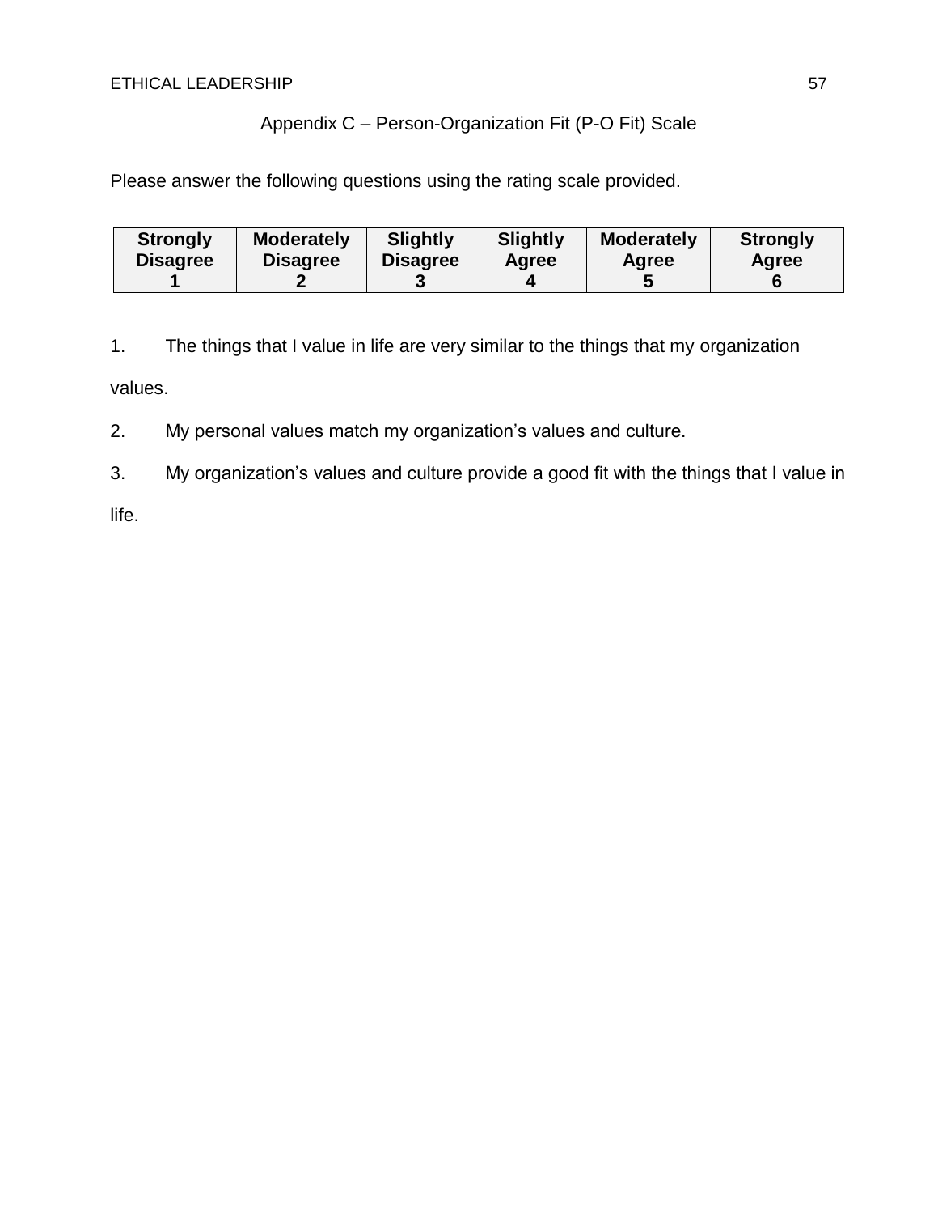## Appendix C – Person-Organization Fit (P-O Fit) Scale

Please answer the following questions using the rating scale provided.

| Strongly Disagree 1 | Moderately Disagree 2 | Slightly Disagree 3 | Slightly Agree 4 | Moderately Agree 5 | Strongly Agree 6 |
|---|---|---|---|---|---|

1. The things that I value in life are very similar to the things that my organization values.
2. My personal values match my organization's values and culture.
3. My organization's values and culture provide a good fit with the things that I value in life.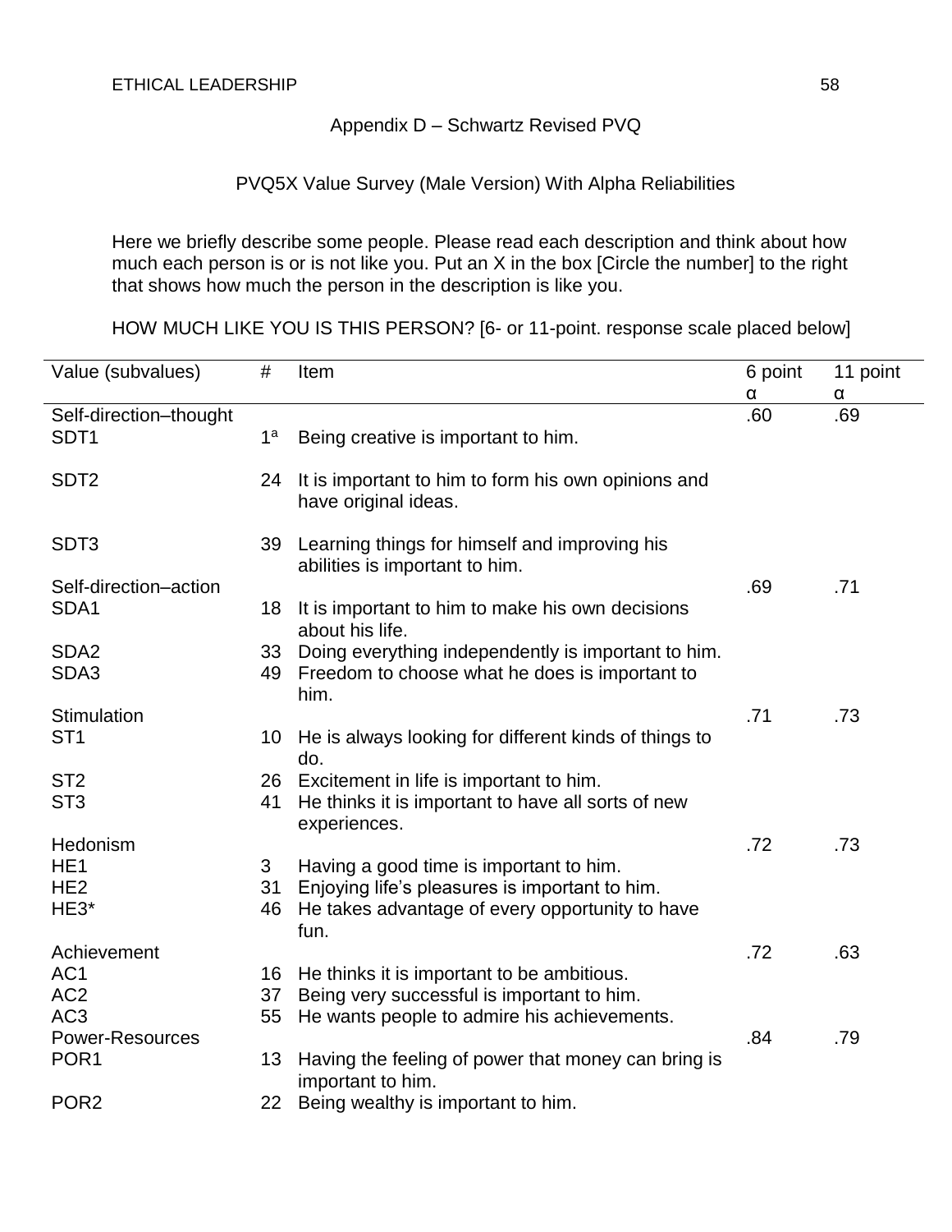Appendix D – Schwartz Revised PVQ

PVQ5X Value Survey (Male Version) With Alpha Reliabilities

Here we briefly describe some people. Please read each description and think about how much each person is or is not like you. Put an X in the box [Circle the number] to the right that shows how much the person in the description is like you.

HOW MUCH LIKE YOU IS THIS PERSON? [6- or 11-point. response scale placed below]

| Value (subvalues) | # | Item | 6 point α | 11 point α |
|---|---|---|---|---|
| Self-direction–thought | | | .60 | .69 |
| SDT1 | 1[a] | Being creative is important to him. | | |
| SDT2 | 24 | It is important to him to form his own opinions and have original ideas. | | |
| SDT3 | 39 | Learning things for himself and improving his abilities is important to him. | | |
| Self-direction–action | | | .69 | .71 |
| SDA1 | 18 | It is important to him to make his own decisions about his life. | | |
| SDA2 | 33 | Doing everything independently is important to him. | | |
| SDA3 | 49 | Freedom to choose what he does is important to him. | | |
| Stimulation | | | .71 | .73 |
| ST1 | 10 | He is always looking for different kinds of things to do. | | |
| ST2 | 26 | Excitement in life is important to him. | | |
| ST3 | 41 | He thinks it is important to have all sorts of new experiences. | | |
| Hedonism | | | .72 | .73 |
| HE1 | 3 | Having a good time is important to him. | | |
| HE2 | 31 | Enjoying life's pleasures is important to him. | | |
| HE3* | 46 | He takes advantage of every opportunity to have fun. | | |
| Achievement | | | .72 | .63 |
| AC1 | 16 | He thinks it is important to be ambitious. | | |
| AC2 | 37 | Being very successful is important to him. | | |
| AC3 | 55 | He wants people to admire his achievements. | | |
| Power-Resources | | | .84 | .79 |
| POR1 | 13 | Having the feeling of power that money can bring is important to him. | | |
| POR2 | 22 | Being wealthy is important to him. | | |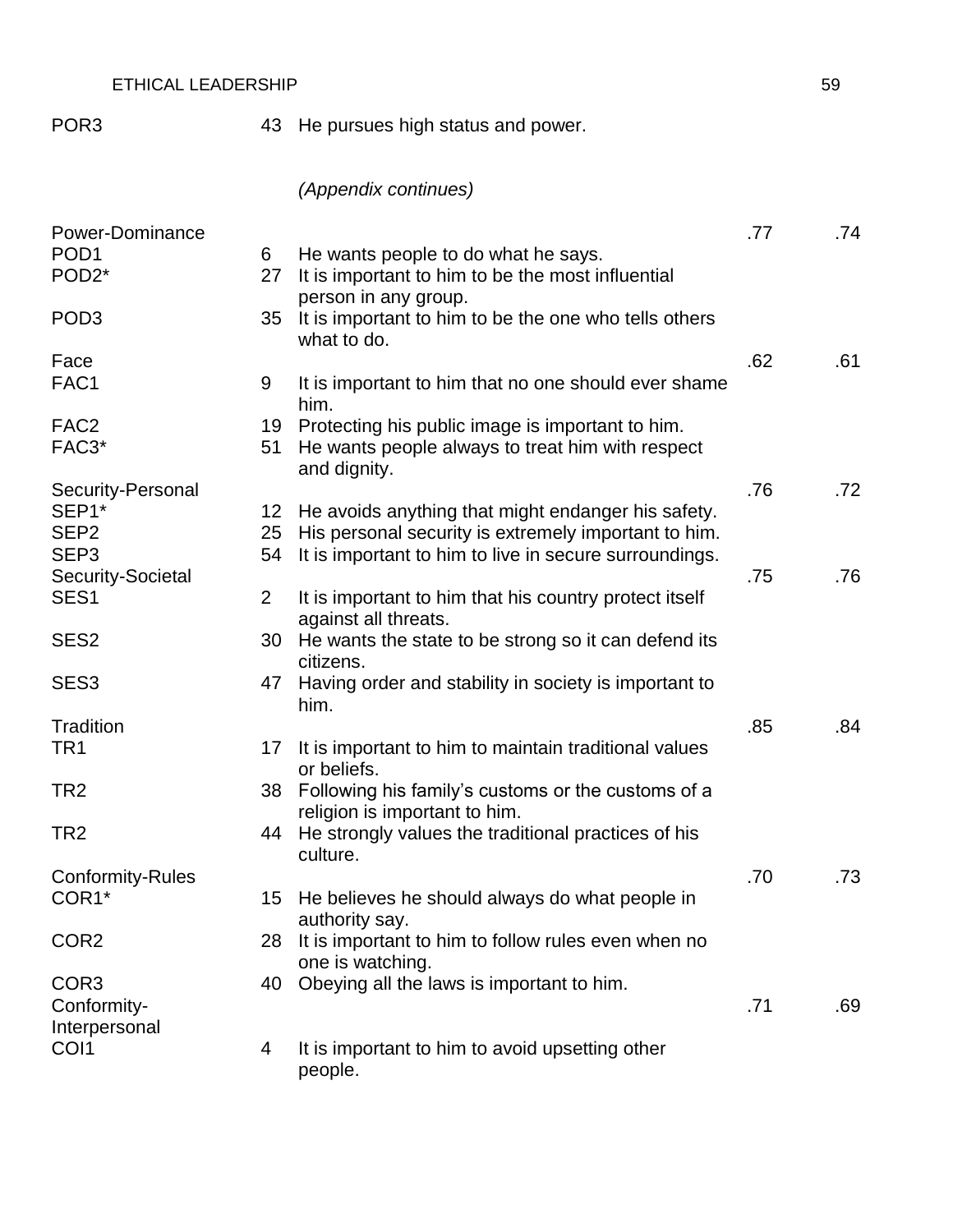| | | | | |
|---|---|---|---|---|
| POR3 | 43 | He pursues high status and power. | | |

*(Appendix continues)*

| | | | | |
|---|---|---|---|---|
| Power-Dominance | | | .77 | .74 |
| POD1 | 6 | He wants people to do what he says. | | |
| POD2* | 27 | It is important to him to be the most influential person in any group. | | |
| POD3 | 35 | It is important to him to be the one who tells others what to do. | | |
| Face | | | .62 | .61 |
| FAC1 | 9 | It is important to him that no one should ever shame him. | | |
| FAC2 | 19 | Protecting his public image is important to him. | | |
| FAC3* | 51 | He wants people always to treat him with respect and dignity. | | |
| Security-Personal | | | .76 | .72 |
| SEP1* | 12 | He avoids anything that might endanger his safety. | | |
| SEP2 | 25 | His personal security is extremely important to him. | | |
| SEP3 | 54 | It is important to him to live in secure surroundings. | | |
| Security-Societal | | | .75 | .76 |
| SES1 | 2 | It is important to him that his country protect itself against all threats. | | |
| SES2 | 30 | He wants the state to be strong so it can defend its citizens. | | |
| SES3 | 47 | Having order and stability in society is important to him. | | |
| Tradition | | | .85 | .84 |
| TR1 | 17 | It is important to him to maintain traditional values or beliefs. | | |
| TR2 | 38 | Following his family's customs or the customs of a religion is important to him. | | |
| TR2 | 44 | He strongly values the traditional practices of his culture. | | |
| Conformity-Rules | | | .70 | .73 |
| COR1* | 15 | He believes he should always do what people in authority say. | | |
| COR2 | 28 | It is important to him to follow rules even when no one is watching. | | |
| COR3 | 40 | Obeying all the laws is important to him. | | |
| Conformity-Interpersonal | | | .71 | .69 |
| COI1 | 4 | It is important to him to avoid upsetting other people. | | |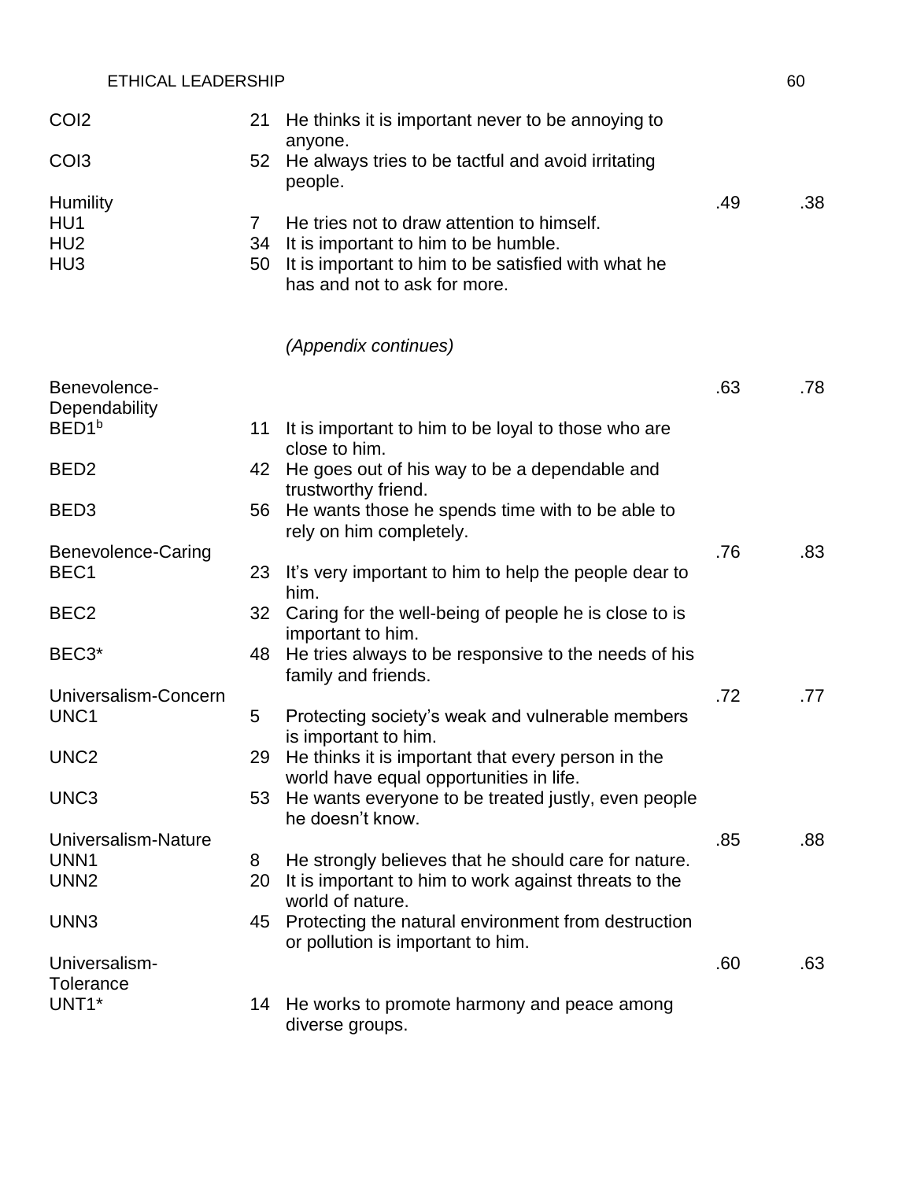| | | | | |
|---|---|---|---|---|
| COI2 | 21 | He thinks it is important never to be annoying to anyone. | | |
| COI3 | 52 | He always tries to be tactful and avoid irritating people. | | |
| Humility | | | .49 | .38 |
| HU1 | 7 | He tries not to draw attention to himself. | | |
| HU2 | 34 | It is important to him to be humble. | | |
| HU3 | 50 | It is important to him to be satisfied with what he has and not to ask for more. | | |

*(Appendix continues)*

| | | | | |
|---|---|---|---|---|
| Benevolence-Dependability | | | .63 | .78 |
| BED1[b] | 11 | It is important to him to be loyal to those who are close to him. | | |
| BED2 | 42 | He goes out of his way to be a dependable and trustworthy friend. | | |
| BED3 | 56 | He wants those he spends time with to be able to rely on him completely. | | |
| Benevolence-Caring | | | .76 | .83 |
| BEC1 | 23 | It's very important to him to help the people dear to him. | | |
| BEC2 | 32 | Caring for the well-being of people he is close to is important to him. | | |
| BEC3* | 48 | He tries always to be responsive to the needs of his family and friends. | | |
| Universalism-Concern | | | .72 | .77 |
| UNC1 | 5 | Protecting society's weak and vulnerable members is important to him. | | |
| UNC2 | 29 | He thinks it is important that every person in the world have equal opportunities in life. | | |
| UNC3 | 53 | He wants everyone to be treated justly, even people he doesn't know. | | |
| Universalism-Nature | | | .85 | .88 |
| UNN1 | 8 | He strongly believes that he should care for nature. | | |
| UNN2 | 20 | It is important to him to work against threats to the world of nature. | | |
| UNN3 | 45 | Protecting the natural environment from destruction or pollution is important to him. | | |
| Universalism-Tolerance | | | .60 | .63 |
| UNT1* | 14 | He works to promote harmony and peace among diverse groups. | | |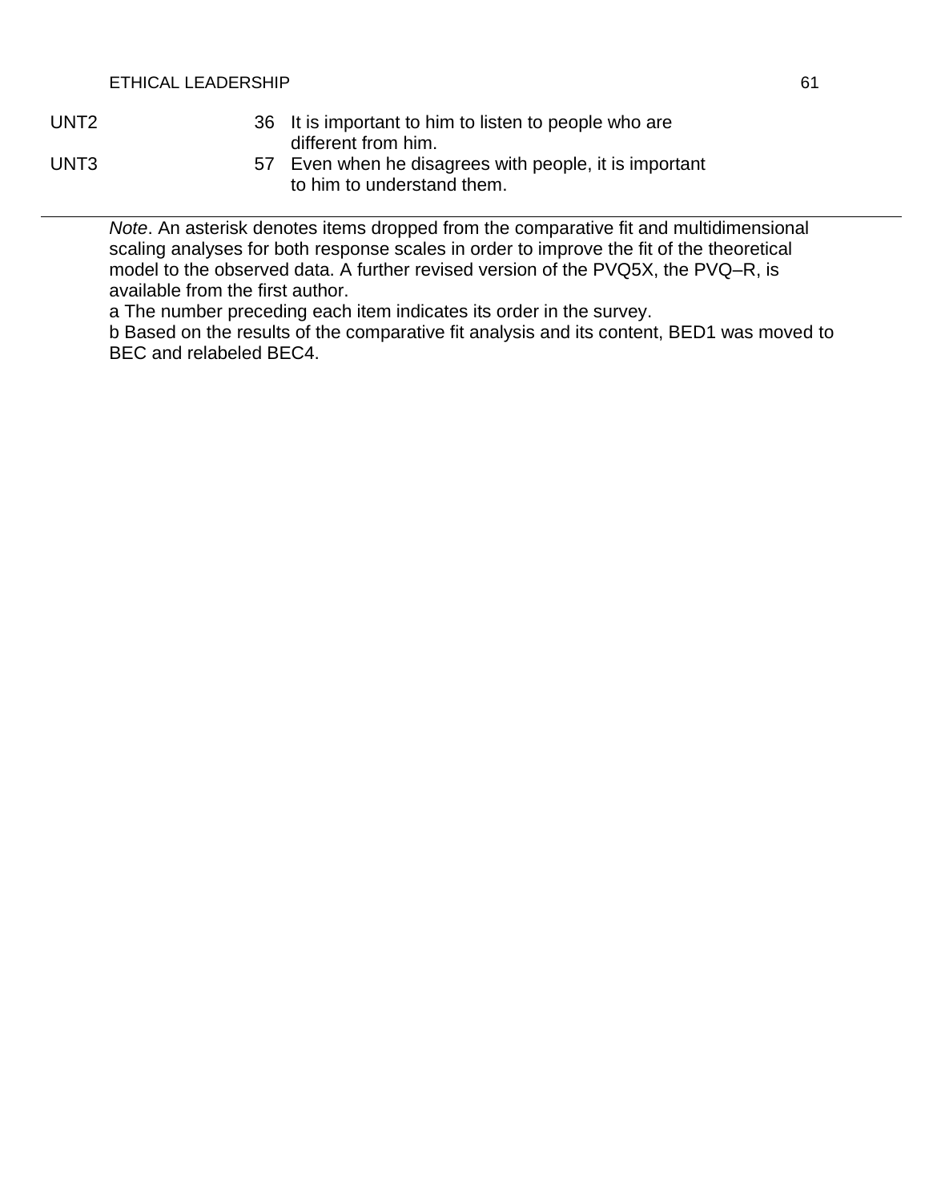| | | |
|---|---|---|
| UNT2 | 36 | It is important to him to listen to people who are different from him. |
| UNT3 | 57 | Even when he disagrees with people, it is important to him to understand them. |

*Note*. An asterisk denotes items dropped from the comparative fit and multidimensional scaling analyses for both response scales in order to improve the fit of the theoretical model to the observed data. A further revised version of the PVQ5X, the PVQ–R, is available from the first author.

a The number preceding each item indicates its order in the survey.

b Based on the results of the comparative fit analysis and its content, BED1 was moved to BEC and relabeled BEC4.